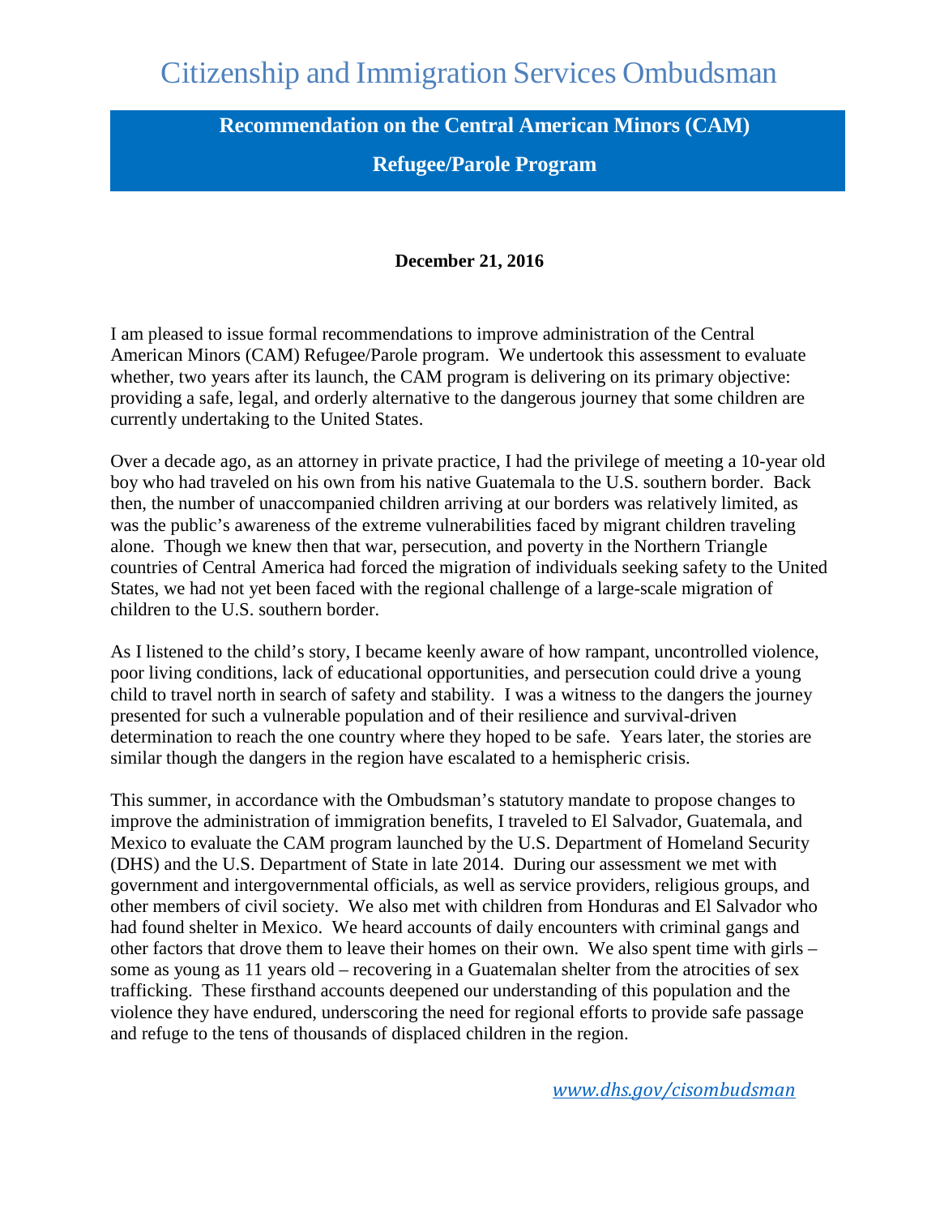# Citizenship and Immigration Services Ombudsman

## Recommendation on the Central American Minors (CAM) Refugee/Parole Program

**December 21, 2016**

I am pleased to issue formal recommendations to improve administration of the Central American Minors (CAM) Refugee/Parole program. We undertook this assessment to evaluate whether, two years after its launch, the CAM program is delivering on its primary objective: providing a safe, legal, and orderly alternative to the dangerous journey that some children are currently undertaking to the United States.

Over a decade ago, as an attorney in private practice, I had the privilege of meeting a 10-year old boy who had traveled on his own from his native Guatemala to the U.S. southern border. Back then, the number of unaccompanied children arriving at our borders was relatively limited, as was the public's awareness of the extreme vulnerabilities faced by migrant children traveling alone. Though we knew then that war, persecution, and poverty in the Northern Triangle countries of Central America had forced the migration of individuals seeking safety to the United States, we had not yet been faced with the regional challenge of a large-scale migration of children to the U.S. southern border.

As I listened to the child's story, I became keenly aware of how rampant, uncontrolled violence, poor living conditions, lack of educational opportunities, and persecution could drive a young child to travel north in search of safety and stability. I was a witness to the dangers the journey presented for such a vulnerable population and of their resilience and survival-driven determination to reach the one country where they hoped to be safe. Years later, the stories are similar though the dangers in the region have escalated to a hemispheric crisis.

This summer, in accordance with the Ombudsman's statutory mandate to propose changes to improve the administration of immigration benefits, I traveled to El Salvador, Guatemala, and Mexico to evaluate the CAM program launched by the U.S. Department of Homeland Security (DHS) and the U.S. Department of State in late 2014. During our assessment we met with government and intergovernmental officials, as well as service providers, religious groups, and other members of civil society. We also met with children from Honduras and El Salvador who had found shelter in Mexico. We heard accounts of daily encounters with criminal gangs and other factors that drove them to leave their homes on their own. We also spent time with girls – some as young as 11 years old – recovering in a Guatemalan shelter from the atrocities of sex trafficking. These firsthand accounts deepened our understanding of this population and the violence they have endured, underscoring the need for regional efforts to provide safe passage and refuge to the tens of thousands of displaced children in the region.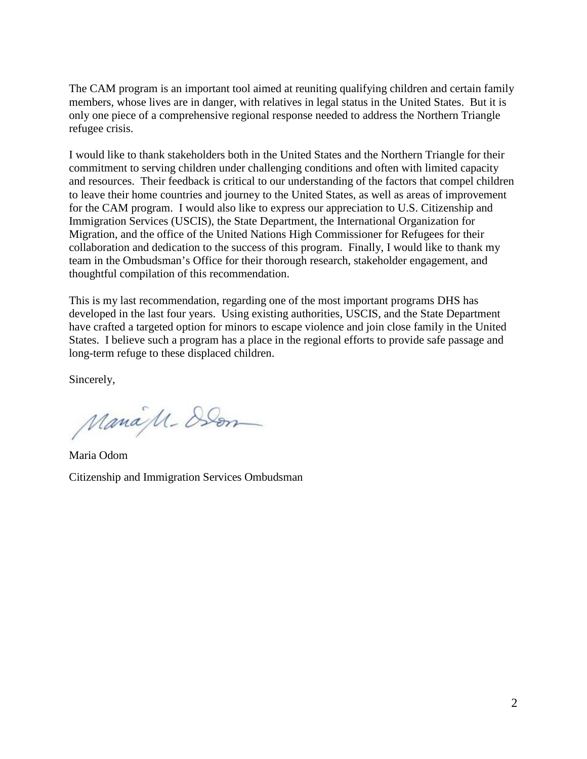The CAM program is an important tool aimed at reuniting qualifying children and certain family members, whose lives are in danger, with relatives in legal status in the United States. But it is only one piece of a comprehensive regional response needed to address the Northern Triangle refugee crisis.

I would like to thank stakeholders both in the United States and the Northern Triangle for their commitment to serving children under challenging conditions and often with limited capacity and resources. Their feedback is critical to our understanding of the factors that compel children to leave their home countries and journey to the United States, as well as areas of improvement for the CAM program. I would also like to express our appreciation to U.S. Citizenship and Immigration Services (USCIS), the State Department, the International Organization for Migration, and the office of the United Nations High Commissioner for Refugees for their collaboration and dedication to the success of this program. Finally, I would like to thank my team in the Ombudsman's Office for their thorough research, stakeholder engagement, and thoughtful compilation of this recommendation.

This is my last recommendation, regarding one of the most important programs DHS has developed in the last four years. Using existing authorities, USCIS, and the State Department have crafted a targeted option for minors to escape violence and join close family in the United States. I believe such a program has a place in the regional efforts to provide safe passage and long-term refuge to these displaced children.

Sincerely,

Maria Odom

Citizenship and Immigration Services Ombudsman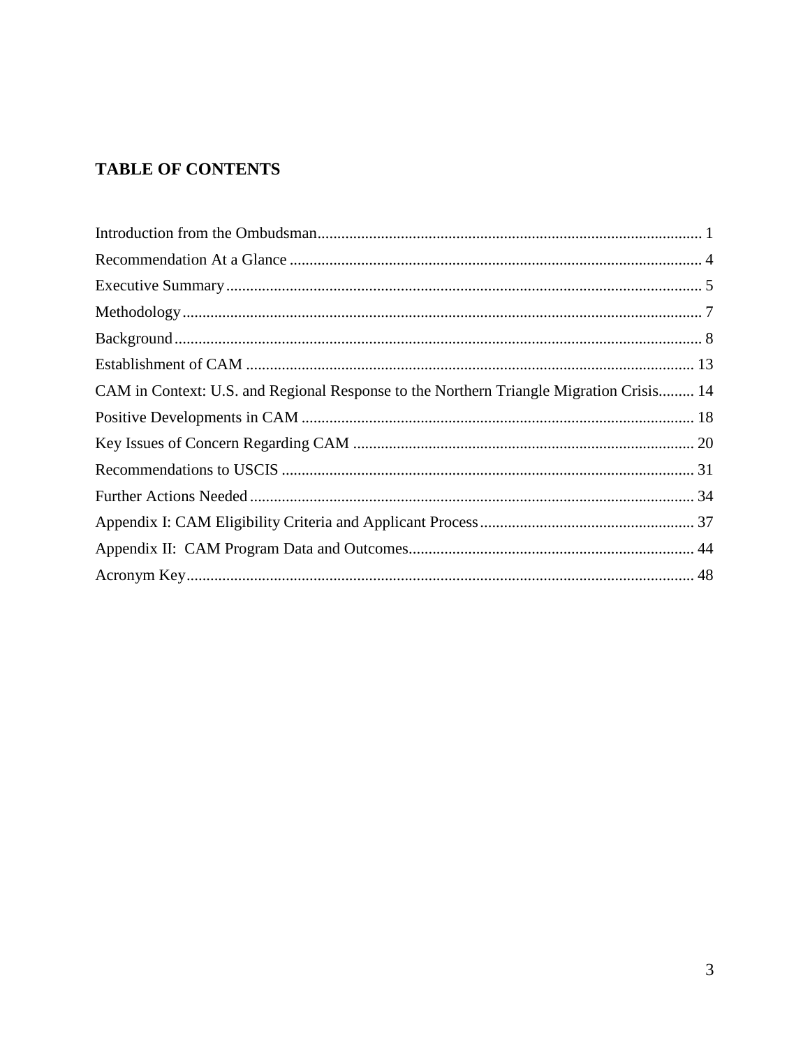## TABLE OF CONTENTS

Introduction from the Ombudsman................................................................................................ 1
Recommendation At a Glance ....................................................................................................... 4
Executive Summary ...................................................................................................................... 5
Methodology ................................................................................................................................. 7
Background ................................................................................................................................... 8
Establishment of CAM ................................................................................................................ 13
CAM in Context: U.S. and Regional Response to the Northern Triangle Migration Crisis......... 14
Positive Developments in CAM .................................................................................................. 18
Key Issues of Concern Regarding CAM ..................................................................................... 20
Recommendations to USCIS ....................................................................................................... 31
Further Actions Needed ............................................................................................................... 34
Appendix I: CAM Eligibility Criteria and Applicant Process...................................................... 37
Appendix II: CAM Program Data and Outcomes....................................................................... 44
Acronym Key ............................................................................................................................... 48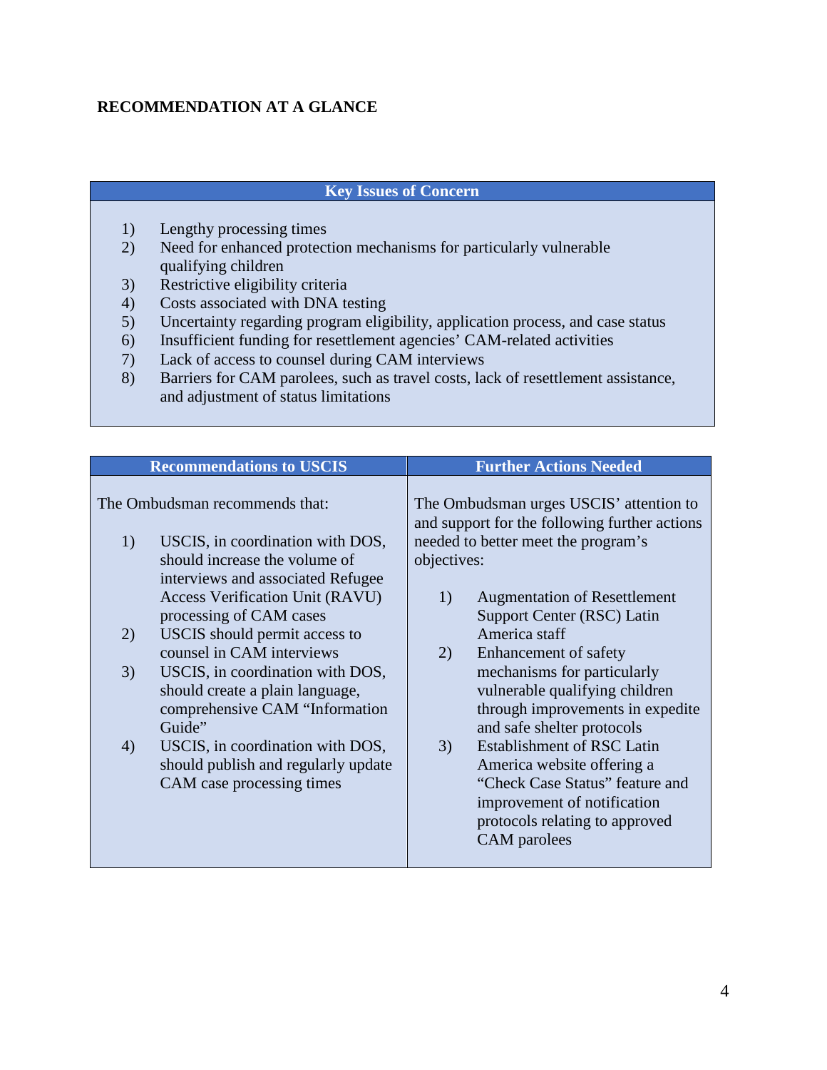## RECOMMENDATION AT A GLANCE

| Key Issues of Concern |
| --- |
| 1) Lengthy processing times<br>2) Need for enhanced protection mechanisms for particularly vulnerable qualifying children<br>3) Restrictive eligibility criteria<br>4) Costs associated with DNA testing<br>5) Uncertainty regarding program eligibility, application process, and case status<br>6) Insufficient funding for resettlement agencies' CAM-related activities<br>7) Lack of access to counsel during CAM interviews<br>8) Barriers for CAM parolees, such as travel costs, lack of resettlement assistance, and adjustment of status limitations |

| Recommendations to USCIS | Further Actions Needed |
| --- | --- |
| The Ombudsman recommends that:<br><br>1) USCIS, in coordination with DOS, should increase the volume of interviews and associated Refugee Access Verification Unit (RAVU) processing of CAM cases<br>2) USCIS should permit access to counsel in CAM interviews<br>3) USCIS, in coordination with DOS, should create a plain language, comprehensive CAM "Information Guide"<br>4) USCIS, in coordination with DOS, should publish and regularly update CAM case processing times | The Ombudsman urges USCIS' attention to and support for the following further actions needed to better meet the program's objectives:<br><br>1) Augmentation of Resettlement Support Center (RSC) Latin America staff<br>2) Enhancement of safety mechanisms for particularly vulnerable qualifying children through improvements in expedite and safe shelter protocols<br>3) Establishment of RSC Latin America website offering a "Check Case Status" feature and improvement of notification protocols relating to approved CAM parolees |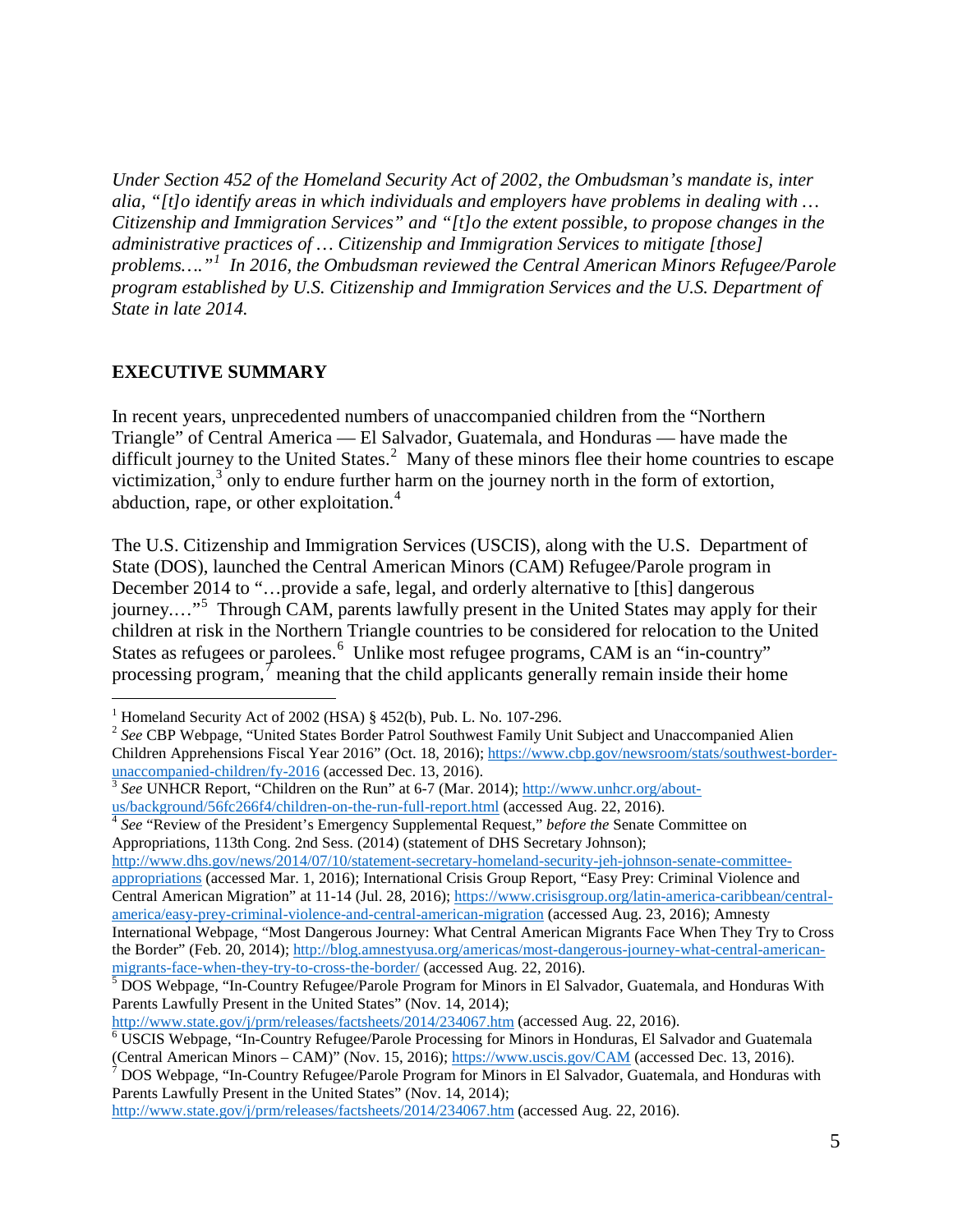*Under Section 452 of the Homeland Security Act of 2002, the Ombudsman's mandate is, inter alia, "[t]o identify areas in which individuals and employers have problems in dealing with … Citizenship and Immigration Services" and "[t]o the extent possible, to propose changes in the administrative practices of … Citizenship and Immigration Services to mitigate [those] problems…."[1] In 2016, the Ombudsman reviewed the Central American Minors Refugee/Parole program established by U.S. Citizenship and Immigration Services and the U.S. Department of State in late 2014.*

## EXECUTIVE SUMMARY

In recent years, unprecedented numbers of unaccompanied children from the "Northern Triangle" of Central America — El Salvador, Guatemala, and Honduras — have made the difficult journey to the United States.[2] Many of these minors flee their home countries to escape victimization,[3] only to endure further harm on the journey north in the form of extortion, abduction, rape, or other exploitation.[4]

The U.S. Citizenship and Immigration Services (USCIS), along with the U.S. Department of State (DOS), launched the Central American Minors (CAM) Refugee/Parole program in December 2014 to "…provide a safe, legal, and orderly alternative to [this] dangerous journey.…"[5] Through CAM, parents lawfully present in the United States may apply for their children at risk in the Northern Triangle countries to be considered for relocation to the United States as refugees or parolees.[6] Unlike most refugee programs, CAM is an "in-country" processing program,[7] meaning that the child applicants generally remain inside their home

---

[1] Homeland Security Act of 2002 (HSA) § 452(b), Pub. L. No. 107-296.

[2] *See* CBP Webpage, "United States Border Patrol Southwest Family Unit Subject and Unaccompanied Alien Children Apprehensions Fiscal Year 2016" (Oct. 18, 2016); https://www.cbp.gov/newsroom/stats/southwest-border-unaccompanied-children/fy-2016 (accessed Dec. 13, 2016).

[3] *See* UNHCR Report, "Children on the Run" at 6-7 (Mar. 2014); http://www.unhcr.org/about-us/background/56fc266f4/children-on-the-run-full-report.html (accessed Aug. 22, 2016).

[4] *See* "Review of the President's Emergency Supplemental Request," *before the* Senate Committee on Appropriations, 113th Cong. 2nd Sess. (2014) (statement of DHS Secretary Johnson); http://www.dhs.gov/news/2014/07/10/statement-secretary-homeland-security-jeh-johnson-senate-committee-appropriations (accessed Mar. 1, 2016); International Crisis Group Report, "Easy Prey: Criminal Violence and Central American Migration" at 11-14 (Jul. 28, 2016); https://www.crisisgroup.org/latin-america-caribbean/central-america/easy-prey-criminal-violence-and-central-american-migration (accessed Aug. 23, 2016); Amnesty International Webpage, "Most Dangerous Journey: What Central American Migrants Face When They Try to Cross the Border" (Feb. 20, 2014); http://blog.amnestyusa.org/americas/most-dangerous-journey-what-central-american-migrants-face-when-they-try-to-cross-the-border/ (accessed Aug. 22, 2016).

[5] DOS Webpage, "In-Country Refugee/Parole Program for Minors in El Salvador, Guatemala, and Honduras With Parents Lawfully Present in the United States" (Nov. 14, 2014); http://www.state.gov/j/prm/releases/factsheets/2014/234067.htm (accessed Aug. 22, 2016).

[6] USCIS Webpage, "In-Country Refugee/Parole Processing for Minors in Honduras, El Salvador and Guatemala (Central American Minors – CAM)" (Nov. 15, 2016); https://www.uscis.gov/CAM (accessed Dec. 13, 2016).

[7] DOS Webpage, "In-Country Refugee/Parole Program for Minors in El Salvador, Guatemala, and Honduras with Parents Lawfully Present in the United States" (Nov. 14, 2014); http://www.state.gov/j/prm/releases/factsheets/2014/234067.htm (accessed Aug. 22, 2016).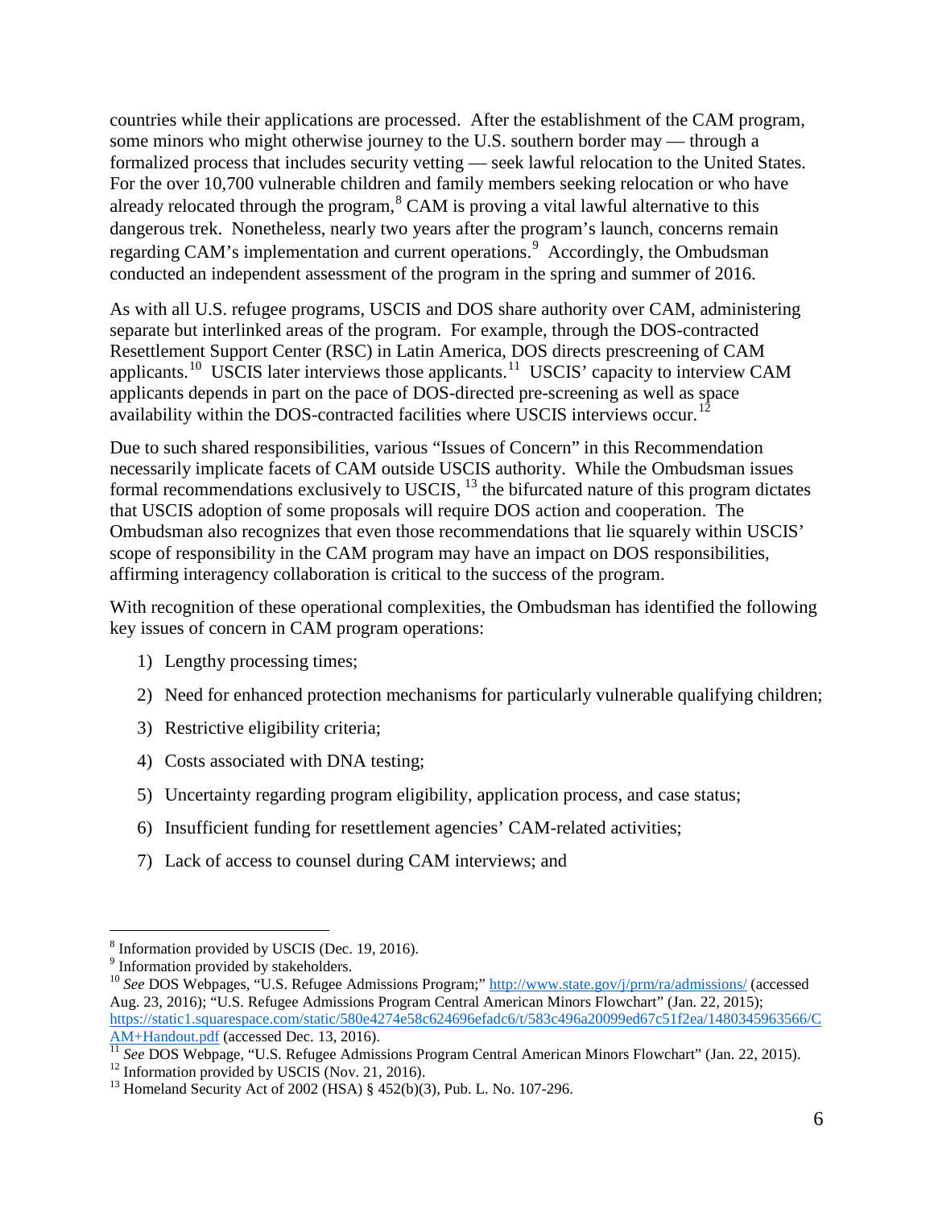countries while their applications are processed. After the establishment of the CAM program, some minors who might otherwise journey to the U.S. southern border may — through a formalized process that includes security vetting — seek lawful relocation to the United States. For the over 10,700 vulnerable children and family members seeking relocation or who have already relocated through the program,[8] CAM is proving a vital lawful alternative to this dangerous trek. Nonetheless, nearly two years after the program's launch, concerns remain regarding CAM's implementation and current operations.[9] Accordingly, the Ombudsman conducted an independent assessment of the program in the spring and summer of 2016.

As with all U.S. refugee programs, USCIS and DOS share authority over CAM, administering separate but interlinked areas of the program. For example, through the DOS-contracted Resettlement Support Center (RSC) in Latin America, DOS directs prescreening of CAM applicants.[10] USCIS later interviews those applicants.[11] USCIS' capacity to interview CAM applicants depends in part on the pace of DOS-directed pre-screening as well as space availability within the DOS-contracted facilities where USCIS interviews occur.[12]

Due to such shared responsibilities, various "Issues of Concern" in this Recommendation necessarily implicate facets of CAM outside USCIS authority. While the Ombudsman issues formal recommendations exclusively to USCIS, [13] the bifurcated nature of this program dictates that USCIS adoption of some proposals will require DOS action and cooperation. The Ombudsman also recognizes that even those recommendations that lie squarely within USCIS' scope of responsibility in the CAM program may have an impact on DOS responsibilities, affirming interagency collaboration is critical to the success of the program.

With recognition of these operational complexities, the Ombudsman has identified the following key issues of concern in CAM program operations:

1) Lengthy processing times;
2) Need for enhanced protection mechanisms for particularly vulnerable qualifying children;
3) Restrictive eligibility criteria;
4) Costs associated with DNA testing;
5) Uncertainty regarding program eligibility, application process, and case status;
6) Insufficient funding for resettlement agencies' CAM-related activities;
7) Lack of access to counsel during CAM interviews; and

---

[8] Information provided by USCIS (Dec. 19, 2016).

[9] Information provided by stakeholders.

[10] *See* DOS Webpages, "U.S. Refugee Admissions Program;" http://www.state.gov/j/prm/ra/admissions/ (accessed Aug. 23, 2016); "U.S. Refugee Admissions Program Central American Minors Flowchart" (Jan. 22, 2015); https://static1.squarespace.com/static/580e4274e58c624696efadc6/t/583c496a20099ed67c51f2ea/1480345963566/CAM+Handout.pdf (accessed Dec. 13, 2016).

[11] *See* DOS Webpage, "U.S. Refugee Admissions Program Central American Minors Flowchart" (Jan. 22, 2015).

[12] Information provided by USCIS (Nov. 21, 2016).

[13] Homeland Security Act of 2002 (HSA) § 452(b)(3), Pub. L. No. 107-296.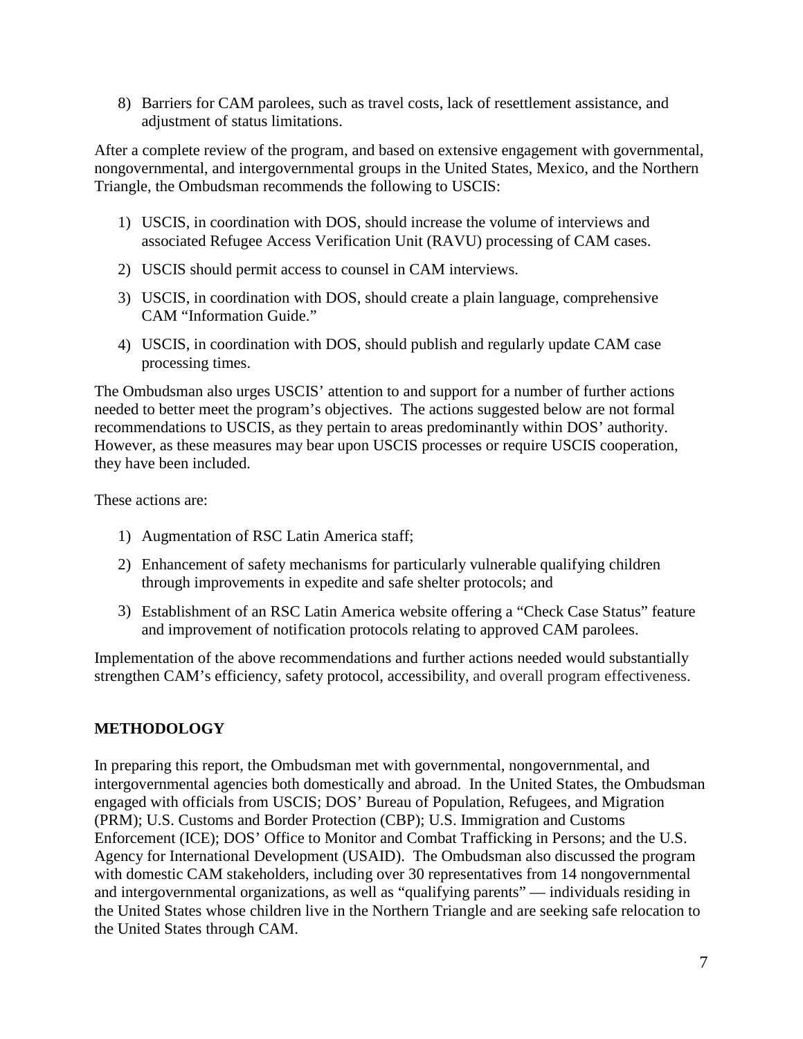8) Barriers for CAM parolees, such as travel costs, lack of resettlement assistance, and adjustment of status limitations.

After a complete review of the program, and based on extensive engagement with governmental, nongovernmental, and intergovernmental groups in the United States, Mexico, and the Northern Triangle, the Ombudsman recommends the following to USCIS:

1) USCIS, in coordination with DOS, should increase the volume of interviews and associated Refugee Access Verification Unit (RAVU) processing of CAM cases.
2) USCIS should permit access to counsel in CAM interviews.
3) USCIS, in coordination with DOS, should create a plain language, comprehensive CAM "Information Guide."
4) USCIS, in coordination with DOS, should publish and regularly update CAM case processing times.

The Ombudsman also urges USCIS' attention to and support for a number of further actions needed to better meet the program's objectives. The actions suggested below are not formal recommendations to USCIS, as they pertain to areas predominantly within DOS' authority. However, as these measures may bear upon USCIS processes or require USCIS cooperation, they have been included.

These actions are:

1) Augmentation of RSC Latin America staff;
2) Enhancement of safety mechanisms for particularly vulnerable qualifying children through improvements in expedite and safe shelter protocols; and
3) Establishment of an RSC Latin America website offering a "Check Case Status" feature and improvement of notification protocols relating to approved CAM parolees.

Implementation of the above recommendations and further actions needed would substantially strengthen CAM's efficiency, safety protocol, accessibility, and overall program effectiveness.

## METHODOLOGY

In preparing this report, the Ombudsman met with governmental, nongovernmental, and intergovernmental agencies both domestically and abroad. In the United States, the Ombudsman engaged with officials from USCIS; DOS' Bureau of Population, Refugees, and Migration (PRM); U.S. Customs and Border Protection (CBP); U.S. Immigration and Customs Enforcement (ICE); DOS' Office to Monitor and Combat Trafficking in Persons; and the U.S. Agency for International Development (USAID). The Ombudsman also discussed the program with domestic CAM stakeholders, including over 30 representatives from 14 nongovernmental and intergovernmental organizations, as well as "qualifying parents" — individuals residing in the United States whose children live in the Northern Triangle and are seeking safe relocation to the United States through CAM.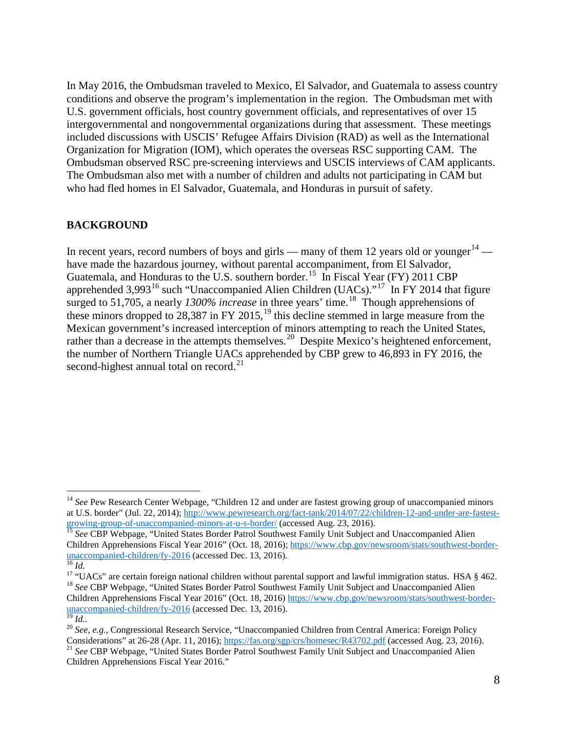In May 2016, the Ombudsman traveled to Mexico, El Salvador, and Guatemala to assess country conditions and observe the program's implementation in the region. The Ombudsman met with U.S. government officials, host country government officials, and representatives of over 15 intergovernmental and nongovernmental organizations during that assessment. These meetings included discussions with USCIS' Refugee Affairs Division (RAD) as well as the International Organization for Migration (IOM), which operates the overseas RSC supporting CAM. The Ombudsman observed RSC pre-screening interviews and USCIS interviews of CAM applicants. The Ombudsman also met with a number of children and adults not participating in CAM but who had fled homes in El Salvador, Guatemala, and Honduras in pursuit of safety.

## BACKGROUND

In recent years, record numbers of boys and girls — many of them 12 years old or younger[14] — have made the hazardous journey, without parental accompaniment, from El Salvador, Guatemala, and Honduras to the U.S. southern border.[15] In Fiscal Year (FY) 2011 CBP apprehended 3,993[16] such "Unaccompanied Alien Children (UACs)."[17] In FY 2014 that figure surged to 51,705, a nearly *1300% increase* in three years' time.[18] Though apprehensions of these minors dropped to 28,387 in FY 2015,[19] this decline stemmed in large measure from the Mexican government's increased interception of minors attempting to reach the United States, rather than a decrease in the attempts themselves.[20] Despite Mexico's heightened enforcement, the number of Northern Triangle UACs apprehended by CBP grew to 46,893 in FY 2016, the second-highest annual total on record.[21]

---

[14] *See* Pew Research Center Webpage, "Children 12 and under are fastest growing group of unaccompanied minors at U.S. border" (Jul. 22, 2014); http://www.pewresearch.org/fact-tank/2014/07/22/children-12-and-under-are-fastest-growing-group-of-unaccompanied-minors-at-u-s-border/ (accessed Aug. 23, 2016).

[15] *See* CBP Webpage, "United States Border Patrol Southwest Family Unit Subject and Unaccompanied Alien Children Apprehensions Fiscal Year 2016" (Oct. 18, 2016); https://www.cbp.gov/newsroom/stats/southwest-border-unaccompanied-children/fy-2016 (accessed Dec. 13, 2016).

[16] *Id.*

[17] "UACs" are certain foreign national children without parental support and lawful immigration status. HSA § 462.

[18] *See* CBP Webpage, "United States Border Patrol Southwest Family Unit Subject and Unaccompanied Alien Children Apprehensions Fiscal Year 2016" (Oct. 18, 2016) https://www.cbp.gov/newsroom/stats/southwest-border-unaccompanied-children/fy-2016 (accessed Dec. 13, 2016).

[19] *Id.*.

[20] *See, e.g.,* Congressional Research Service, "Unaccompanied Children from Central America: Foreign Policy Considerations" at 26-28 (Apr. 11, 2016); https://fas.org/sgp/crs/homesec/R43702.pdf (accessed Aug. 23, 2016).

[21] *See* CBP Webpage, "United States Border Patrol Southwest Family Unit Subject and Unaccompanied Alien Children Apprehensions Fiscal Year 2016."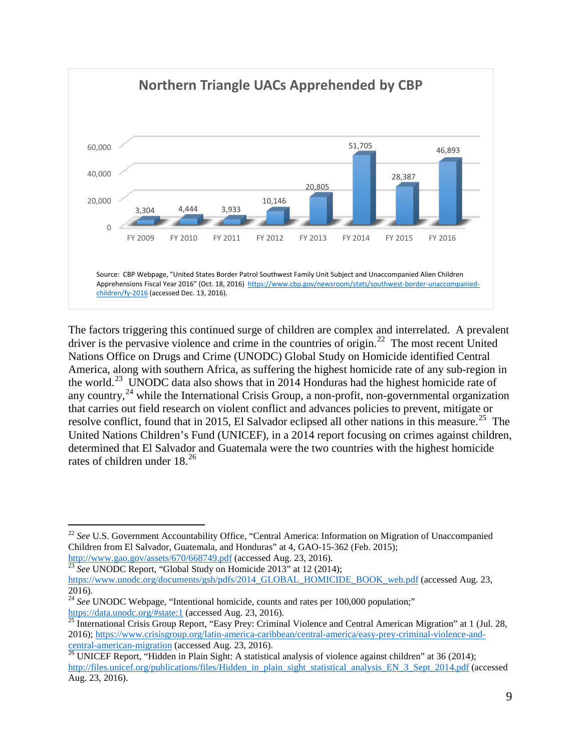**Northern Triangle UACs Apprehended by CBP**

| FY 2009 | FY 2010 | FY 2011 | FY 2012 | FY 2013 | FY 2014 | FY 2015 | FY 2016 |
|---|---|---|---|---|---|---|---|
| 3,304 | 4,444 | 3,933 | 10,146 | 20,805 | 51,705 | 28,387 | 46,893 |

Source: CBP Webpage, "United States Border Patrol Southwest Family Unit Subject and Unaccompanied Alien Children Apprehensions Fiscal Year 2016" (Oct. 18, 2016) https://www.cbp.gov/newsroom/stats/southwest-border-unaccompanied-children/fy-2016 (accessed Dec. 13, 2016).

The factors triggering this continued surge of children are complex and interrelated. A prevalent driver is the pervasive violence and crime in the countries of origin.[22] The most recent United Nations Office on Drugs and Crime (UNODC) Global Study on Homicide identified Central America, along with southern Africa, as suffering the highest homicide rate of any sub-region in the world.[23] UNODC data also shows that in 2014 Honduras had the highest homicide rate of any country,[24] while the International Crisis Group, a non-profit, non-governmental organization that carries out field research on violent conflict and advances policies to prevent, mitigate or resolve conflict, found that in 2015, El Salvador eclipsed all other nations in this measure.[25] The United Nations Children's Fund (UNICEF), in a 2014 report focusing on crimes against children, determined that El Salvador and Guatemala were the two countries with the highest homicide rates of children under 18.[26]

---

[22] *See* U.S. Government Accountability Office, "Central America: Information on Migration of Unaccompanied Children from El Salvador, Guatemala, and Honduras" at 4, GAO-15-362 (Feb. 2015); http://www.gao.gov/assets/670/668749.pdf (accessed Aug. 23, 2016).

[23] *See* UNODC Report, "Global Study on Homicide 2013" at 12 (2014); https://www.unodc.org/documents/gsh/pdfs/2014_GLOBAL_HOMICIDE_BOOK_web.pdf (accessed Aug. 23, 2016).

[24] *See* UNODC Webpage, "Intentional homicide, counts and rates per 100,000 population;" https://data.unodc.org/#state:1 (accessed Aug. 23, 2016).

[25] International Crisis Group Report, "Easy Prey: Criminal Violence and Central American Migration" at 1 (Jul. 28, 2016); https://www.crisisgroup.org/latin-america-caribbean/central-america/easy-prey-criminal-violence-and-central-american-migration (accessed Aug. 23, 2016).

[26] UNICEF Report, "Hidden in Plain Sight: A statistical analysis of violence against children" at 36 (2014); http://files.unicef.org/publications/files/Hidden_in_plain_sight_statistical_analysis_EN_3_Sept_2014.pdf (accessed Aug. 23, 2016).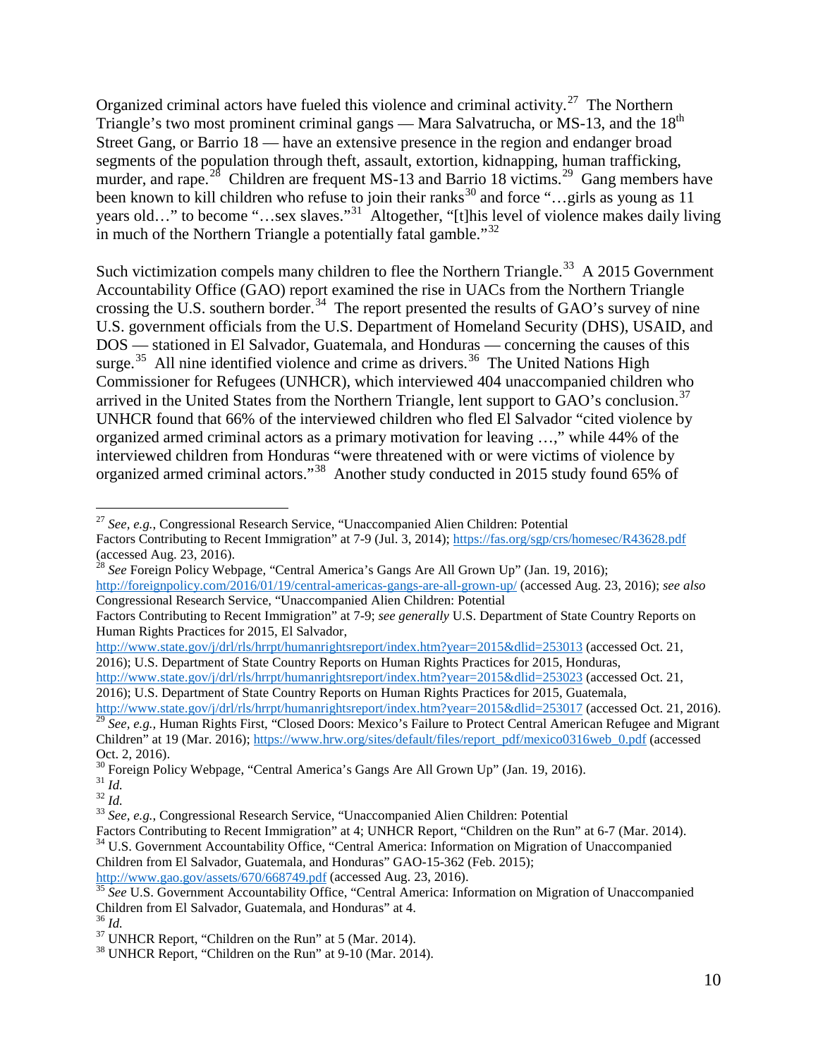Organized criminal actors have fueled this violence and criminal activity.[27] The Northern Triangle's two most prominent criminal gangs — Mara Salvatrucha, or MS-13, and the 18th Street Gang, or Barrio 18 — have an extensive presence in the region and endanger broad segments of the population through theft, assault, extortion, kidnapping, human trafficking, murder, and rape.[28] Children are frequent MS-13 and Barrio 18 victims.[29] Gang members have been known to kill children who refuse to join their ranks[30] and force "…girls as young as 11 years old…" to become "…sex slaves."[31] Altogether, "[t]his level of violence makes daily living in much of the Northern Triangle a potentially fatal gamble."[32]

Such victimization compels many children to flee the Northern Triangle.[33] A 2015 Government Accountability Office (GAO) report examined the rise in UACs from the Northern Triangle crossing the U.S. southern border.[34] The report presented the results of GAO's survey of nine U.S. government officials from the U.S. Department of Homeland Security (DHS), USAID, and DOS — stationed in El Salvador, Guatemala, and Honduras — concerning the causes of this surge.[35] All nine identified violence and crime as drivers.[36] The United Nations High Commissioner for Refugees (UNHCR), which interviewed 404 unaccompanied children who arrived in the United States from the Northern Triangle, lent support to GAO's conclusion.[37] UNHCR found that 66% of the interviewed children who fled El Salvador "cited violence by organized armed criminal actors as a primary motivation for leaving …," while 44% of the interviewed children from Honduras "were threatened with or were victims of violence by organized armed criminal actors."[38] Another study conducted in 2015 study found 65% of

---

[27] *See, e.g.*, Congressional Research Service, "Unaccompanied Alien Children: Potential Factors Contributing to Recent Immigration" at 7-9 (Jul. 3, 2014); https://fas.org/sgp/crs/homesec/R43628.pdf (accessed Aug. 23, 2016).

[28] *See* Foreign Policy Webpage, "Central America's Gangs Are All Grown Up" (Jan. 19, 2016); http://foreignpolicy.com/2016/01/19/central-americas-gangs-are-all-grown-up/ (accessed Aug. 23, 2016); *see also* Congressional Research Service, "Unaccompanied Alien Children: Potential Factors Contributing to Recent Immigration" at 7-9; *see generally* U.S. Department of State Country Reports on Human Rights Practices for 2015, El Salvador, http://www.state.gov/j/drl/rls/hrrpt/humanrightsreport/index.htm?year=2015&dlid=253013 (accessed Oct. 21, 2016); U.S. Department of State Country Reports on Human Rights Practices for 2015, Honduras, http://www.state.gov/j/drl/rls/hrrpt/humanrightsreport/index.htm?year=2015&dlid=253023 (accessed Oct. 21, 2016); U.S. Department of State Country Reports on Human Rights Practices for 2015, Guatemala, http://www.state.gov/j/drl/rls/hrrpt/humanrightsreport/index.htm?year=2015&dlid=253017 (accessed Oct. 21, 2016).

[29] *See, e.g.,* Human Rights First, "Closed Doors: Mexico's Failure to Protect Central American Refugee and Migrant Children" at 19 (Mar. 2016); https://www.hrw.org/sites/default/files/report_pdf/mexico0316web_0.pdf (accessed Oct. 2, 2016).

[30] Foreign Policy Webpage, "Central America's Gangs Are All Grown Up" (Jan. 19, 2016).

[31] *Id.*

[32] *Id.*

[33] *See, e.g.,* Congressional Research Service, "Unaccompanied Alien Children: Potential Factors Contributing to Recent Immigration" at 4; UNHCR Report, "Children on the Run" at 6-7 (Mar. 2014).

[34] U.S. Government Accountability Office, "Central America: Information on Migration of Unaccompanied Children from El Salvador, Guatemala, and Honduras" GAO-15-362 (Feb. 2015); http://www.gao.gov/assets/670/668749.pdf (accessed Aug. 23, 2016).

[35] *See* U.S. Government Accountability Office, "Central America: Information on Migration of Unaccompanied Children from El Salvador, Guatemala, and Honduras" at 4.

[36] *Id.*

[37] UNHCR Report, "Children on the Run" at 5 (Mar. 2014).

[38] UNHCR Report, "Children on the Run" at 9-10 (Mar. 2014).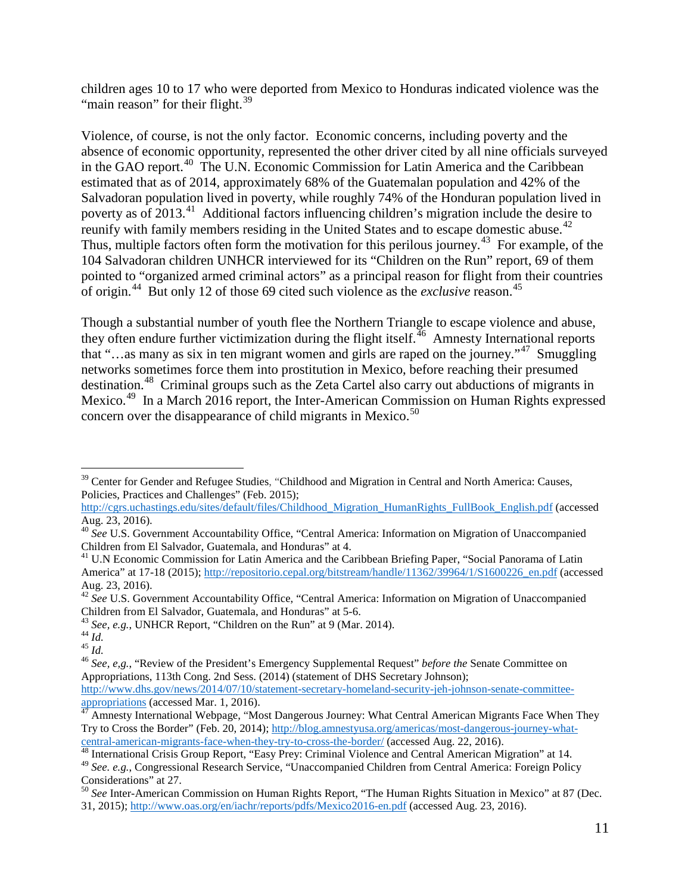children ages 10 to 17 who were deported from Mexico to Honduras indicated violence was the "main reason" for their flight.[39]

Violence, of course, is not the only factor. Economic concerns, including poverty and the absence of economic opportunity, represented the other driver cited by all nine officials surveyed in the GAO report.[40] The U.N. Economic Commission for Latin America and the Caribbean estimated that as of 2014, approximately 68% of the Guatemalan population and 42% of the Salvadoran population lived in poverty, while roughly 74% of the Honduran population lived in poverty as of 2013.[41] Additional factors influencing children's migration include the desire to reunify with family members residing in the United States and to escape domestic abuse.[42] Thus, multiple factors often form the motivation for this perilous journey.[43] For example, of the 104 Salvadoran children UNHCR interviewed for its "Children on the Run" report, 69 of them pointed to "organized armed criminal actors" as a principal reason for flight from their countries of origin.[44] But only 12 of those 69 cited such violence as the *exclusive* reason.[45]

Though a substantial number of youth flee the Northern Triangle to escape violence and abuse, they often endure further victimization during the flight itself.[46] Amnesty International reports that "…as many as six in ten migrant women and girls are raped on the journey."[47] Smuggling networks sometimes force them into prostitution in Mexico, before reaching their presumed destination.[48] Criminal groups such as the Zeta Cartel also carry out abductions of migrants in Mexico.[49] In a March 2016 report, the Inter-American Commission on Human Rights expressed concern over the disappearance of child migrants in Mexico.[50]

---

[39] Center for Gender and Refugee Studies, "Childhood and Migration in Central and North America: Causes, Policies, Practices and Challenges" (Feb. 2015); http://cgrs.uchastings.edu/sites/default/files/Childhood_Migration_HumanRights_FullBook_English.pdf (accessed Aug. 23, 2016).

[40] *See* U.S. Government Accountability Office, "Central America: Information on Migration of Unaccompanied Children from El Salvador, Guatemala, and Honduras" at 4.

[41] U.N Economic Commission for Latin America and the Caribbean Briefing Paper, "Social Panorama of Latin America" at 17-18 (2015); http://repositorio.cepal.org/bitstream/handle/11362/39964/1/S1600226_en.pdf (accessed Aug. 23, 2016).

[42] *See* U.S. Government Accountability Office, "Central America: Information on Migration of Unaccompanied Children from El Salvador, Guatemala, and Honduras" at 5-6.

[43] *See, e.g.,* UNHCR Report, "Children on the Run" at 9 (Mar. 2014).

[44] *Id.*

[45] *Id.*

[46] *See, e,g.,* "Review of the President's Emergency Supplemental Request" *before the* Senate Committee on Appropriations, 113th Cong. 2nd Sess. (2014) (statement of DHS Secretary Johnson); http://www.dhs.gov/news/2014/07/10/statement-secretary-homeland-security-jeh-johnson-senate-committee-appropriations (accessed Mar. 1, 2016).

[47] Amnesty International Webpage, "Most Dangerous Journey: What Central American Migrants Face When They Try to Cross the Border" (Feb. 20, 2014); http://blog.amnestyusa.org/americas/most-dangerous-journey-what-central-american-migrants-face-when-they-try-to-cross-the-border/ (accessed Aug. 22, 2016).

[48] International Crisis Group Report, "Easy Prey: Criminal Violence and Central American Migration" at 14.

[49] *See. e.g.,* Congressional Research Service, "Unaccompanied Children from Central America: Foreign Policy Considerations" at 27.

[50] *See* Inter-American Commission on Human Rights Report, "The Human Rights Situation in Mexico" at 87 (Dec. 31, 2015); http://www.oas.org/en/iachr/reports/pdfs/Mexico2016-en.pdf (accessed Aug. 23, 2016).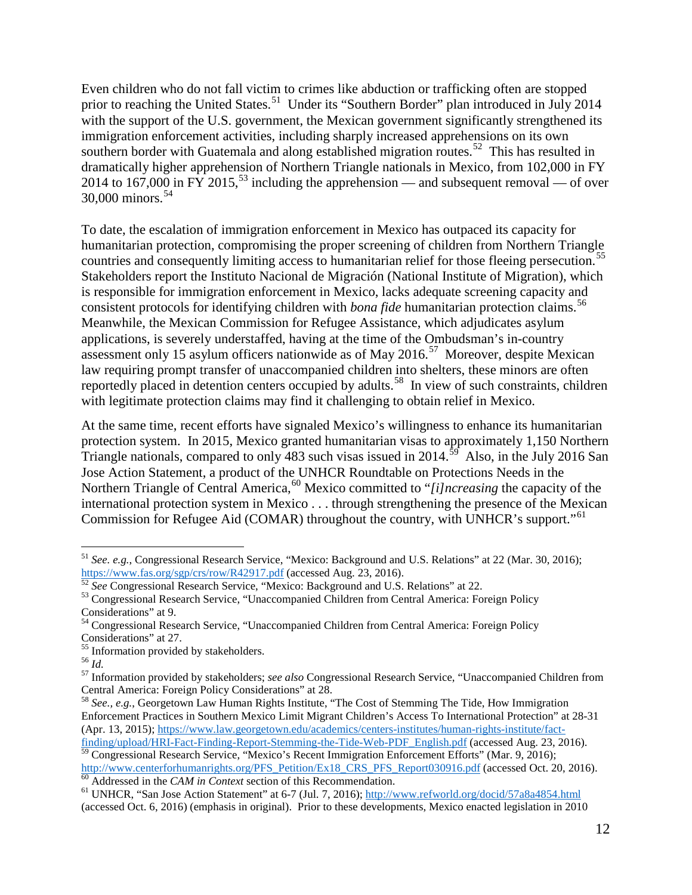Even children who do not fall victim to crimes like abduction or trafficking often are stopped prior to reaching the United States.[51] Under its "Southern Border" plan introduced in July 2014 with the support of the U.S. government, the Mexican government significantly strengthened its immigration enforcement activities, including sharply increased apprehensions on its own southern border with Guatemala and along established migration routes.[52] This has resulted in dramatically higher apprehension of Northern Triangle nationals in Mexico, from 102,000 in FY 2014 to 167,000 in FY 2015,[53] including the apprehension — and subsequent removal — of over 30,000 minors.[54]

To date, the escalation of immigration enforcement in Mexico has outpaced its capacity for humanitarian protection, compromising the proper screening of children from Northern Triangle countries and consequently limiting access to humanitarian relief for those fleeing persecution.[55] Stakeholders report the Instituto Nacional de Migración (National Institute of Migration), which is responsible for immigration enforcement in Mexico, lacks adequate screening capacity and consistent protocols for identifying children with *bona fide* humanitarian protection claims.[56] Meanwhile, the Mexican Commission for Refugee Assistance, which adjudicates asylum applications, is severely understaffed, having at the time of the Ombudsman's in-country assessment only 15 asylum officers nationwide as of May 2016.[57] Moreover, despite Mexican law requiring prompt transfer of unaccompanied children into shelters, these minors are often reportedly placed in detention centers occupied by adults.[58] In view of such constraints, children with legitimate protection claims may find it challenging to obtain relief in Mexico.

At the same time, recent efforts have signaled Mexico's willingness to enhance its humanitarian protection system. In 2015, Mexico granted humanitarian visas to approximately 1,150 Northern Triangle nationals, compared to only 483 such visas issued in 2014.[59] Also, in the July 2016 San Jose Action Statement, a product of the UNHCR Roundtable on Protections Needs in the Northern Triangle of Central America,[60] Mexico committed to "*[i]ncreasing* the capacity of the international protection system in Mexico . . . through strengthening the presence of the Mexican Commission for Refugee Aid (COMAR) throughout the country, with UNHCR's support."[61]

---

[51] *See. e.g.*, Congressional Research Service, "Mexico: Background and U.S. Relations" at 22 (Mar. 30, 2016); https://www.fas.org/sgp/crs/row/R42917.pdf (accessed Aug. 23, 2016).

[52] *See* Congressional Research Service, "Mexico: Background and U.S. Relations" at 22.

[53] Congressional Research Service, "Unaccompanied Children from Central America: Foreign Policy Considerations" at 9.

[54] Congressional Research Service, "Unaccompanied Children from Central America: Foreign Policy Considerations" at 27.

[55] Information provided by stakeholders.

[56] *Id.*

[57] Information provided by stakeholders; *see also* Congressional Research Service, "Unaccompanied Children from Central America: Foreign Policy Considerations" at 28.

[58] *See., e.g.*, Georgetown Law Human Rights Institute, "The Cost of Stemming The Tide, How Immigration Enforcement Practices in Southern Mexico Limit Migrant Children's Access To International Protection" at 28-31 (Apr. 13, 2015); https://www.law.georgetown.edu/academics/centers-institutes/human-rights-institute/fact-finding/upload/HRI-Fact-Finding-Report-Stemming-the-Tide-Web-PDF_English.pdf (accessed Aug. 23, 2016).

[59] Congressional Research Service, "Mexico's Recent Immigration Enforcement Efforts" (Mar. 9, 2016); http://www.centerforhumanrights.org/PFS_Petition/Ex18_CRS_PFS_Report030916.pdf (accessed Oct. 20, 2016).

[60] Addressed in the *CAM in Context* section of this Recommendation.

[61] UNHCR, "San Jose Action Statement" at 6-7 (Jul. 7, 2016); http://www.refworld.org/docid/57a8a4854.html (accessed Oct. 6, 2016) (emphasis in original). Prior to these developments, Mexico enacted legislation in 2010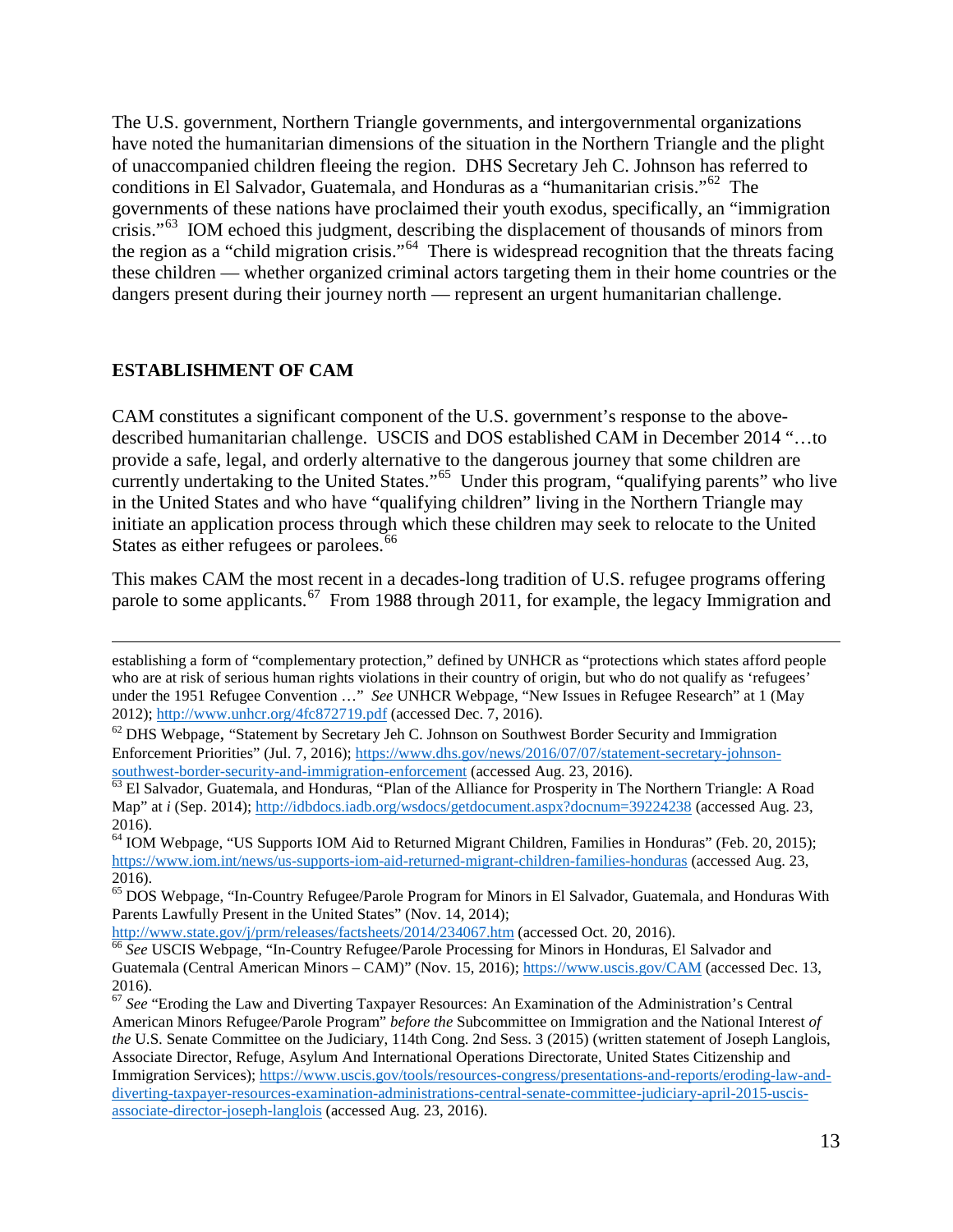The U.S. government, Northern Triangle governments, and intergovernmental organizations have noted the humanitarian dimensions of the situation in the Northern Triangle and the plight of unaccompanied children fleeing the region. DHS Secretary Jeh C. Johnson has referred to conditions in El Salvador, Guatemala, and Honduras as a "humanitarian crisis."[62] The governments of these nations have proclaimed their youth exodus, specifically, an "immigration crisis."[63] IOM echoed this judgment, describing the displacement of thousands of minors from the region as a "child migration crisis."[64] There is widespread recognition that the threats facing these children — whether organized criminal actors targeting them in their home countries or the dangers present during their journey north — represent an urgent humanitarian challenge.

## ESTABLISHMENT OF CAM

CAM constitutes a significant component of the U.S. government's response to the above-described humanitarian challenge. USCIS and DOS established CAM in December 2014 "…to provide a safe, legal, and orderly alternative to the dangerous journey that some children are currently undertaking to the United States."[65] Under this program, "qualifying parents" who live in the United States and who have "qualifying children" living in the Northern Triangle may initiate an application process through which these children may seek to relocate to the United States as either refugees or parolees.[66]

This makes CAM the most recent in a decades-long tradition of U.S. refugee programs offering parole to some applicants.[67] From 1988 through 2011, for example, the legacy Immigration and

---

establishing a form of "complementary protection," defined by UNHCR as "protections which states afford people who are at risk of serious human rights violations in their country of origin, but who do not qualify as 'refugees' under the 1951 Refugee Convention …" *See* UNHCR Webpage, "New Issues in Refugee Research" at 1 (May 2012); http://www.unhcr.org/4fc872719.pdf (accessed Dec. 7, 2016).

[62] DHS Webpage, "Statement by Secretary Jeh C. Johnson on Southwest Border Security and Immigration Enforcement Priorities" (Jul. 7, 2016); https://www.dhs.gov/news/2016/07/07/statement-secretary-johnson-southwest-border-security-and-immigration-enforcement (accessed Aug. 23, 2016).

[63] El Salvador, Guatemala, and Honduras, "Plan of the Alliance for Prosperity in The Northern Triangle: A Road Map" at *i* (Sep. 2014); http://idbdocs.iadb.org/wsdocs/getdocument.aspx?docnum=39224238 (accessed Aug. 23, 2016).

[64] IOM Webpage, "US Supports IOM Aid to Returned Migrant Children, Families in Honduras" (Feb. 20, 2015); https://www.iom.int/news/us-supports-iom-aid-returned-migrant-children-families-honduras (accessed Aug. 23, 2016).

[65] DOS Webpage, "In-Country Refugee/Parole Program for Minors in El Salvador, Guatemala, and Honduras With Parents Lawfully Present in the United States" (Nov. 14, 2014); http://www.state.gov/j/prm/releases/factsheets/2014/234067.htm (accessed Oct. 20, 2016).

[66] *See* USCIS Webpage, "In-Country Refugee/Parole Processing for Minors in Honduras, El Salvador and Guatemala (Central American Minors – CAM)" (Nov. 15, 2016); https://www.uscis.gov/CAM (accessed Dec. 13, 2016).

[67] *See* "Eroding the Law and Diverting Taxpayer Resources: An Examination of the Administration's Central American Minors Refugee/Parole Program" *before the* Subcommittee on Immigration and the National Interest *of the* U.S. Senate Committee on the Judiciary, 114th Cong. 2nd Sess. 3 (2015) (written statement of Joseph Langlois, Associate Director, Refuge, Asylum And International Operations Directorate, United States Citizenship and Immigration Services); https://www.uscis.gov/tools/resources-congress/presentations-and-reports/eroding-law-and-diverting-taxpayer-resources-examination-administrations-central-senate-committee-judiciary-april-2015-uscis-associate-director-joseph-langlois (accessed Aug. 23, 2016).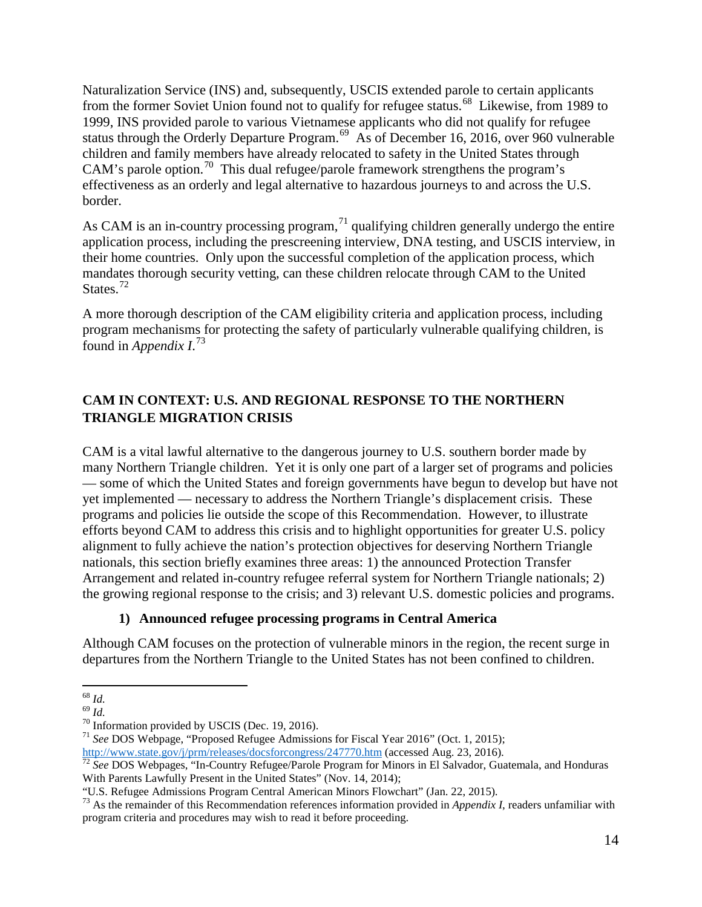Naturalization Service (INS) and, subsequently, USCIS extended parole to certain applicants from the former Soviet Union found not to qualify for refugee status.[68] Likewise, from 1989 to 1999, INS provided parole to various Vietnamese applicants who did not qualify for refugee status through the Orderly Departure Program.[69] As of December 16, 2016, over 960 vulnerable children and family members have already relocated to safety in the United States through CAM's parole option.[70] This dual refugee/parole framework strengthens the program's effectiveness as an orderly and legal alternative to hazardous journeys to and across the U.S. border.

As CAM is an in-country processing program,[71] qualifying children generally undergo the entire application process, including the prescreening interview, DNA testing, and USCIS interview, in their home countries. Only upon the successful completion of the application process, which mandates thorough security vetting, can these children relocate through CAM to the United States.[72]

A more thorough description of the CAM eligibility criteria and application process, including program mechanisms for protecting the safety of particularly vulnerable qualifying children, is found in *Appendix I*.[73]

## CAM IN CONTEXT: U.S. AND REGIONAL RESPONSE TO THE NORTHERN TRIANGLE MIGRATION CRISIS

CAM is a vital lawful alternative to the dangerous journey to U.S. southern border made by many Northern Triangle children. Yet it is only one part of a larger set of programs and policies — some of which the United States and foreign governments have begun to develop but have not yet implemented — necessary to address the Northern Triangle's displacement crisis. These programs and policies lie outside the scope of this Recommendation. However, to illustrate efforts beyond CAM to address this crisis and to highlight opportunities for greater U.S. policy alignment to fully achieve the nation's protection objectives for deserving Northern Triangle nationals, this section briefly examines three areas: 1) the announced Protection Transfer Arrangement and related in-country refugee referral system for Northern Triangle nationals; 2) the growing regional response to the crisis; and 3) relevant U.S. domestic policies and programs.

### 1) Announced refugee processing programs in Central America

Although CAM focuses on the protection of vulnerable minors in the region, the recent surge in departures from the Northern Triangle to the United States has not been confined to children.

---

[68] *Id.*

[69] *Id.*

[70] Information provided by USCIS (Dec. 19, 2016).

[71] *See* DOS Webpage, "Proposed Refugee Admissions for Fiscal Year 2016" (Oct. 1, 2015); http://www.state.gov/j/prm/releases/docsforcongress/247770.htm (accessed Aug. 23, 2016).

[72] *See* DOS Webpages, "In-Country Refugee/Parole Program for Minors in El Salvador, Guatemala, and Honduras With Parents Lawfully Present in the United States" (Nov. 14, 2014); "U.S. Refugee Admissions Program Central American Minors Flowchart" (Jan. 22, 2015).

[73] As the remainder of this Recommendation references information provided in *Appendix I*, readers unfamiliar with program criteria and procedures may wish to read it before proceeding.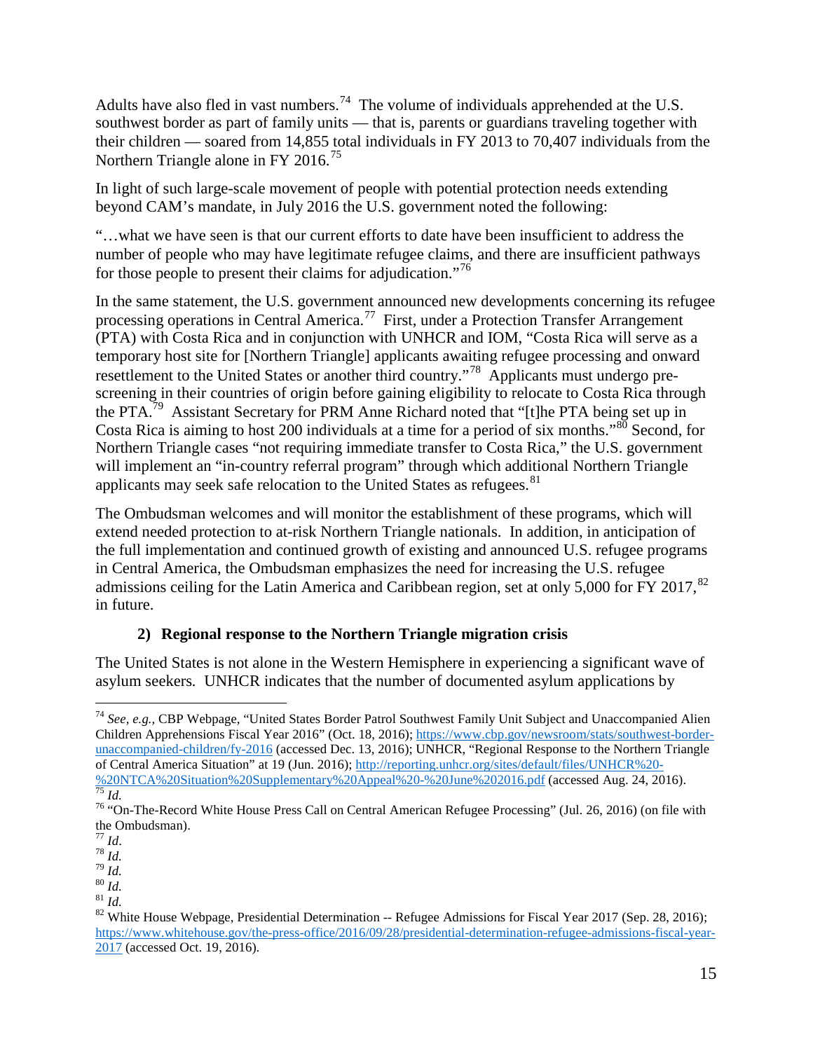Adults have also fled in vast numbers.[74] The volume of individuals apprehended at the U.S. southwest border as part of family units — that is, parents or guardians traveling together with their children — soared from 14,855 total individuals in FY 2013 to 70,407 individuals from the Northern Triangle alone in FY 2016.[75]

In light of such large-scale movement of people with potential protection needs extending beyond CAM's mandate, in July 2016 the U.S. government noted the following:

"…what we have seen is that our current efforts to date have been insufficient to address the number of people who may have legitimate refugee claims, and there are insufficient pathways for those people to present their claims for adjudication."[76]

In the same statement, the U.S. government announced new developments concerning its refugee processing operations in Central America.[77] First, under a Protection Transfer Arrangement (PTA) with Costa Rica and in conjunction with UNHCR and IOM, "Costa Rica will serve as a temporary host site for [Northern Triangle] applicants awaiting refugee processing and onward resettlement to the United States or another third country."[78] Applicants must undergo pre-screening in their countries of origin before gaining eligibility to relocate to Costa Rica through the PTA.[79] Assistant Secretary for PRM Anne Richard noted that "[t]he PTA being set up in Costa Rica is aiming to host 200 individuals at a time for a period of six months."[80] Second, for Northern Triangle cases "not requiring immediate transfer to Costa Rica," the U.S. government will implement an "in-country referral program" through which additional Northern Triangle applicants may seek safe relocation to the United States as refugees.[81]

The Ombudsman welcomes and will monitor the establishment of these programs, which will extend needed protection to at-risk Northern Triangle nationals. In addition, in anticipation of the full implementation and continued growth of existing and announced U.S. refugee programs in Central America, the Ombudsman emphasizes the need for increasing the U.S. refugee admissions ceiling for the Latin America and Caribbean region, set at only 5,000 for FY 2017,[82] in future.

#### 2) Regional response to the Northern Triangle migration crisis

The United States is not alone in the Western Hemisphere in experiencing a significant wave of asylum seekers. UNHCR indicates that the number of documented asylum applications by

---

[74] *See, e.g.,* CBP Webpage, "United States Border Patrol Southwest Family Unit Subject and Unaccompanied Alien Children Apprehensions Fiscal Year 2016" (Oct. 18, 2016); https://www.cbp.gov/newsroom/stats/southwest-border-unaccompanied-children/fy-2016 (accessed Dec. 13, 2016); UNHCR, "Regional Response to the Northern Triangle of Central America Situation" at 19 (Jun. 2016); http://reporting.unhcr.org/sites/default/files/UNHCR%20-%20NTCA%20Situation%20Supplementary%20Appeal%20-%20June%202016.pdf (accessed Aug. 24, 2016).

[75] *Id.*

[76] "On-The-Record White House Press Call on Central American Refugee Processing" (Jul. 26, 2016) (on file with the Ombudsman).

[77] *Id.*

[78] *Id.*

[79] *Id.*

[80] *Id.*

[81] *Id.*

[82] White House Webpage, Presidential Determination -- Refugee Admissions for Fiscal Year 2017 (Sep. 28, 2016); https://www.whitehouse.gov/the-press-office/2016/09/28/presidential-determination-refugee-admissions-fiscal-year-2017 (accessed Oct. 19, 2016).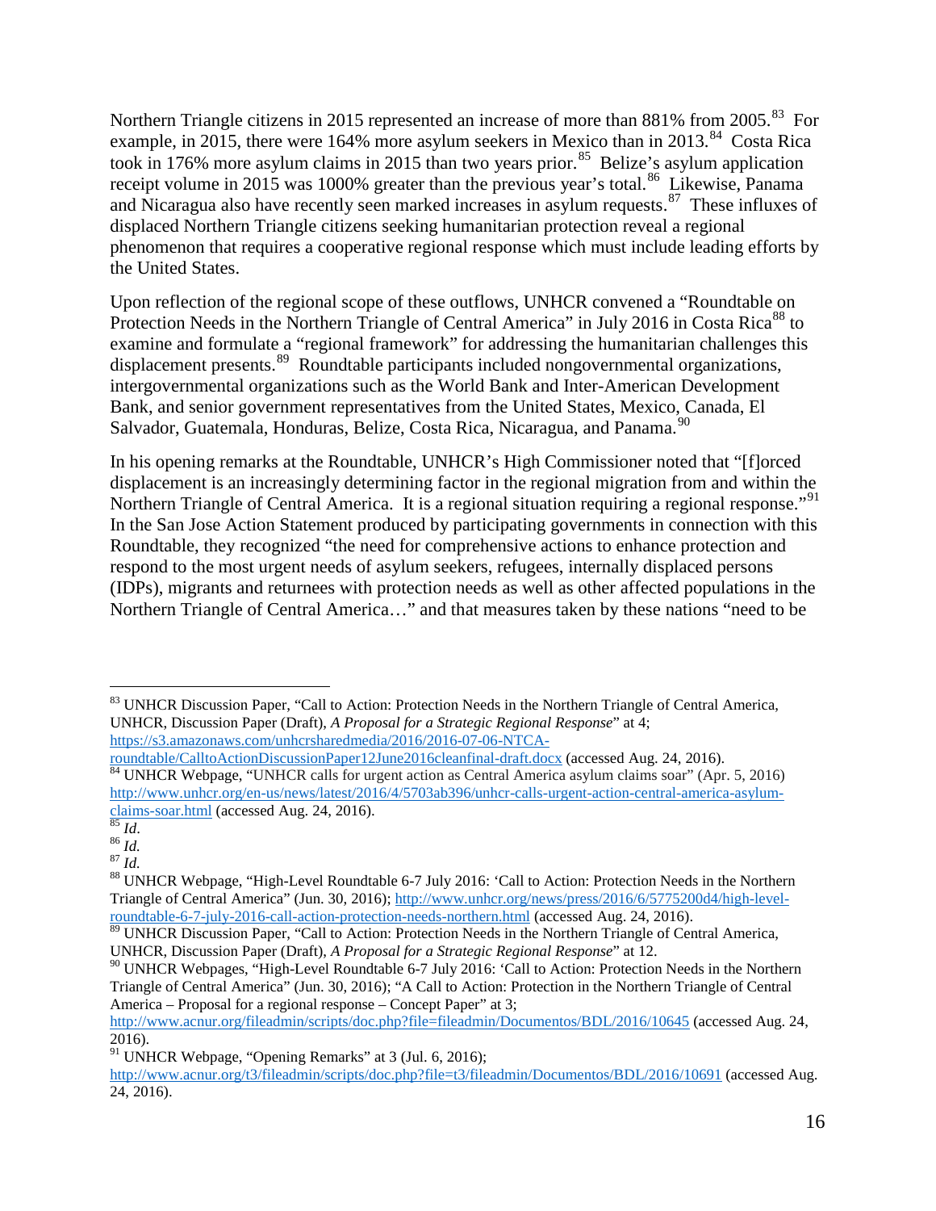Northern Triangle citizens in 2015 represented an increase of more than 881% from 2005.[83] For example, in 2015, there were 164% more asylum seekers in Mexico than in 2013.[84] Costa Rica took in 176% more asylum claims in 2015 than two years prior.[85] Belize's asylum application receipt volume in 2015 was 1000% greater than the previous year's total.[86] Likewise, Panama and Nicaragua also have recently seen marked increases in asylum requests.[87] These influxes of displaced Northern Triangle citizens seeking humanitarian protection reveal a regional phenomenon that requires a cooperative regional response which must include leading efforts by the United States.

Upon reflection of the regional scope of these outflows, UNHCR convened a "Roundtable on Protection Needs in the Northern Triangle of Central America" in July 2016 in Costa Rica[88] to examine and formulate a "regional framework" for addressing the humanitarian challenges this displacement presents.[89] Roundtable participants included nongovernmental organizations, intergovernmental organizations such as the World Bank and Inter-American Development Bank, and senior government representatives from the United States, Mexico, Canada, El Salvador, Guatemala, Honduras, Belize, Costa Rica, Nicaragua, and Panama.[90]

In his opening remarks at the Roundtable, UNHCR's High Commissioner noted that "[f]orced displacement is an increasingly determining factor in the regional migration from and within the Northern Triangle of Central America. It is a regional situation requiring a regional response."[91] In the San Jose Action Statement produced by participating governments in connection with this Roundtable, they recognized "the need for comprehensive actions to enhance protection and respond to the most urgent needs of asylum seekers, refugees, internally displaced persons (IDPs), migrants and returnees with protection needs as well as other affected populations in the Northern Triangle of Central America…" and that measures taken by these nations "need to be

---

[83] UNHCR Discussion Paper, "Call to Action: Protection Needs in the Northern Triangle of Central America, UNHCR, Discussion Paper (Draft), *A Proposal for a Strategic Regional Response*" at 4; https://s3.amazonaws.com/unhcrsharedmedia/2016/2016-07-06-NTCA-roundtable/CalltoActionDiscussionPaper12June2016cleanfinal-draft.docx (accessed Aug. 24, 2016).

[84] UNHCR Webpage, "UNHCR calls for urgent action as Central America asylum claims soar" (Apr. 5, 2016) http://www.unhcr.org/en-us/news/latest/2016/4/5703ab396/unhcr-calls-urgent-action-central-america-asylum-claims-soar.html (accessed Aug. 24, 2016).

[85] *Id*.

[86] *Id.*

[87] *Id.*

[88] UNHCR Webpage, "High-Level Roundtable 6-7 July 2016: 'Call to Action: Protection Needs in the Northern Triangle of Central America" (Jun. 30, 2016); http://www.unhcr.org/news/press/2016/6/5775200d4/high-level-roundtable-6-7-july-2016-call-action-protection-needs-northern.html (accessed Aug. 24, 2016).

[89] UNHCR Discussion Paper, "Call to Action: Protection Needs in the Northern Triangle of Central America, UNHCR, Discussion Paper (Draft), *A Proposal for a Strategic Regional Response*" at 12.

[90] UNHCR Webpages, "High-Level Roundtable 6-7 July 2016: 'Call to Action: Protection Needs in the Northern Triangle of Central America" (Jun. 30, 2016); "A Call to Action: Protection in the Northern Triangle of Central America – Proposal for a regional response – Concept Paper" at 3; http://www.acnur.org/fileadmin/scripts/doc.php?file=fileadmin/Documentos/BDL/2016/10645 (accessed Aug. 24, 2016).

[91] UNHCR Webpage, "Opening Remarks" at 3 (Jul. 6, 2016); http://www.acnur.org/t3/fileadmin/scripts/doc.php?file=t3/fileadmin/Documentos/BDL/2016/10691 (accessed Aug. 24, 2016).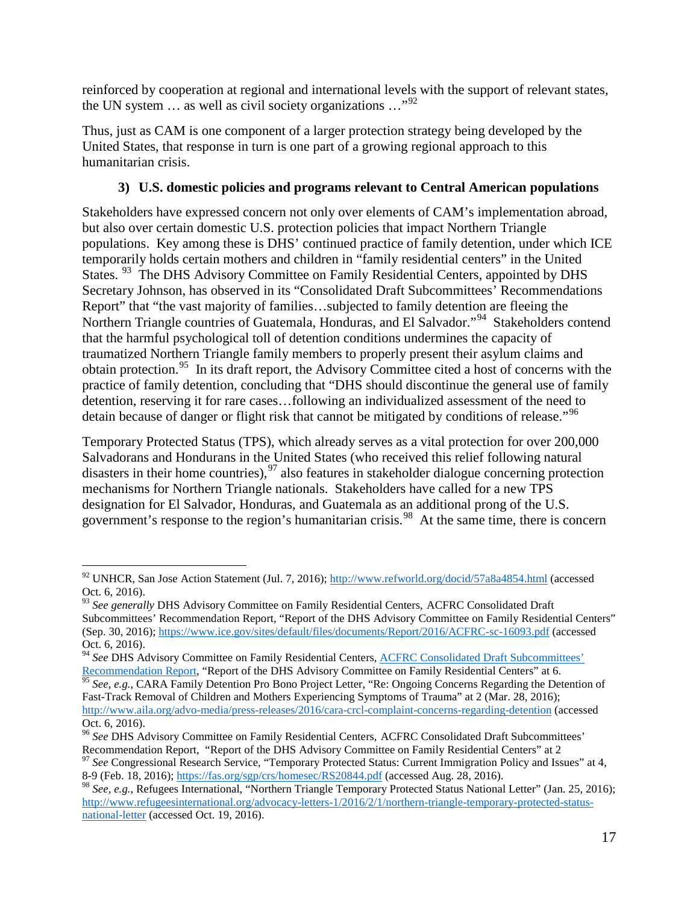reinforced by cooperation at regional and international levels with the support of relevant states, the UN system … as well as civil society organizations …"[92]

Thus, just as CAM is one component of a larger protection strategy being developed by the United States, that response in turn is one part of a growing regional approach to this humanitarian crisis.

### 3) U.S. domestic policies and programs relevant to Central American populations

Stakeholders have expressed concern not only over elements of CAM's implementation abroad, but also over certain domestic U.S. protection policies that impact Northern Triangle populations. Key among these is DHS' continued practice of family detention, under which ICE temporarily holds certain mothers and children in "family residential centers" in the United States.[93] The DHS Advisory Committee on Family Residential Centers, appointed by DHS Secretary Johnson, has observed in its "Consolidated Draft Subcommittees' Recommendations Report" that "the vast majority of families…subjected to family detention are fleeing the Northern Triangle countries of Guatemala, Honduras, and El Salvador."[94] Stakeholders contend that the harmful psychological toll of detention conditions undermines the capacity of traumatized Northern Triangle family members to properly present their asylum claims and obtain protection.[95] In its draft report, the Advisory Committee cited a host of concerns with the practice of family detention, concluding that "DHS should discontinue the general use of family detention, reserving it for rare cases…following an individualized assessment of the need to detain because of danger or flight risk that cannot be mitigated by conditions of release."[96]

Temporary Protected Status (TPS), which already serves as a vital protection for over 200,000 Salvadorans and Hondurans in the United States (who received this relief following natural disasters in their home countries),[97] also features in stakeholder dialogue concerning protection mechanisms for Northern Triangle nationals. Stakeholders have called for a new TPS designation for El Salvador, Honduras, and Guatemala as an additional prong of the U.S. government's response to the region's humanitarian crisis.[98] At the same time, there is concern

---

[92] UNHCR, San Jose Action Statement (Jul. 7, 2016); http://www.refworld.org/docid/57a8a4854.html (accessed Oct. 6, 2016).

[93] *See generally* DHS Advisory Committee on Family Residential Centers, ACFRC Consolidated Draft Subcommittees' Recommendation Report, "Report of the DHS Advisory Committee on Family Residential Centers" (Sep. 30, 2016); https://www.ice.gov/sites/default/files/documents/Report/2016/ACFRC-sc-16093.pdf (accessed Oct. 6, 2016).

[94] *See* DHS Advisory Committee on Family Residential Centers, ACFRC Consolidated Draft Subcommittees' Recommendation Report, "Report of the DHS Advisory Committee on Family Residential Centers" at 6.

[95] *See, e.g.*, CARA Family Detention Pro Bono Project Letter, "Re: Ongoing Concerns Regarding the Detention of Fast-Track Removal of Children and Mothers Experiencing Symptoms of Trauma" at 2 (Mar. 28, 2016); http://www.aila.org/advo-media/press-releases/2016/cara-crcl-complaint-concerns-regarding-detention (accessed Oct. 6, 2016).

[96] *See* DHS Advisory Committee on Family Residential Centers, ACFRC Consolidated Draft Subcommittees' Recommendation Report, "Report of the DHS Advisory Committee on Family Residential Centers" at 2

[97] *See* Congressional Research Service, "Temporary Protected Status: Current Immigration Policy and Issues" at 4, 8-9 (Feb. 18, 2016); https://fas.org/sgp/crs/homesec/RS20844.pdf (accessed Aug. 28, 2016).

[98] *See, e.g.*, Refugees International, "Northern Triangle Temporary Protected Status National Letter" (Jan. 25, 2016); http://www.refugeesinternational.org/advocacy-letters-1/2016/2/1/northern-triangle-temporary-protected-status-national-letter (accessed Oct. 19, 2016).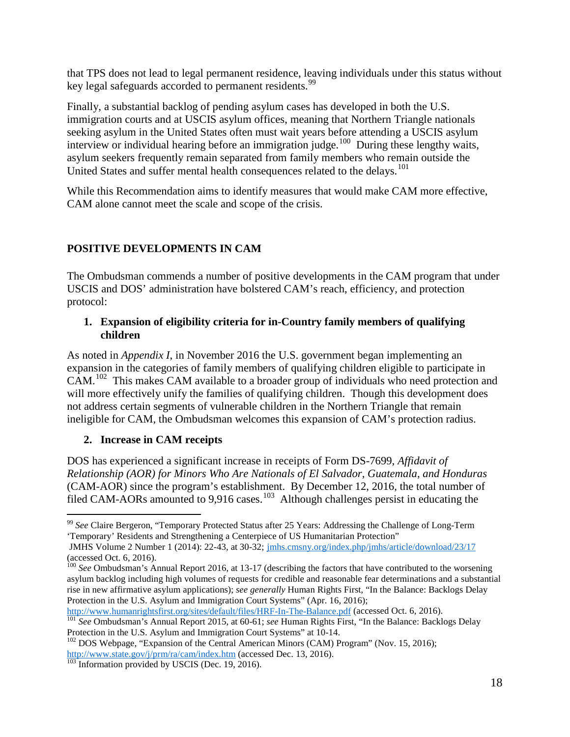that TPS does not lead to legal permanent residence, leaving individuals under this status without key legal safeguards accorded to permanent residents.[99]

Finally, a substantial backlog of pending asylum cases has developed in both the U.S. immigration courts and at USCIS asylum offices, meaning that Northern Triangle nationals seeking asylum in the United States often must wait years before attending a USCIS asylum interview or individual hearing before an immigration judge.[100] During these lengthy waits, asylum seekers frequently remain separated from family members who remain outside the United States and suffer mental health consequences related to the delays.[101]

While this Recommendation aims to identify measures that would make CAM more effective, CAM alone cannot meet the scale and scope of the crisis.

## POSITIVE DEVELOPMENTS IN CAM

The Ombudsman commends a number of positive developments in the CAM program that under USCIS and DOS' administration have bolstered CAM's reach, efficiency, and protection protocol:

### 1. Expansion of eligibility criteria for in-Country family members of qualifying children

As noted in *Appendix I*, in November 2016 the U.S. government began implementing an expansion in the categories of family members of qualifying children eligible to participate in CAM.[102] This makes CAM available to a broader group of individuals who need protection and will more effectively unify the families of qualifying children. Though this development does not address certain segments of vulnerable children in the Northern Triangle that remain ineligible for CAM, the Ombudsman welcomes this expansion of CAM's protection radius.

### 2. Increase in CAM receipts

DOS has experienced a significant increase in receipts of Form DS-7699, *Affidavit of Relationship (AOR) for Minors Who Are Nationals of El Salvador, Guatemala, and Honduras* (CAM-AOR) since the program's establishment. By December 12, 2016, the total number of filed CAM-AORs amounted to 9,916 cases.[103] Although challenges persist in educating the

---

[99] *See* Claire Bergeron, "Temporary Protected Status after 25 Years: Addressing the Challenge of Long-Term 'Temporary' Residents and Strengthening a Centerpiece of US Humanitarian Protection" JMHS Volume 2 Number 1 (2014): 22-43, at 30-32; jmhs.cmsny.org/index.php/jmhs/article/download/23/17 (accessed Oct. 6, 2016).

[100] *See* Ombudsman's Annual Report 2016, at 13-17 (describing the factors that have contributed to the worsening asylum backlog including high volumes of requests for credible and reasonable fear determinations and a substantial rise in new affirmative asylum applications); *see generally* Human Rights First, "In the Balance: Backlogs Delay Protection in the U.S. Asylum and Immigration Court Systems" (Apr. 16, 2016); http://www.humanrightsfirst.org/sites/default/files/HRF-In-The-Balance.pdf (accessed Oct. 6, 2016).

[101] *See* Ombudsman's Annual Report 2015, at 60-61; *see* Human Rights First, "In the Balance: Backlogs Delay Protection in the U.S. Asylum and Immigration Court Systems" at 10-14.

[102] DOS Webpage, "Expansion of the Central American Minors (CAM) Program" (Nov. 15, 2016); http://www.state.gov/j/prm/ra/cam/index.htm (accessed Dec. 13, 2016).

[103] Information provided by USCIS (Dec. 19, 2016).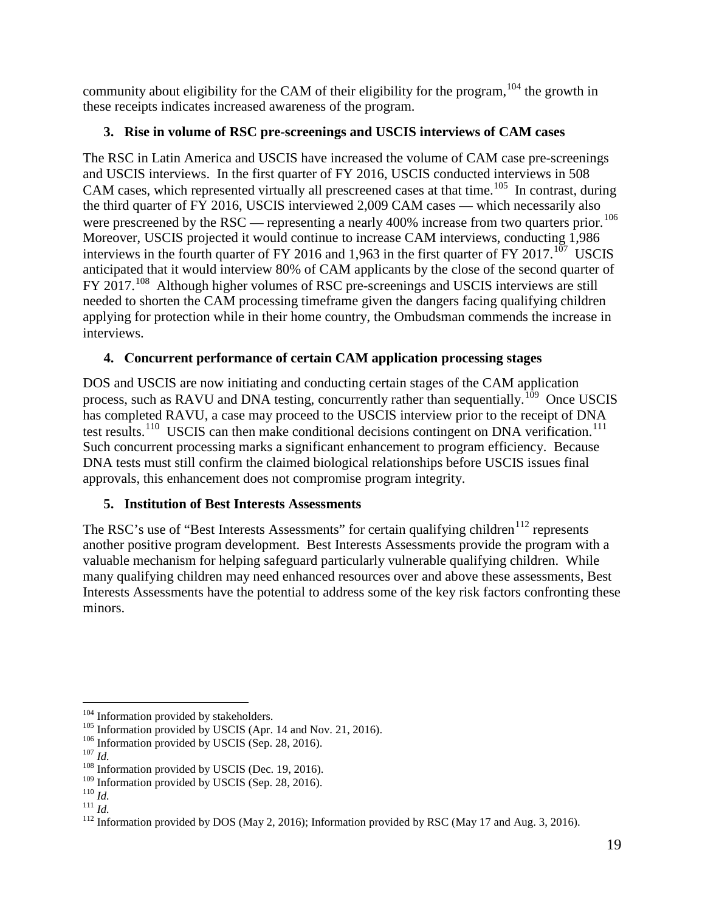community about eligibility for the CAM of their eligibility for the program,[104] the growth in these receipts indicates increased awareness of the program.

### 3. Rise in volume of RSC pre-screenings and USCIS interviews of CAM cases

The RSC in Latin America and USCIS have increased the volume of CAM case pre-screenings and USCIS interviews. In the first quarter of FY 2016, USCIS conducted interviews in 508 CAM cases, which represented virtually all prescreened cases at that time.[105] In contrast, during the third quarter of FY 2016, USCIS interviewed 2,009 CAM cases — which necessarily also were prescreened by the RSC — representing a nearly 400% increase from two quarters prior.[106] Moreover, USCIS projected it would continue to increase CAM interviews, conducting 1,986 interviews in the fourth quarter of FY 2016 and 1,963 in the first quarter of FY 2017.[107] USCIS anticipated that it would interview 80% of CAM applicants by the close of the second quarter of FY 2017.[108] Although higher volumes of RSC pre-screenings and USCIS interviews are still needed to shorten the CAM processing timeframe given the dangers facing qualifying children applying for protection while in their home country, the Ombudsman commends the increase in interviews.

### 4. Concurrent performance of certain CAM application processing stages

DOS and USCIS are now initiating and conducting certain stages of the CAM application process, such as RAVU and DNA testing, concurrently rather than sequentially.[109] Once USCIS has completed RAVU, a case may proceed to the USCIS interview prior to the receipt of DNA test results.[110] USCIS can then make conditional decisions contingent on DNA verification.[111] Such concurrent processing marks a significant enhancement to program efficiency. Because DNA tests must still confirm the claimed biological relationships before USCIS issues final approvals, this enhancement does not compromise program integrity.

### 5. Institution of Best Interests Assessments

The RSC's use of "Best Interests Assessments" for certain qualifying children[112] represents another positive program development. Best Interests Assessments provide the program with a valuable mechanism for helping safeguard particularly vulnerable qualifying children. While many qualifying children may need enhanced resources over and above these assessments, Best Interests Assessments have the potential to address some of the key risk factors confronting these minors.

---

[104] Information provided by stakeholders.
[105] Information provided by USCIS (Apr. 14 and Nov. 21, 2016).
[106] Information provided by USCIS (Sep. 28, 2016).
[107] *Id.*
[108] Information provided by USCIS (Dec. 19, 2016).
[109] Information provided by USCIS (Sep. 28, 2016).
[110] *Id.*
[111] *Id.*
[112] Information provided by DOS (May 2, 2016); Information provided by RSC (May 17 and Aug. 3, 2016).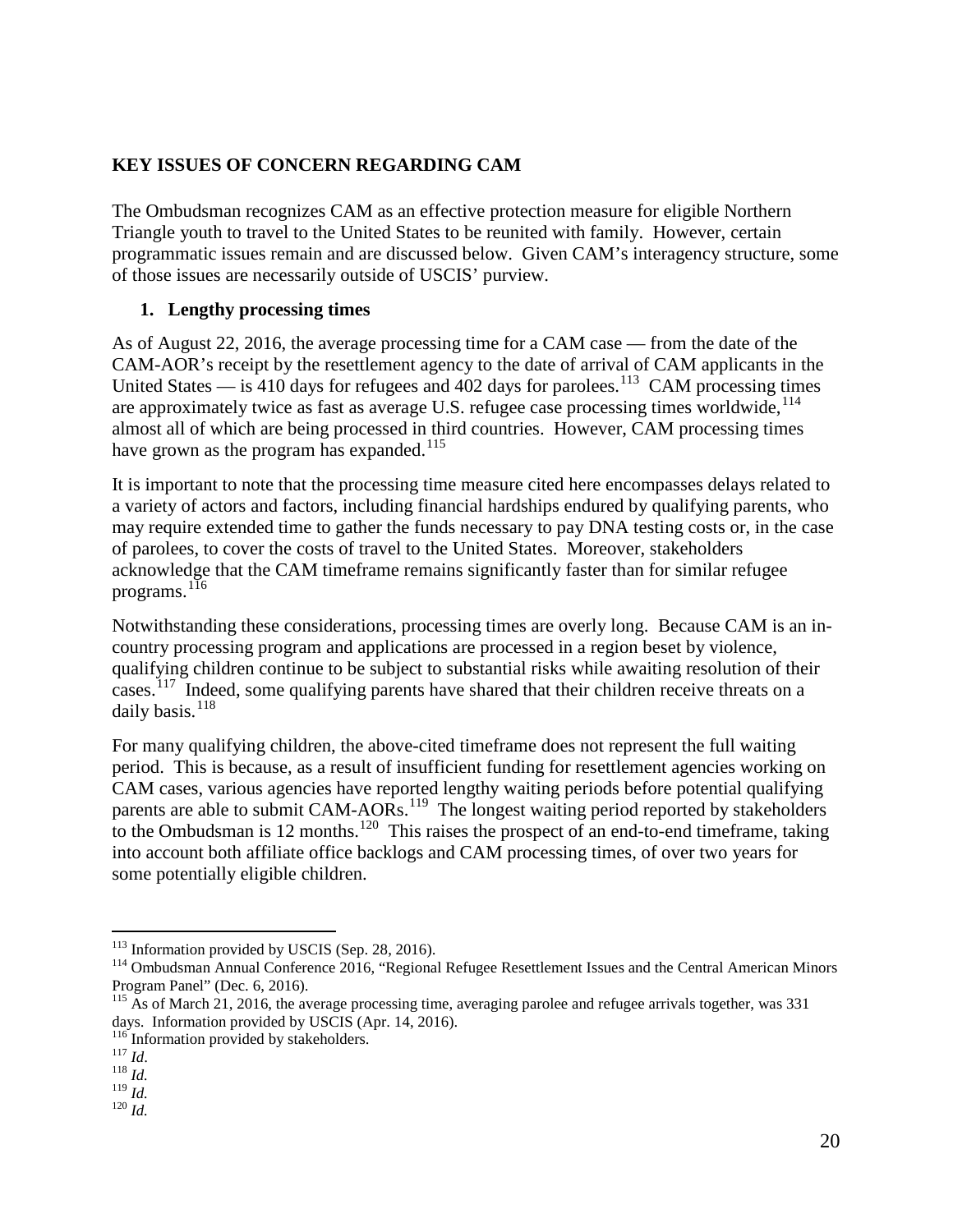## KEY ISSUES OF CONCERN REGARDING CAM

The Ombudsman recognizes CAM as an effective protection measure for eligible Northern Triangle youth to travel to the United States to be reunited with family. However, certain programmatic issues remain and are discussed below. Given CAM's interagency structure, some of those issues are necessarily outside of USCIS' purview.

### 1. Lengthy processing times

As of August 22, 2016, the average processing time for a CAM case — from the date of the CAM-AOR's receipt by the resettlement agency to the date of arrival of CAM applicants in the United States — is 410 days for refugees and 402 days for parolees.[113] CAM processing times are approximately twice as fast as average U.S. refugee case processing times worldwide,[114] almost all of which are being processed in third countries. However, CAM processing times have grown as the program has expanded.[115]

It is important to note that the processing time measure cited here encompasses delays related to a variety of actors and factors, including financial hardships endured by qualifying parents, who may require extended time to gather the funds necessary to pay DNA testing costs or, in the case of parolees, to cover the costs of travel to the United States. Moreover, stakeholders acknowledge that the CAM timeframe remains significantly faster than for similar refugee programs.[116]

Notwithstanding these considerations, processing times are overly long. Because CAM is an in-country processing program and applications are processed in a region beset by violence, qualifying children continue to be subject to substantial risks while awaiting resolution of their cases.[117] Indeed, some qualifying parents have shared that their children receive threats on a daily basis.[118]

For many qualifying children, the above-cited timeframe does not represent the full waiting period. This is because, as a result of insufficient funding for resettlement agencies working on CAM cases, various agencies have reported lengthy waiting periods before potential qualifying parents are able to submit CAM-AORs.[119] The longest waiting period reported by stakeholders to the Ombudsman is 12 months.[120] This raises the prospect of an end-to-end timeframe, taking into account both affiliate office backlogs and CAM processing times, of over two years for some potentially eligible children.

---

[113] Information provided by USCIS (Sep. 28, 2016).

[114] Ombudsman Annual Conference 2016, "Regional Refugee Resettlement Issues and the Central American Minors Program Panel" (Dec. 6, 2016).

[115] As of March 21, 2016, the average processing time, averaging parolee and refugee arrivals together, was 331 days. Information provided by USCIS (Apr. 14, 2016).

[116] Information provided by stakeholders.

[117] *Id*.

[118] *Id.*

[119] *Id.*

[120] *Id.*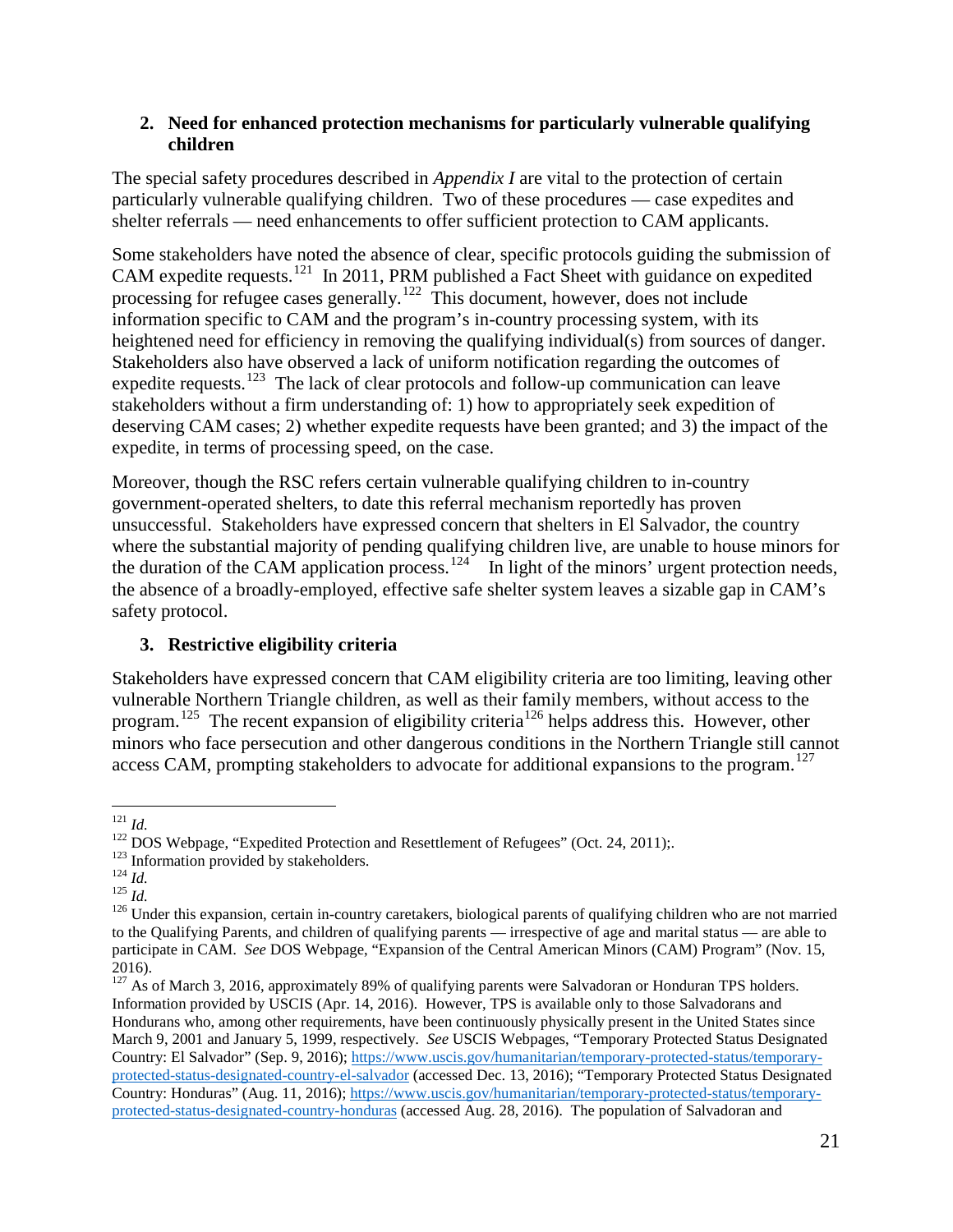### 2. Need for enhanced protection mechanisms for particularly vulnerable qualifying children

The special safety procedures described in *Appendix I* are vital to the protection of certain particularly vulnerable qualifying children. Two of these procedures — case expedites and shelter referrals — need enhancements to offer sufficient protection to CAM applicants.

Some stakeholders have noted the absence of clear, specific protocols guiding the submission of CAM expedite requests.[121] In 2011, PRM published a Fact Sheet with guidance on expedited processing for refugee cases generally.[122] This document, however, does not include information specific to CAM and the program's in-country processing system, with its heightened need for efficiency in removing the qualifying individual(s) from sources of danger. Stakeholders also have observed a lack of uniform notification regarding the outcomes of expedite requests.[123] The lack of clear protocols and follow-up communication can leave stakeholders without a firm understanding of: 1) how to appropriately seek expedition of deserving CAM cases; 2) whether expedite requests have been granted; and 3) the impact of the expedite, in terms of processing speed, on the case.

Moreover, though the RSC refers certain vulnerable qualifying children to in-country government-operated shelters, to date this referral mechanism reportedly has proven unsuccessful. Stakeholders have expressed concern that shelters in El Salvador, the country where the substantial majority of pending qualifying children live, are unable to house minors for the duration of the CAM application process.[124] In light of the minors' urgent protection needs, the absence of a broadly-employed, effective safe shelter system leaves a sizable gap in CAM's safety protocol.

### 3. Restrictive eligibility criteria

Stakeholders have expressed concern that CAM eligibility criteria are too limiting, leaving other vulnerable Northern Triangle children, as well as their family members, without access to the program.[125] The recent expansion of eligibility criteria[126] helps address this. However, other minors who face persecution and other dangerous conditions in the Northern Triangle still cannot access CAM, prompting stakeholders to advocate for additional expansions to the program.[127]

---

[121] *Id.*

[122] DOS Webpage, "Expedited Protection and Resettlement of Refugees" (Oct. 24, 2011);.

[123] Information provided by stakeholders.

[124] *Id.*

[125] *Id.*

[126] Under this expansion, certain in-country caretakers, biological parents of qualifying children who are not married to the Qualifying Parents, and children of qualifying parents — irrespective of age and marital status — are able to participate in CAM. *See* DOS Webpage, "Expansion of the Central American Minors (CAM) Program" (Nov. 15, 2016).

[127] As of March 3, 2016, approximately 89% of qualifying parents were Salvadoran or Honduran TPS holders. Information provided by USCIS (Apr. 14, 2016). However, TPS is available only to those Salvadorans and Hondurans who, among other requirements, have been continuously physically present in the United States since March 9, 2001 and January 5, 1999, respectively. *See* USCIS Webpages, "Temporary Protected Status Designated Country: El Salvador" (Sep. 9, 2016); https://www.uscis.gov/humanitarian/temporary-protected-status/temporary-protected-status-designated-country-el-salvador (accessed Dec. 13, 2016); "Temporary Protected Status Designated Country: Honduras" (Aug. 11, 2016); https://www.uscis.gov/humanitarian/temporary-protected-status/temporary-protected-status-designated-country-honduras (accessed Aug. 28, 2016). The population of Salvadoran and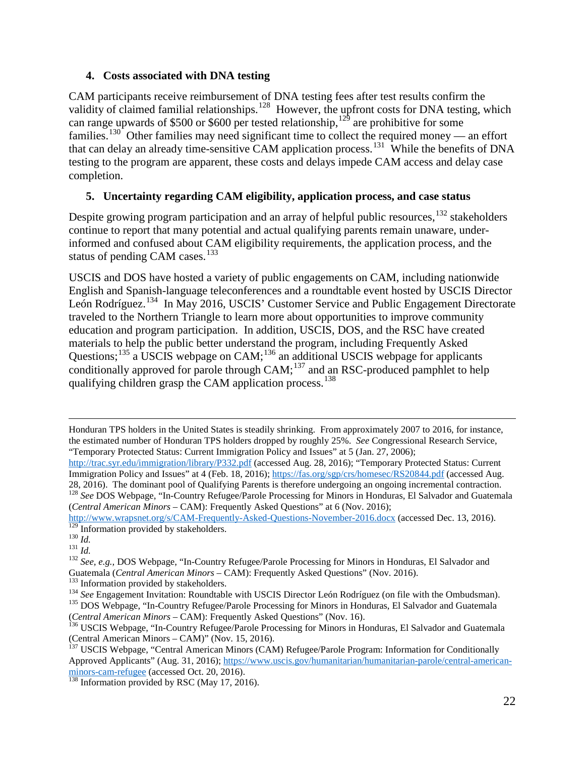### 4. Costs associated with DNA testing

CAM participants receive reimbursement of DNA testing fees after test results confirm the validity of claimed familial relationships.[128] However, the upfront costs for DNA testing, which can range upwards of $500 or $600 per tested relationship,[129] are prohibitive for some families.[130] Other families may need significant time to collect the required money — an effort that can delay an already time-sensitive CAM application process.[131] While the benefits of DNA testing to the program are apparent, these costs and delays impede CAM access and delay case completion.

### 5. Uncertainty regarding CAM eligibility, application process, and case status

Despite growing program participation and an array of helpful public resources,[132] stakeholders continue to report that many potential and actual qualifying parents remain unaware, under-informed and confused about CAM eligibility requirements, the application process, and the status of pending CAM cases.[133]

USCIS and DOS have hosted a variety of public engagements on CAM, including nationwide English and Spanish-language teleconferences and a roundtable event hosted by USCIS Director León Rodríguez.[134] In May 2016, USCIS' Customer Service and Public Engagement Directorate traveled to the Northern Triangle to learn more about opportunities to improve community education and program participation. In addition, USCIS, DOS, and the RSC have created materials to help the public better understand the program, including Frequently Asked Questions;[135] a USCIS webpage on CAM;[136] an additional USCIS webpage for applicants conditionally approved for parole through CAM;[137] and an RSC-produced pamphlet to help qualifying children grasp the CAM application process.[138]

---

Honduran TPS holders in the United States is steadily shrinking. From approximately 2007 to 2016, for instance, the estimated number of Honduran TPS holders dropped by roughly 25%. *See* Congressional Research Service, "Temporary Protected Status: Current Immigration Policy and Issues" at 5 (Jan. 27, 2006); http://trac.syr.edu/immigration/library/P332.pdf (accessed Aug. 28, 2016); "Temporary Protected Status: Current Immigration Policy and Issues" at 4 (Feb. 18, 2016); https://fas.org/sgp/crs/homesec/RS20844.pdf (accessed Aug. 28, 2016). The dominant pool of Qualifying Parents is therefore undergoing an ongoing incremental contraction.

[128] *See* DOS Webpage, "In-Country Refugee/Parole Processing for Minors in Honduras, El Salvador and Guatemala (*Central American Minors* – CAM): Frequently Asked Questions" at 6 (Nov. 2016); http://www.wrapsnet.org/s/CAM-Frequently-Asked-Questions-November-2016.docx (accessed Dec. 13, 2016).

[129] Information provided by stakeholders.

[130] *Id.*

[131] *Id.*

[132] *See, e.g.*, DOS Webpage, "In-Country Refugee/Parole Processing for Minors in Honduras, El Salvador and Guatemala (*Central American Minors* – CAM): Frequently Asked Questions" (Nov. 2016).

[133] Information provided by stakeholders.

[134] *See* Engagement Invitation: Roundtable with USCIS Director León Rodríguez (on file with the Ombudsman).

[135] DOS Webpage, "In-Country Refugee/Parole Processing for Minors in Honduras, El Salvador and Guatemala (*Central American Minors* – CAM): Frequently Asked Questions" (Nov. 16).

[136] USCIS Webpage, "In-Country Refugee/Parole Processing for Minors in Honduras, El Salvador and Guatemala (Central American Minors – CAM)" (Nov. 15, 2016).

[137] USCIS Webpage, "Central American Minors (CAM) Refugee/Parole Program: Information for Conditionally Approved Applicants" (Aug. 31, 2016); https://www.uscis.gov/humanitarian/humanitarian-parole/central-american-minors-cam-refugee (accessed Oct. 20, 2016).

[138] Information provided by RSC (May 17, 2016).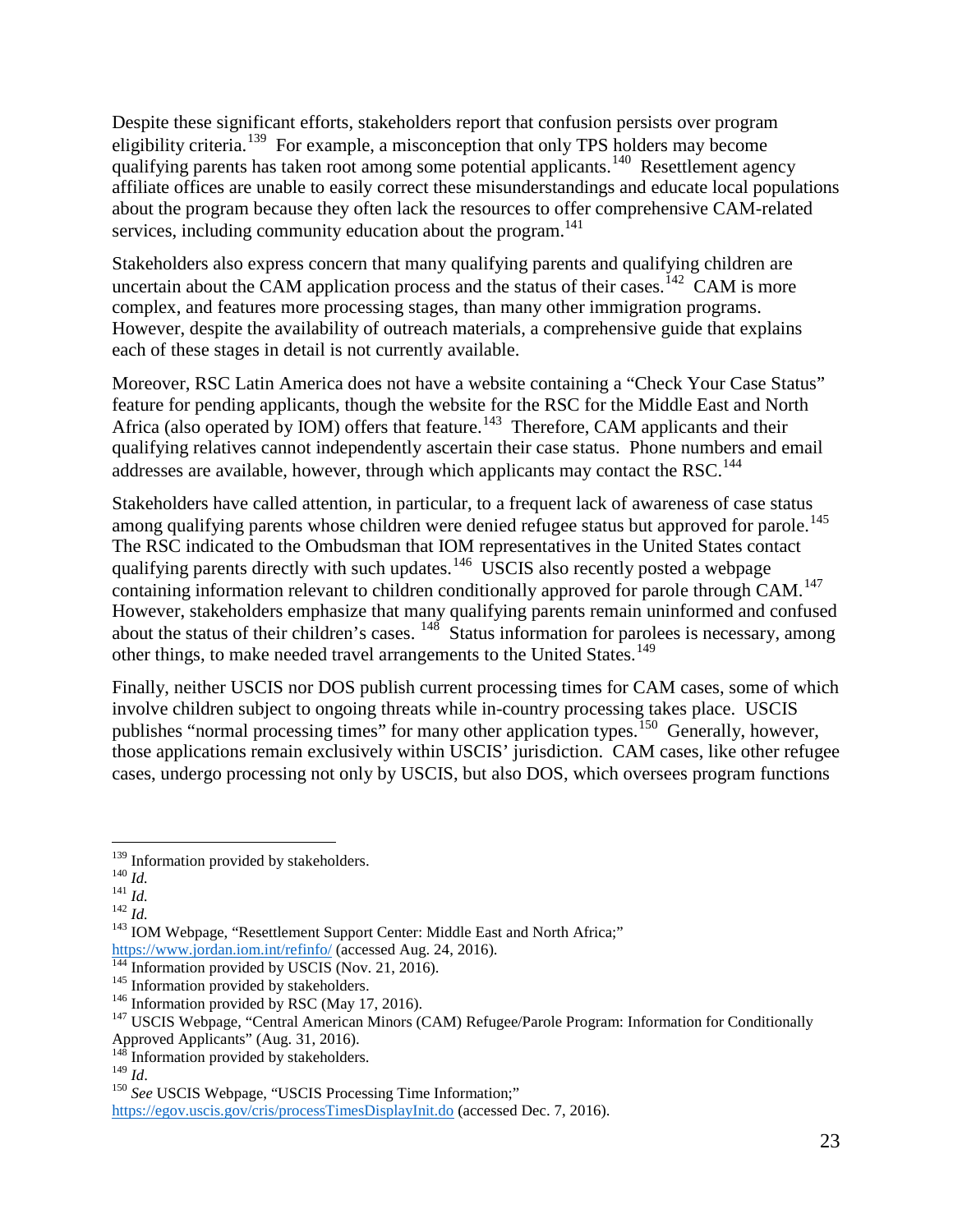Despite these significant efforts, stakeholders report that confusion persists over program eligibility criteria.[139] For example, a misconception that only TPS holders may become qualifying parents has taken root among some potential applicants.[140] Resettlement agency affiliate offices are unable to easily correct these misunderstandings and educate local populations about the program because they often lack the resources to offer comprehensive CAM-related services, including community education about the program.[141]

Stakeholders also express concern that many qualifying parents and qualifying children are uncertain about the CAM application process and the status of their cases.[142] CAM is more complex, and features more processing stages, than many other immigration programs. However, despite the availability of outreach materials, a comprehensive guide that explains each of these stages in detail is not currently available.

Moreover, RSC Latin America does not have a website containing a "Check Your Case Status" feature for pending applicants, though the website for the RSC for the Middle East and North Africa (also operated by IOM) offers that feature.[143] Therefore, CAM applicants and their qualifying relatives cannot independently ascertain their case status. Phone numbers and email addresses are available, however, through which applicants may contact the RSC.[144]

Stakeholders have called attention, in particular, to a frequent lack of awareness of case status among qualifying parents whose children were denied refugee status but approved for parole.[145] The RSC indicated to the Ombudsman that IOM representatives in the United States contact qualifying parents directly with such updates.[146] USCIS also recently posted a webpage containing information relevant to children conditionally approved for parole through CAM.[147] However, stakeholders emphasize that many qualifying parents remain uninformed and confused about the status of their children's cases.[148] Status information for parolees is necessary, among other things, to make needed travel arrangements to the United States.[149]

Finally, neither USCIS nor DOS publish current processing times for CAM cases, some of which involve children subject to ongoing threats while in-country processing takes place. USCIS publishes "normal processing times" for many other application types.[150] Generally, however, those applications remain exclusively within USCIS' jurisdiction. CAM cases, like other refugee cases, undergo processing not only by USCIS, but also DOS, which oversees program functions

---

[139] Information provided by stakeholders.
[140] *Id.*
[141] *Id.*
[142] *Id.*
[143] IOM Webpage, "Resettlement Support Center: Middle East and North Africa;" https://www.jordan.iom.int/refinfo/ (accessed Aug. 24, 2016).
[144] Information provided by USCIS (Nov. 21, 2016).
[145] Information provided by stakeholders.
[146] Information provided by RSC (May 17, 2016).
[147] USCIS Webpage, "Central American Minors (CAM) Refugee/Parole Program: Information for Conditionally Approved Applicants" (Aug. 31, 2016).
[148] Information provided by stakeholders.
[149] *Id*.
[150] *See* USCIS Webpage, "USCIS Processing Time Information;" https://egov.uscis.gov/cris/processTimesDisplayInit.do (accessed Dec. 7, 2016).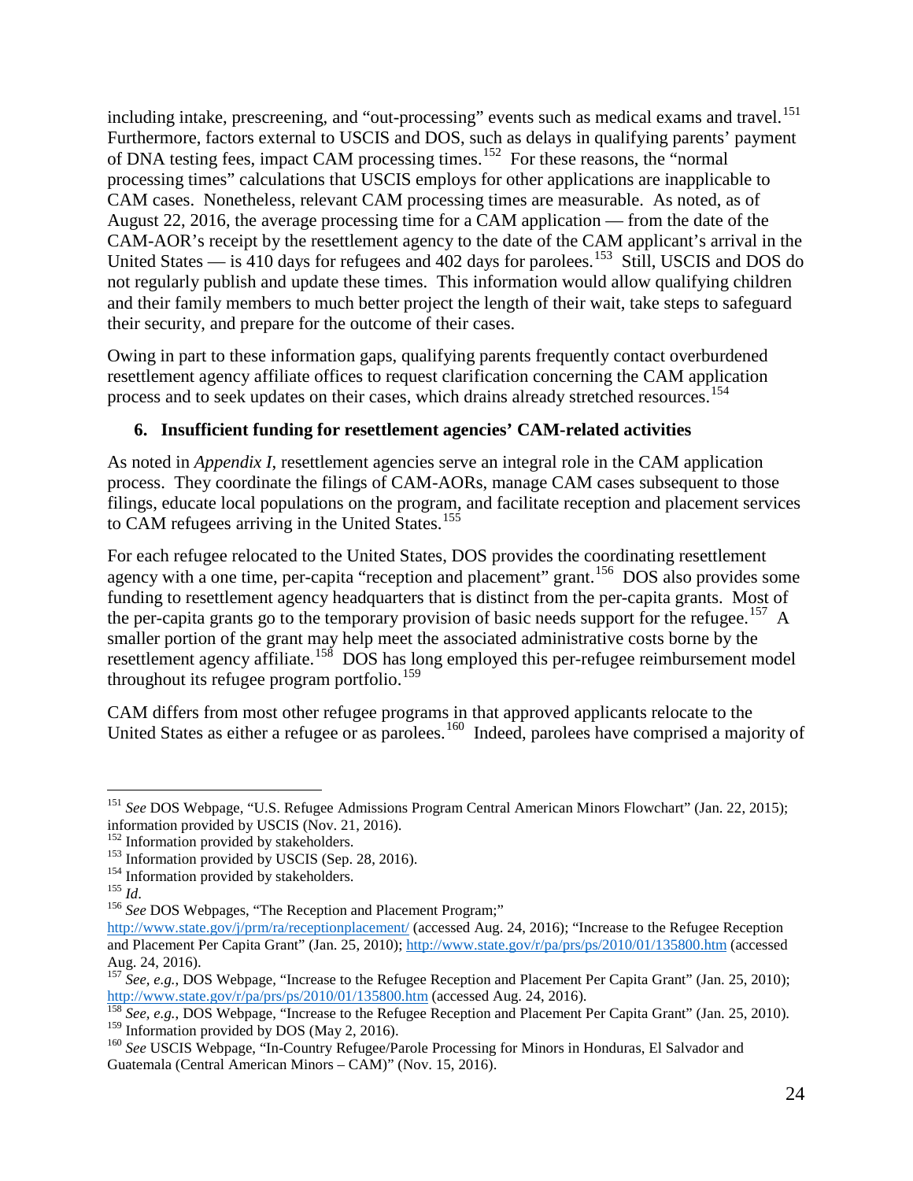including intake, prescreening, and "out-processing" events such as medical exams and travel.[151] Furthermore, factors external to USCIS and DOS, such as delays in qualifying parents' payment of DNA testing fees, impact CAM processing times.[152] For these reasons, the "normal processing times" calculations that USCIS employs for other applications are inapplicable to CAM cases. Nonetheless, relevant CAM processing times are measurable. As noted, as of August 22, 2016, the average processing time for a CAM application — from the date of the CAM-AOR's receipt by the resettlement agency to the date of the CAM applicant's arrival in the United States — is 410 days for refugees and 402 days for parolees.[153] Still, USCIS and DOS do not regularly publish and update these times. This information would allow qualifying children and their family members to much better project the length of their wait, take steps to safeguard their security, and prepare for the outcome of their cases.

Owing in part to these information gaps, qualifying parents frequently contact overburdened resettlement agency affiliate offices to request clarification concerning the CAM application process and to seek updates on their cases, which drains already stretched resources.[154]

### 6. Insufficient funding for resettlement agencies' CAM-related activities

As noted in *Appendix I*, resettlement agencies serve an integral role in the CAM application process. They coordinate the filings of CAM-AORs, manage CAM cases subsequent to those filings, educate local populations on the program, and facilitate reception and placement services to CAM refugees arriving in the United States.[155]

For each refugee relocated to the United States, DOS provides the coordinating resettlement agency with a one time, per-capita "reception and placement" grant.[156] DOS also provides some funding to resettlement agency headquarters that is distinct from the per-capita grants. Most of the per-capita grants go to the temporary provision of basic needs support for the refugee.[157] A smaller portion of the grant may help meet the associated administrative costs borne by the resettlement agency affiliate.[158] DOS has long employed this per-refugee reimbursement model throughout its refugee program portfolio.[159]

CAM differs from most other refugee programs in that approved applicants relocate to the United States as either a refugee or as parolees.[160] Indeed, parolees have comprised a majority of

---

[151] *See* DOS Webpage, "U.S. Refugee Admissions Program Central American Minors Flowchart" (Jan. 22, 2015); information provided by USCIS (Nov. 21, 2016).

[152] Information provided by stakeholders.

[153] Information provided by USCIS (Sep. 28, 2016).

[154] Information provided by stakeholders.

[155] *Id*.

[156] *See* DOS Webpages, "The Reception and Placement Program;" http://www.state.gov/j/prm/ra/receptionplacement/ (accessed Aug. 24, 2016); "Increase to the Refugee Reception and Placement Per Capita Grant" (Jan. 25, 2010); http://www.state.gov/r/pa/prs/ps/2010/01/135800.htm (accessed Aug. 24, 2016).

[157] *See, e.g.*, DOS Webpage, "Increase to the Refugee Reception and Placement Per Capita Grant" (Jan. 25, 2010); http://www.state.gov/r/pa/prs/ps/2010/01/135800.htm (accessed Aug. 24, 2016).

[158] *See, e.g.*, DOS Webpage, "Increase to the Refugee Reception and Placement Per Capita Grant" (Jan. 25, 2010).

[159] Information provided by DOS (May 2, 2016).

[160] *See* USCIS Webpage, "In-Country Refugee/Parole Processing for Minors in Honduras, El Salvador and Guatemala (Central American Minors – CAM)" (Nov. 15, 2016).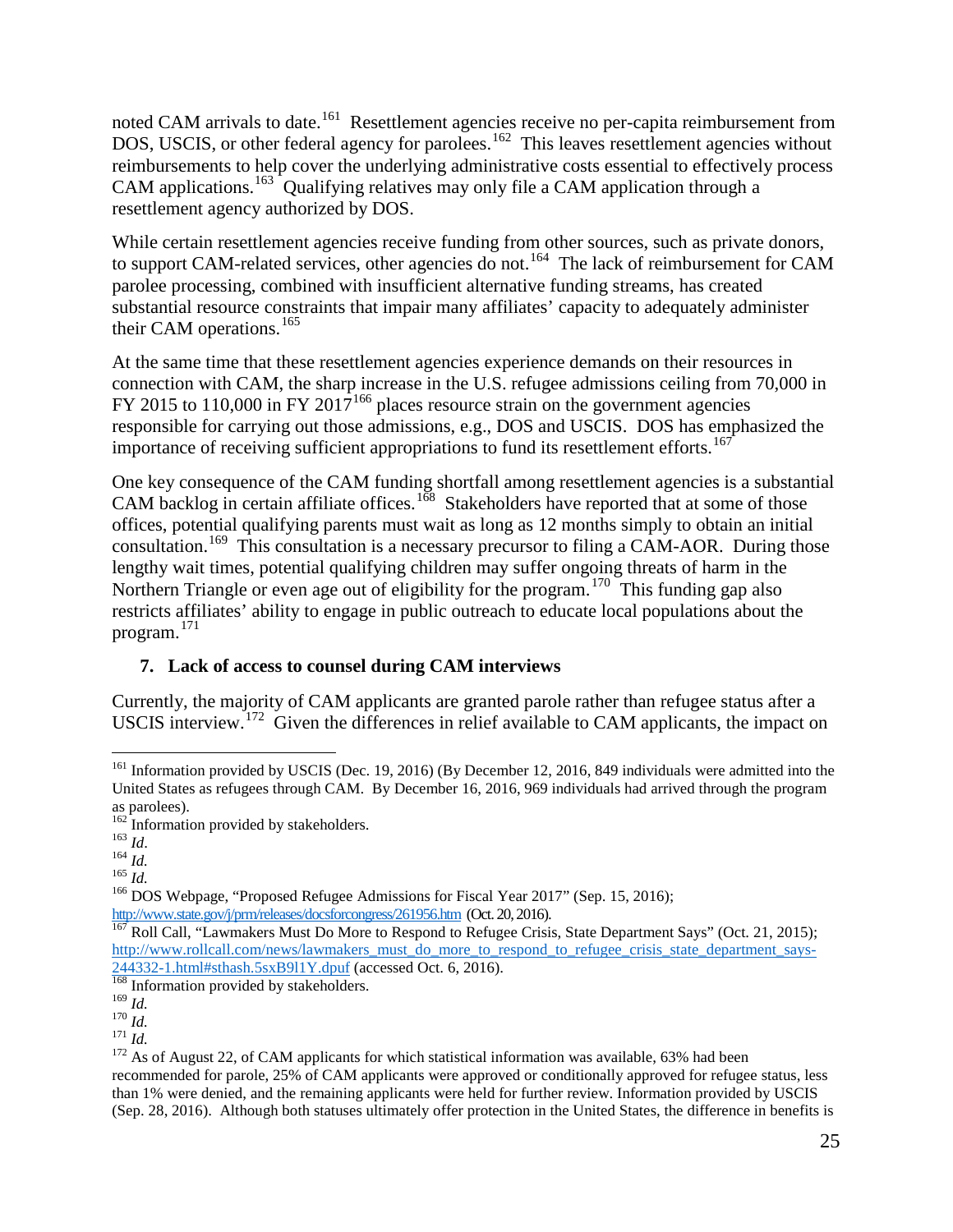noted CAM arrivals to date.[161] Resettlement agencies receive no per-capita reimbursement from DOS, USCIS, or other federal agency for parolees.[162] This leaves resettlement agencies without reimbursements to help cover the underlying administrative costs essential to effectively process CAM applications.[163] Qualifying relatives may only file a CAM application through a resettlement agency authorized by DOS.

While certain resettlement agencies receive funding from other sources, such as private donors, to support CAM-related services, other agencies do not.[164] The lack of reimbursement for CAM parolee processing, combined with insufficient alternative funding streams, has created substantial resource constraints that impair many affiliates' capacity to adequately administer their CAM operations.[165]

At the same time that these resettlement agencies experience demands on their resources in connection with CAM, the sharp increase in the U.S. refugee admissions ceiling from 70,000 in FY 2015 to 110,000 in FY 2017[166] places resource strain on the government agencies responsible for carrying out those admissions, e.g., DOS and USCIS. DOS has emphasized the importance of receiving sufficient appropriations to fund its resettlement efforts.[167]

One key consequence of the CAM funding shortfall among resettlement agencies is a substantial CAM backlog in certain affiliate offices.[168] Stakeholders have reported that at some of those offices, potential qualifying parents must wait as long as 12 months simply to obtain an initial consultation.[169] This consultation is a necessary precursor to filing a CAM-AOR. During those lengthy wait times, potential qualifying children may suffer ongoing threats of harm in the Northern Triangle or even age out of eligibility for the program.[170] This funding gap also restricts affiliates' ability to engage in public outreach to educate local populations about the program.[171]

### 7. Lack of access to counsel during CAM interviews

Currently, the majority of CAM applicants are granted parole rather than refugee status after a USCIS interview.[172] Given the differences in relief available to CAM applicants, the impact on

---

[161] Information provided by USCIS (Dec. 19, 2016) (By December 12, 2016, 849 individuals were admitted into the United States as refugees through CAM. By December 16, 2016, 969 individuals had arrived through the program as parolees).

[162] Information provided by stakeholders.

[163] *Id*.

[164] *Id.*

[165] *Id.*

[166] DOS Webpage, "Proposed Refugee Admissions for Fiscal Year 2017" (Sep. 15, 2016); http://www.state.gov/j/prm/releases/docsforcongress/261956.htm (Oct. 20, 2016).

[167] Roll Call, "Lawmakers Must Do More to Respond to Refugee Crisis, State Department Says" (Oct. 21, 2015); http://www.rollcall.com/news/lawmakers_must_do_more_to_respond_to_refugee_crisis_state_department_says-244332-1.html#sthash.5sxB9l1Y.dpuf (accessed Oct. 6, 2016).

[168] Information provided by stakeholders.

[169] *Id.*

[170] *Id.*

[171] *Id.*

[172] As of August 22, of CAM applicants for which statistical information was available, 63% had been recommended for parole, 25% of CAM applicants were approved or conditionally approved for refugee status, less than 1% were denied, and the remaining applicants were held for further review. Information provided by USCIS (Sep. 28, 2016). Although both statuses ultimately offer protection in the United States, the difference in benefits is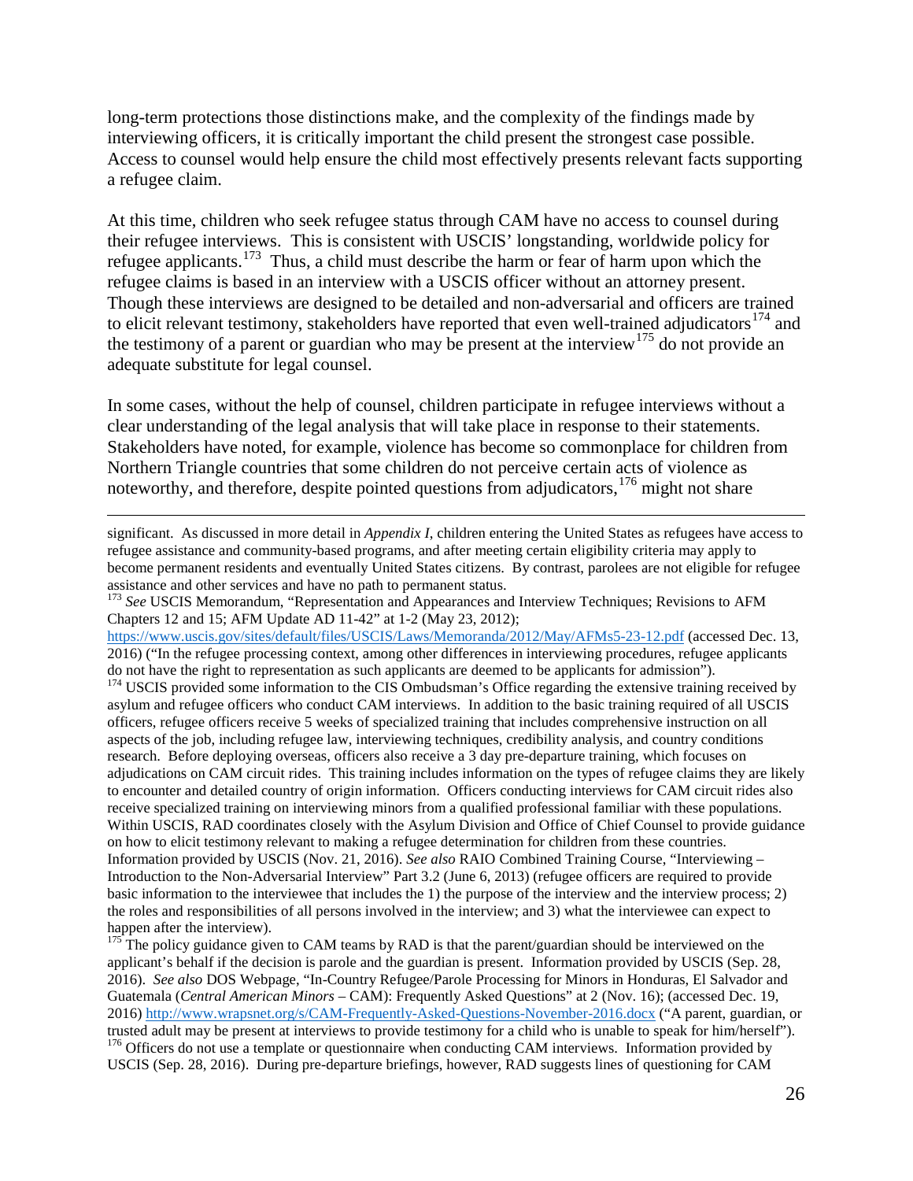long-term protections those distinctions make, and the complexity of the findings made by interviewing officers, it is critically important the child present the strongest case possible. Access to counsel would help ensure the child most effectively presents relevant facts supporting a refugee claim.

At this time, children who seek refugee status through CAM have no access to counsel during their refugee interviews. This is consistent with USCIS' longstanding, worldwide policy for refugee applicants.[173] Thus, a child must describe the harm or fear of harm upon which the refugee claims is based in an interview with a USCIS officer without an attorney present. Though these interviews are designed to be detailed and non-adversarial and officers are trained to elicit relevant testimony, stakeholders have reported that even well-trained adjudicators[174] and the testimony of a parent or guardian who may be present at the interview[175] do not provide an adequate substitute for legal counsel.

In some cases, without the help of counsel, children participate in refugee interviews without a clear understanding of the legal analysis that will take place in response to their statements. Stakeholders have noted, for example, violence has become so commonplace for children from Northern Triangle countries that some children do not perceive certain acts of violence as noteworthy, and therefore, despite pointed questions from adjudicators,[176] might not share

---

significant. As discussed in more detail in *Appendix I*, children entering the United States as refugees have access to refugee assistance and community-based programs, and after meeting certain eligibility criteria may apply to become permanent residents and eventually United States citizens. By contrast, parolees are not eligible for refugee assistance and other services and have no path to permanent status.

[173] *See* USCIS Memorandum, "Representation and Appearances and Interview Techniques; Revisions to AFM Chapters 12 and 15; AFM Update AD 11-42" at 1-2 (May 23, 2012); https://www.uscis.gov/sites/default/files/USCIS/Laws/Memoranda/2012/May/AFMs5-23-12.pdf (accessed Dec. 13, 2016) ("In the refugee processing context, among other differences in interviewing procedures, refugee applicants do not have the right to representation as such applicants are deemed to be applicants for admission").

[174] USCIS provided some information to the CIS Ombudsman's Office regarding the extensive training received by asylum and refugee officers who conduct CAM interviews. In addition to the basic training required of all USCIS officers, refugee officers receive 5 weeks of specialized training that includes comprehensive instruction on all aspects of the job, including refugee law, interviewing techniques, credibility analysis, and country conditions research. Before deploying overseas, officers also receive a 3 day pre-departure training, which focuses on adjudications on CAM circuit rides. This training includes information on the types of refugee claims they are likely to encounter and detailed country of origin information. Officers conducting interviews for CAM circuit rides also receive specialized training on interviewing minors from a qualified professional familiar with these populations. Within USCIS, RAD coordinates closely with the Asylum Division and Office of Chief Counsel to provide guidance on how to elicit testimony relevant to making a refugee determination for children from these countries. Information provided by USCIS (Nov. 21, 2016). *See also* RAIO Combined Training Course, "Interviewing – Introduction to the Non-Adversarial Interview" Part 3.2 (June 6, 2013) (refugee officers are required to provide basic information to the interviewee that includes the 1) the purpose of the interview and the interview process; 2) the roles and responsibilities of all persons involved in the interview; and 3) what the interviewee can expect to happen after the interview).

[175] The policy guidance given to CAM teams by RAD is that the parent/guardian should be interviewed on the applicant's behalf if the decision is parole and the guardian is present. Information provided by USCIS (Sep. 28, 2016). *See also* DOS Webpage, "In-Country Refugee/Parole Processing for Minors in Honduras, El Salvador and Guatemala (*Central American Minors* – CAM): Frequently Asked Questions" at 2 (Nov. 16); (accessed Dec. 19, 2016) http://www.wrapsnet.org/s/CAM-Frequently-Asked-Questions-November-2016.docx ("A parent, guardian, or trusted adult may be present at interviews to provide testimony for a child who is unable to speak for him/herself").

[176] Officers do not use a template or questionnaire when conducting CAM interviews. Information provided by USCIS (Sep. 28, 2016). During pre-departure briefings, however, RAD suggests lines of questioning for CAM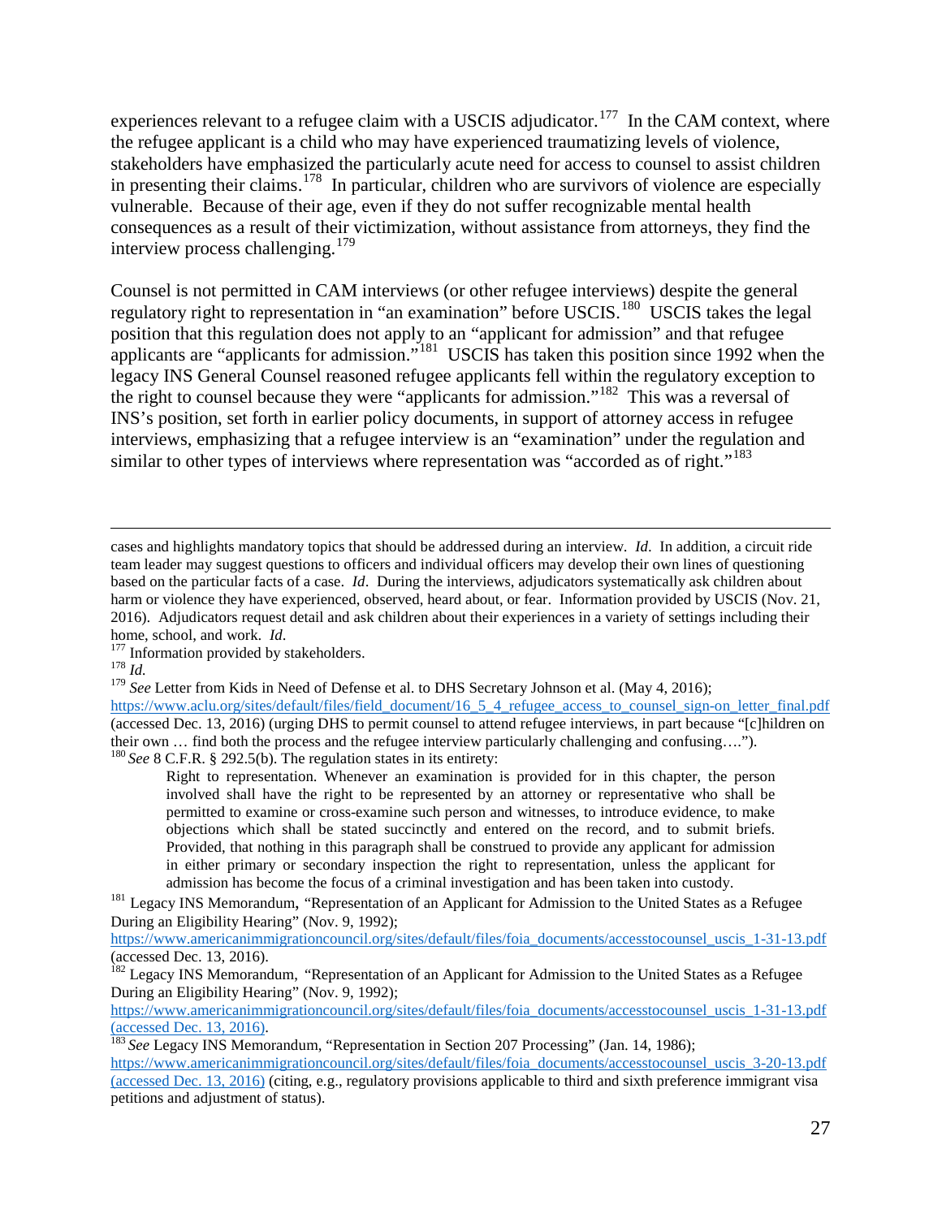experiences relevant to a refugee claim with a USCIS adjudicator.[177] In the CAM context, where the refugee applicant is a child who may have experienced traumatizing levels of violence, stakeholders have emphasized the particularly acute need for access to counsel to assist children in presenting their claims.[178] In particular, children who are survivors of violence are especially vulnerable. Because of their age, even if they do not suffer recognizable mental health consequences as a result of their victimization, without assistance from attorneys, they find the interview process challenging.[179]

Counsel is not permitted in CAM interviews (or other refugee interviews) despite the general regulatory right to representation in "an examination" before USCIS.[180] USCIS takes the legal position that this regulation does not apply to an "applicant for admission" and that refugee applicants are "applicants for admission."[181] USCIS has taken this position since 1992 when the legacy INS General Counsel reasoned refugee applicants fell within the regulatory exception to the right to counsel because they were "applicants for admission."[182] This was a reversal of INS's position, set forth in earlier policy documents, in support of attorney access in refugee interviews, emphasizing that a refugee interview is an "examination" under the regulation and similar to other types of interviews where representation was "accorded as of right."[183]

---

cases and highlights mandatory topics that should be addressed during an interview. *Id*. In addition, a circuit ride team leader may suggest questions to officers and individual officers may develop their own lines of questioning based on the particular facts of a case. *Id*. During the interviews, adjudicators systematically ask children about harm or violence they have experienced, observed, heard about, or fear. Information provided by USCIS (Nov. 21, 2016). Adjudicators request detail and ask children about their experiences in a variety of settings including their home, school, and work. *Id*.

[177] Information provided by stakeholders.

[178] *Id.*

[179] *See* Letter from Kids in Need of Defense et al. to DHS Secretary Johnson et al. (May 4, 2016); https://www.aclu.org/sites/default/files/field_document/16_5_4_refugee_access_to_counsel_sign-on_letter_final.pdf (accessed Dec. 13, 2016) (urging DHS to permit counsel to attend refugee interviews, in part because "[c]hildren on their own … find both the process and the refugee interview particularly challenging and confusing….").

[180] *See* 8 C.F.R. § 292.5(b). The regulation states in its entirety:

> Right to representation. Whenever an examination is provided for in this chapter, the person involved shall have the right to be represented by an attorney or representative who shall be permitted to examine or cross-examine such person and witnesses, to introduce evidence, to make objections which shall be stated succinctly and entered on the record, and to submit briefs. Provided, that nothing in this paragraph shall be construed to provide any applicant for admission in either primary or secondary inspection the right to representation, unless the applicant for admission has become the focus of a criminal investigation and has been taken into custody.

[181] Legacy INS Memorandum, "Representation of an Applicant for Admission to the United States as a Refugee During an Eligibility Hearing" (Nov. 9, 1992); https://www.americanimmigrationcouncil.org/sites/default/files/foia_documents/accesstocounsel_uscis_1-31-13.pdf (accessed Dec. 13, 2016).

[182] Legacy INS Memorandum, "Representation of an Applicant for Admission to the United States as a Refugee During an Eligibility Hearing" (Nov. 9, 1992); https://www.americanimmigrationcouncil.org/sites/default/files/foia_documents/accesstocounsel_uscis_1-31-13.pdf (accessed Dec. 13, 2016).

[183] *See* Legacy INS Memorandum, "Representation in Section 207 Processing" (Jan. 14, 1986); https://www.americanimmigrationcouncil.org/sites/default/files/foia_documents/accesstocounsel_uscis_3-20-13.pdf (accessed Dec. 13, 2016) (citing, e.g., regulatory provisions applicable to third and sixth preference immigrant visa petitions and adjustment of status).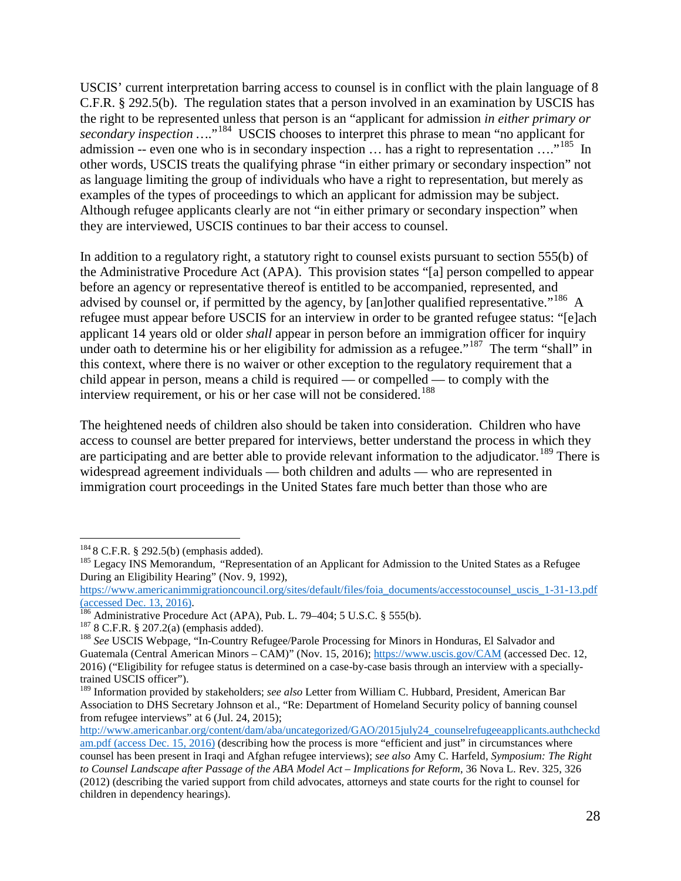USCIS' current interpretation barring access to counsel is in conflict with the plain language of 8 C.F.R. § 292.5(b). The regulation states that a person involved in an examination by USCIS has the right to be represented unless that person is an "applicant for admission *in either primary or secondary inspection* …."[184] USCIS chooses to interpret this phrase to mean "no applicant for admission -- even one who is in secondary inspection … has a right to representation …."[185] In other words, USCIS treats the qualifying phrase "in either primary or secondary inspection" not as language limiting the group of individuals who have a right to representation, but merely as examples of the types of proceedings to which an applicant for admission may be subject. Although refugee applicants clearly are not "in either primary or secondary inspection" when they are interviewed, USCIS continues to bar their access to counsel.

In addition to a regulatory right, a statutory right to counsel exists pursuant to section 555(b) of the Administrative Procedure Act (APA). This provision states "[a] person compelled to appear before an agency or representative thereof is entitled to be accompanied, represented, and advised by counsel or, if permitted by the agency, by [an]other qualified representative."[186] A refugee must appear before USCIS for an interview in order to be granted refugee status: "[e]ach applicant 14 years old or older *shall* appear in person before an immigration officer for inquiry under oath to determine his or her eligibility for admission as a refugee."[187] The term "shall" in this context, where there is no waiver or other exception to the regulatory requirement that a child appear in person, means a child is required — or compelled — to comply with the interview requirement, or his or her case will not be considered.[188]

The heightened needs of children also should be taken into consideration. Children who have access to counsel are better prepared for interviews, better understand the process in which they are participating and are better able to provide relevant information to the adjudicator.[189] There is widespread agreement individuals — both children and adults — who are represented in immigration court proceedings in the United States fare much better than those who are

---

[184] 8 C.F.R. § 292.5(b) (emphasis added).

[185] Legacy INS Memorandum, "Representation of an Applicant for Admission to the United States as a Refugee During an Eligibility Hearing" (Nov. 9, 1992), https://www.americanimmigrationcouncil.org/sites/default/files/foia_documents/accesstocounsel_uscis_1-31-13.pdf (accessed Dec. 13, 2016).

[186] Administrative Procedure Act (APA), Pub. L. 79–404; 5 U.S.C. § 555(b).

[187] 8 C.F.R. § 207.2(a) (emphasis added).

[188] *See* USCIS Webpage, "In-Country Refugee/Parole Processing for Minors in Honduras, El Salvador and Guatemala (Central American Minors – CAM)" (Nov. 15, 2016); https://www.uscis.gov/CAM (accessed Dec. 12, 2016) ("Eligibility for refugee status is determined on a case-by-case basis through an interview with a specially-trained USCIS officer").

[189] Information provided by stakeholders; *see also* Letter from William C. Hubbard, President, American Bar Association to DHS Secretary Johnson et al., "Re: Department of Homeland Security policy of banning counsel from refugee interviews" at 6 (Jul. 24, 2015); http://www.americanbar.org/content/dam/aba/uncategorized/GAO/2015july24_counselrefugeeapplicants.authcheckdam.pdf (access Dec. 15, 2016) (describing how the process is more "efficient and just" in circumstances where counsel has been present in Iraqi and Afghan refugee interviews); *see also* Amy C. Harfeld, *Symposium: The Right to Counsel Landscape after Passage of the ABA Model Act – Implications for Reform*, 36 Nova L. Rev. 325, 326 (2012) (describing the varied support from child advocates, attorneys and state courts for the right to counsel for children in dependency hearings).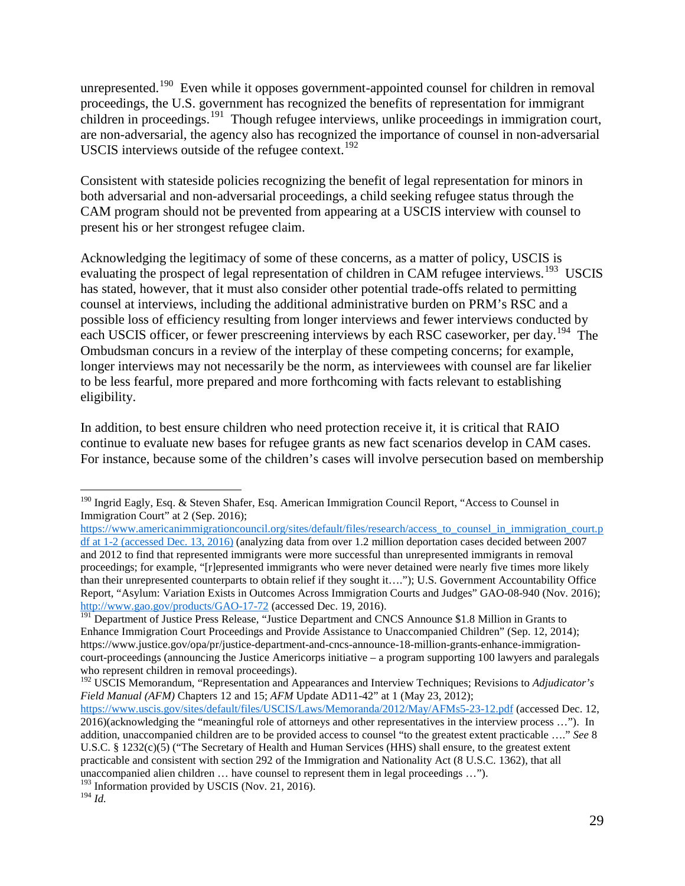unrepresented.[190] Even while it opposes government-appointed counsel for children in removal proceedings, the U.S. government has recognized the benefits of representation for immigrant children in proceedings.[191] Though refugee interviews, unlike proceedings in immigration court, are non-adversarial, the agency also has recognized the importance of counsel in non-adversarial USCIS interviews outside of the refugee context.[192]

Consistent with stateside policies recognizing the benefit of legal representation for minors in both adversarial and non-adversarial proceedings, a child seeking refugee status through the CAM program should not be prevented from appearing at a USCIS interview with counsel to present his or her strongest refugee claim.

Acknowledging the legitimacy of some of these concerns, as a matter of policy, USCIS is evaluating the prospect of legal representation of children in CAM refugee interviews.[193] USCIS has stated, however, that it must also consider other potential trade-offs related to permitting counsel at interviews, including the additional administrative burden on PRM's RSC and a possible loss of efficiency resulting from longer interviews and fewer interviews conducted by each USCIS officer, or fewer prescreening interviews by each RSC caseworker, per day.[194] The Ombudsman concurs in a review of the interplay of these competing concerns; for example, longer interviews may not necessarily be the norm, as interviewees with counsel are far likelier to be less fearful, more prepared and more forthcoming with facts relevant to establishing eligibility.

In addition, to best ensure children who need protection receive it, it is critical that RAIO continue to evaluate new bases for refugee grants as new fact scenarios develop in CAM cases. For instance, because some of the children's cases will involve persecution based on membership

---

[190] Ingrid Eagly, Esq. & Steven Shafer, Esq. American Immigration Council Report, "Access to Counsel in Immigration Court" at 2 (Sep. 2016); https://www.americanimmigrationcouncil.org/sites/default/files/research/access_to_counsel_in_immigration_court.pdf at 1-2 (accessed Dec. 13, 2016) (analyzing data from over 1.2 million deportation cases decided between 2007 and 2012 to find that represented immigrants were more successful than unrepresented immigrants in removal proceedings; for example, "[r]epresented immigrants who were never detained were nearly five times more likely than their unrepresented counterparts to obtain relief if they sought it…."); U.S. Government Accountability Office Report, "Asylum: Variation Exists in Outcomes Across Immigration Courts and Judges" GAO-08-940 (Nov. 2016); http://www.gao.gov/products/GAO-17-72 (accessed Dec. 19, 2016).

[191] Department of Justice Press Release, "Justice Department and CNCS Announce $1.8 Million in Grants to Enhance Immigration Court Proceedings and Provide Assistance to Unaccompanied Children" (Sep. 12, 2014); https://www.justice.gov/opa/pr/justice-department-and-cncs-announce-18-million-grants-enhance-immigration-court-proceedings (announcing the Justice Americorps initiative – a program supporting 100 lawyers and paralegals who represent children in removal proceedings).

[192] USCIS Memorandum, "Representation and Appearances and Interview Techniques; Revisions to *Adjudicator's Field Manual (AFM)* Chapters 12 and 15; *AFM* Update AD11-42" at 1 (May 23, 2012); https://www.uscis.gov/sites/default/files/USCIS/Laws/Memoranda/2012/May/AFMs5-23-12.pdf (accessed Dec. 12, 2016)(acknowledging the "meaningful role of attorneys and other representatives in the interview process …"). In addition, unaccompanied children are to be provided access to counsel "to the greatest extent practicable …." *See* 8 U.S.C. § 1232(c)(5) ("The Secretary of Health and Human Services (HHS) shall ensure, to the greatest extent practicable and consistent with section 292 of the Immigration and Nationality Act (8 U.S.C. 1362), that all unaccompanied alien children … have counsel to represent them in legal proceedings …").

[193] Information provided by USCIS (Nov. 21, 2016).

[194] *Id.*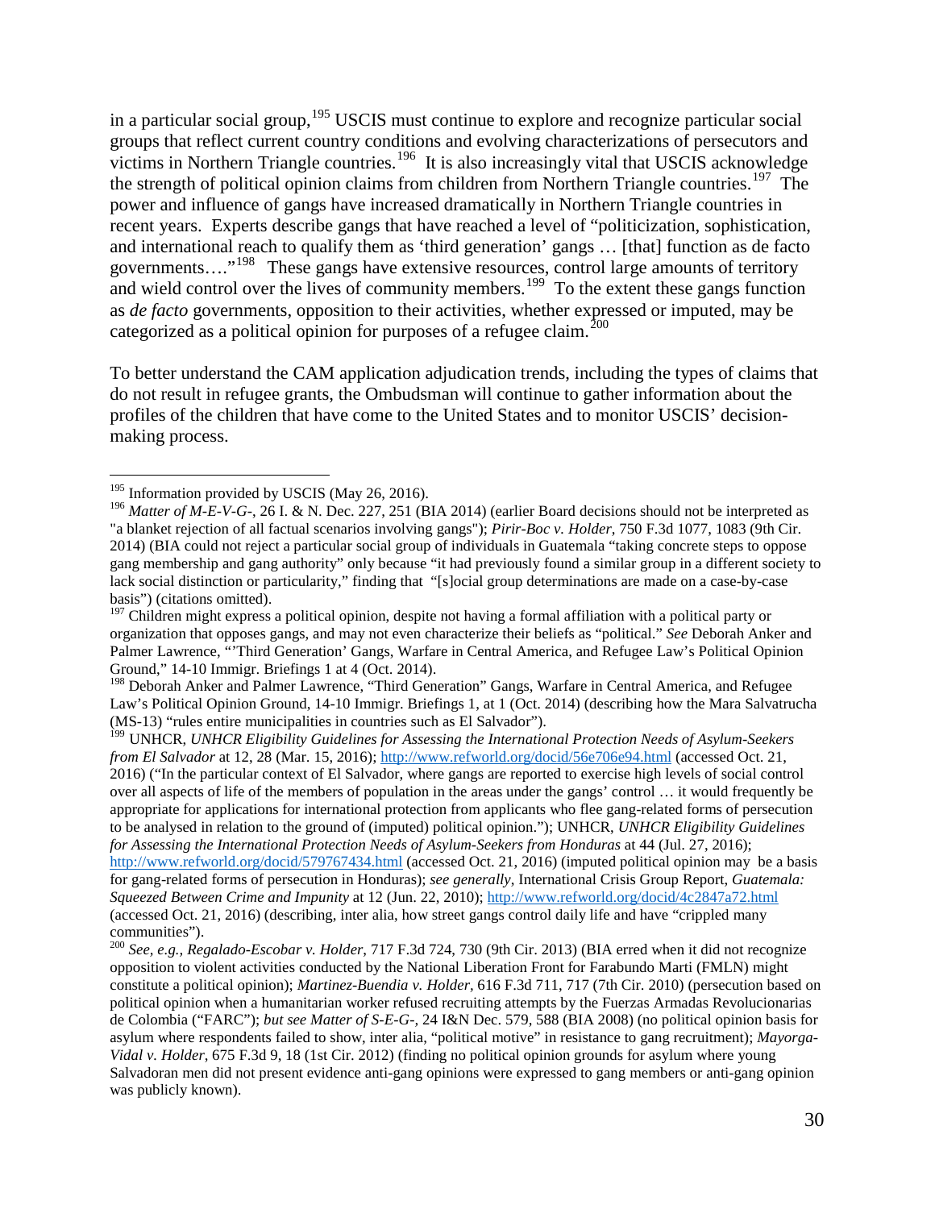in a particular social group,[195] USCIS must continue to explore and recognize particular social groups that reflect current country conditions and evolving characterizations of persecutors and victims in Northern Triangle countries.[196] It is also increasingly vital that USCIS acknowledge the strength of political opinion claims from children from Northern Triangle countries.[197] The power and influence of gangs have increased dramatically in Northern Triangle countries in recent years. Experts describe gangs that have reached a level of "politicization, sophistication, and international reach to qualify them as 'third generation' gangs … [that] function as de facto governments…."[198] These gangs have extensive resources, control large amounts of territory and wield control over the lives of community members.[199] To the extent these gangs function as *de facto* governments, opposition to their activities, whether expressed or imputed, may be categorized as a political opinion for purposes of a refugee claim.[200]

To better understand the CAM application adjudication trends, including the types of claims that do not result in refugee grants, the Ombudsman will continue to gather information about the profiles of the children that have come to the United States and to monitor USCIS' decision-making process.

---

[195] Information provided by USCIS (May 26, 2016).

[196] *Matter of M-E-V-G-*, 26 I. & N. Dec. 227, 251 (BIA 2014) (earlier Board decisions should not be interpreted as "a blanket rejection of all factual scenarios involving gangs"); *Pirir-Boc v. Holder*, 750 F.3d 1077, 1083 (9th Cir. 2014) (BIA could not reject a particular social group of individuals in Guatemala "taking concrete steps to oppose gang membership and gang authority" only because "it had previously found a similar group in a different society to lack social distinction or particularity," finding that "[s]ocial group determinations are made on a case-by-case basis") (citations omitted).

[197] Children might express a political opinion, despite not having a formal affiliation with a political party or organization that opposes gangs, and may not even characterize their beliefs as "political." *See* Deborah Anker and Palmer Lawrence, "'Third Generation' Gangs, Warfare in Central America, and Refugee Law's Political Opinion Ground," 14-10 Immigr. Briefings 1 at 4 (Oct. 2014).

[198] Deborah Anker and Palmer Lawrence, "Third Generation" Gangs, Warfare in Central America, and Refugee Law's Political Opinion Ground, 14-10 Immigr. Briefings 1, at 1 (Oct. 2014) (describing how the Mara Salvatrucha (MS-13) "rules entire municipalities in countries such as El Salvador").

[199] UNHCR, *UNHCR Eligibility Guidelines for Assessing the International Protection Needs of Asylum-Seekers from El Salvador* at 12, 28 (Mar. 15, 2016); http://www.refworld.org/docid/56e706e94.html (accessed Oct. 21, 2016) ("In the particular context of El Salvador, where gangs are reported to exercise high levels of social control over all aspects of life of the members of population in the areas under the gangs' control … it would frequently be appropriate for applications for international protection from applicants who flee gang-related forms of persecution to be analysed in relation to the ground of (imputed) political opinion."); UNHCR, *UNHCR Eligibility Guidelines for Assessing the International Protection Needs of Asylum-Seekers from Honduras* at 44 (Jul. 27, 2016); http://www.refworld.org/docid/579767434.html (accessed Oct. 21, 2016) (imputed political opinion may be a basis for gang-related forms of persecution in Honduras); *see generally*, International Crisis Group Report, *Guatemala: Squeezed Between Crime and Impunity* at 12 (Jun. 22, 2010); http://www.refworld.org/docid/4c2847a72.html (accessed Oct. 21, 2016) (describing, inter alia, how street gangs control daily life and have "crippled many communities").

[200] *See, e.g., Regalado-Escobar v. Holder*, 717 F.3d 724, 730 (9th Cir. 2013) (BIA erred when it did not recognize opposition to violent activities conducted by the National Liberation Front for Farabundo Marti (FMLN) might constitute a political opinion); *Martinez-Buendia v. Holder*, 616 F.3d 711, 717 (7th Cir. 2010) (persecution based on political opinion when a humanitarian worker refused recruiting attempts by the Fuerzas Armadas Revolucionarias de Colombia ("FARC"); *but see Matter of S-E-G-*, 24 I&N Dec. 579, 588 (BIA 2008) (no political opinion basis for asylum where respondents failed to show, inter alia, "political motive" in resistance to gang recruitment); *Mayorga-Vidal v. Holder*, 675 F.3d 9, 18 (1st Cir. 2012) (finding no political opinion grounds for asylum where young Salvadoran men did not present evidence anti-gang opinions were expressed to gang members or anti-gang opinion was publicly known).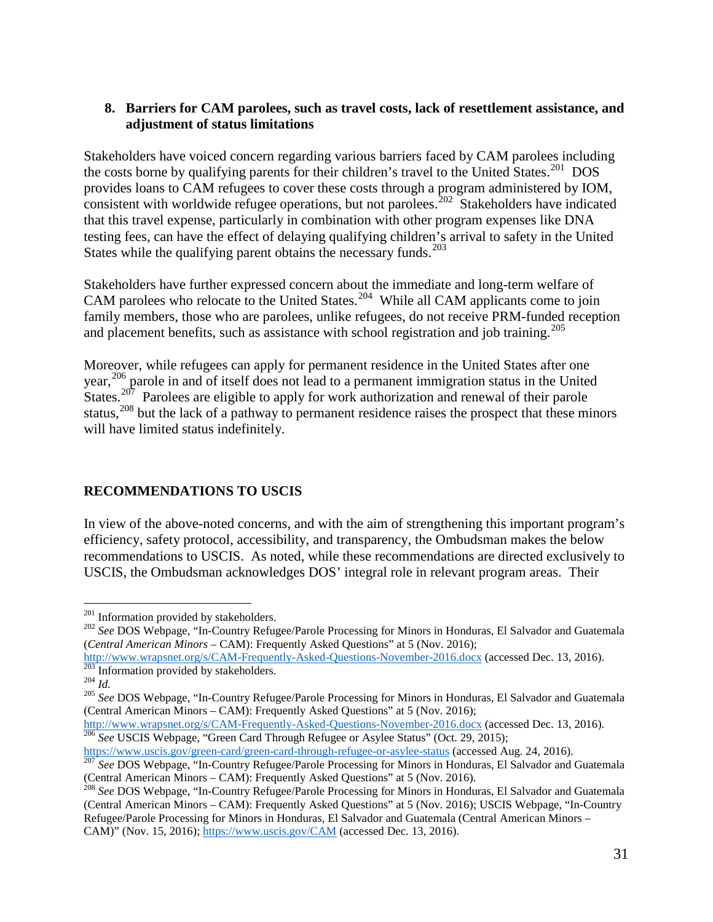### 8. Barriers for CAM parolees, such as travel costs, lack of resettlement assistance, and adjustment of status limitations

Stakeholders have voiced concern regarding various barriers faced by CAM parolees including the costs borne by qualifying parents for their children's travel to the United States.[201] DOS provides loans to CAM refugees to cover these costs through a program administered by IOM, consistent with worldwide refugee operations, but not parolees.[202] Stakeholders have indicated that this travel expense, particularly in combination with other program expenses like DNA testing fees, can have the effect of delaying qualifying children's arrival to safety in the United States while the qualifying parent obtains the necessary funds.[203]

Stakeholders have further expressed concern about the immediate and long-term welfare of CAM parolees who relocate to the United States.[204] While all CAM applicants come to join family members, those who are parolees, unlike refugees, do not receive PRM-funded reception and placement benefits, such as assistance with school registration and job training.[205]

Moreover, while refugees can apply for permanent residence in the United States after one year,[206] parole in and of itself does not lead to a permanent immigration status in the United States.[207] Parolees are eligible to apply for work authorization and renewal of their parole status,[208] but the lack of a pathway to permanent residence raises the prospect that these minors will have limited status indefinitely.

## RECOMMENDATIONS TO USCIS

In view of the above-noted concerns, and with the aim of strengthening this important program's efficiency, safety protocol, accessibility, and transparency, the Ombudsman makes the below recommendations to USCIS. As noted, while these recommendations are directed exclusively to USCIS, the Ombudsman acknowledges DOS' integral role in relevant program areas. Their

---

[201] Information provided by stakeholders.

[202] *See* DOS Webpage, "In-Country Refugee/Parole Processing for Minors in Honduras, El Salvador and Guatemala (*Central American Minors* – CAM): Frequently Asked Questions" at 5 (Nov. 2016); http://www.wrapsnet.org/s/CAM-Frequently-Asked-Questions-November-2016.docx (accessed Dec. 13, 2016).

[203] Information provided by stakeholders.

[204] *Id.*

[205] *See* DOS Webpage, "In-Country Refugee/Parole Processing for Minors in Honduras, El Salvador and Guatemala (Central American Minors – CAM): Frequently Asked Questions" at 5 (Nov. 2016); http://www.wrapsnet.org/s/CAM-Frequently-Asked-Questions-November-2016.docx (accessed Dec. 13, 2016).

[206] *See* USCIS Webpage, "Green Card Through Refugee or Asylee Status" (Oct. 29, 2015); https://www.uscis.gov/green-card/green-card-through-refugee-or-asylee-status (accessed Aug. 24, 2016).

[207] *See* DOS Webpage, "In-Country Refugee/Parole Processing for Minors in Honduras, El Salvador and Guatemala (Central American Minors – CAM): Frequently Asked Questions" at 5 (Nov. 2016).

[208] *See* DOS Webpage, "In-Country Refugee/Parole Processing for Minors in Honduras, El Salvador and Guatemala (Central American Minors – CAM): Frequently Asked Questions" at 5 (Nov. 2016); USCIS Webpage, "In-Country Refugee/Parole Processing for Minors in Honduras, El Salvador and Guatemala (Central American Minors – CAM)" (Nov. 15, 2016); https://www.uscis.gov/CAM (accessed Dec. 13, 2016).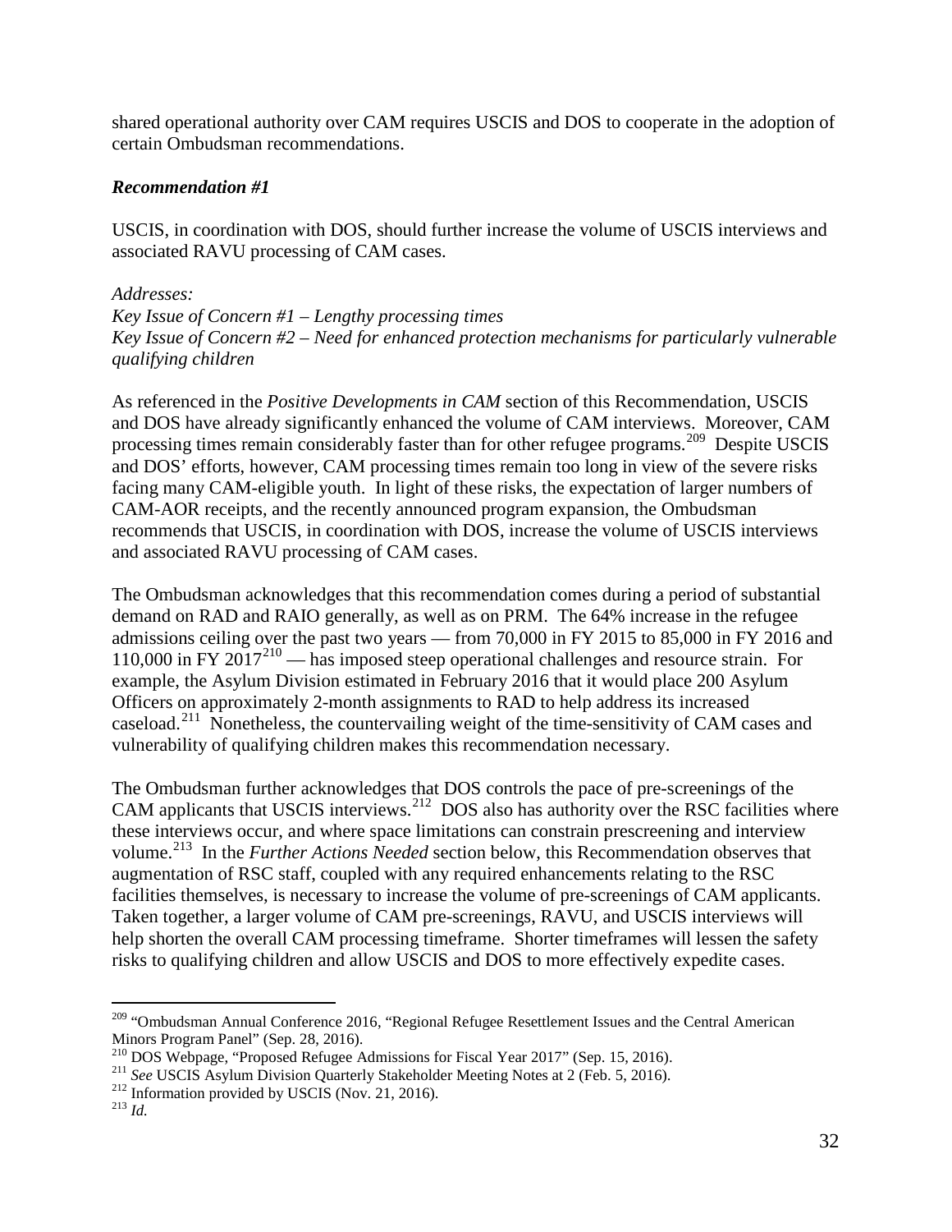shared operational authority over CAM requires USCIS and DOS to cooperate in the adoption of certain Ombudsman recommendations.

***Recommendation #1***

USCIS, in coordination with DOS, should further increase the volume of USCIS interviews and associated RAVU processing of CAM cases.

*Addresses:*
*Key Issue of Concern #1 – Lengthy processing times*
*Key Issue of Concern #2 – Need for enhanced protection mechanisms for particularly vulnerable qualifying children*

As referenced in the *Positive Developments in CAM* section of this Recommendation, USCIS and DOS have already significantly enhanced the volume of CAM interviews. Moreover, CAM processing times remain considerably faster than for other refugee programs.[209] Despite USCIS and DOS' efforts, however, CAM processing times remain too long in view of the severe risks facing many CAM-eligible youth. In light of these risks, the expectation of larger numbers of CAM-AOR receipts, and the recently announced program expansion, the Ombudsman recommends that USCIS, in coordination with DOS, increase the volume of USCIS interviews and associated RAVU processing of CAM cases.

The Ombudsman acknowledges that this recommendation comes during a period of substantial demand on RAD and RAIO generally, as well as on PRM. The 64% increase in the refugee admissions ceiling over the past two years — from 70,000 in FY 2015 to 85,000 in FY 2016 and 110,000 in FY 2017[210] — has imposed steep operational challenges and resource strain. For example, the Asylum Division estimated in February 2016 that it would place 200 Asylum Officers on approximately 2-month assignments to RAD to help address its increased caseload.[211] Nonetheless, the countervailing weight of the time-sensitivity of CAM cases and vulnerability of qualifying children makes this recommendation necessary.

The Ombudsman further acknowledges that DOS controls the pace of pre-screenings of the CAM applicants that USCIS interviews.[212] DOS also has authority over the RSC facilities where these interviews occur, and where space limitations can constrain prescreening and interview volume.[213] In the *Further Actions Needed* section below, this Recommendation observes that augmentation of RSC staff, coupled with any required enhancements relating to the RSC facilities themselves, is necessary to increase the volume of pre-screenings of CAM applicants. Taken together, a larger volume of CAM pre-screenings, RAVU, and USCIS interviews will help shorten the overall CAM processing timeframe. Shorter timeframes will lessen the safety risks to qualifying children and allow USCIS and DOS to more effectively expedite cases.

---

[209] "Ombudsman Annual Conference 2016, "Regional Refugee Resettlement Issues and the Central American Minors Program Panel" (Sep. 28, 2016).
[210] DOS Webpage, "Proposed Refugee Admissions for Fiscal Year 2017" (Sep. 15, 2016).
[211] *See* USCIS Asylum Division Quarterly Stakeholder Meeting Notes at 2 (Feb. 5, 2016).
[212] Information provided by USCIS (Nov. 21, 2016).
[213] *Id.*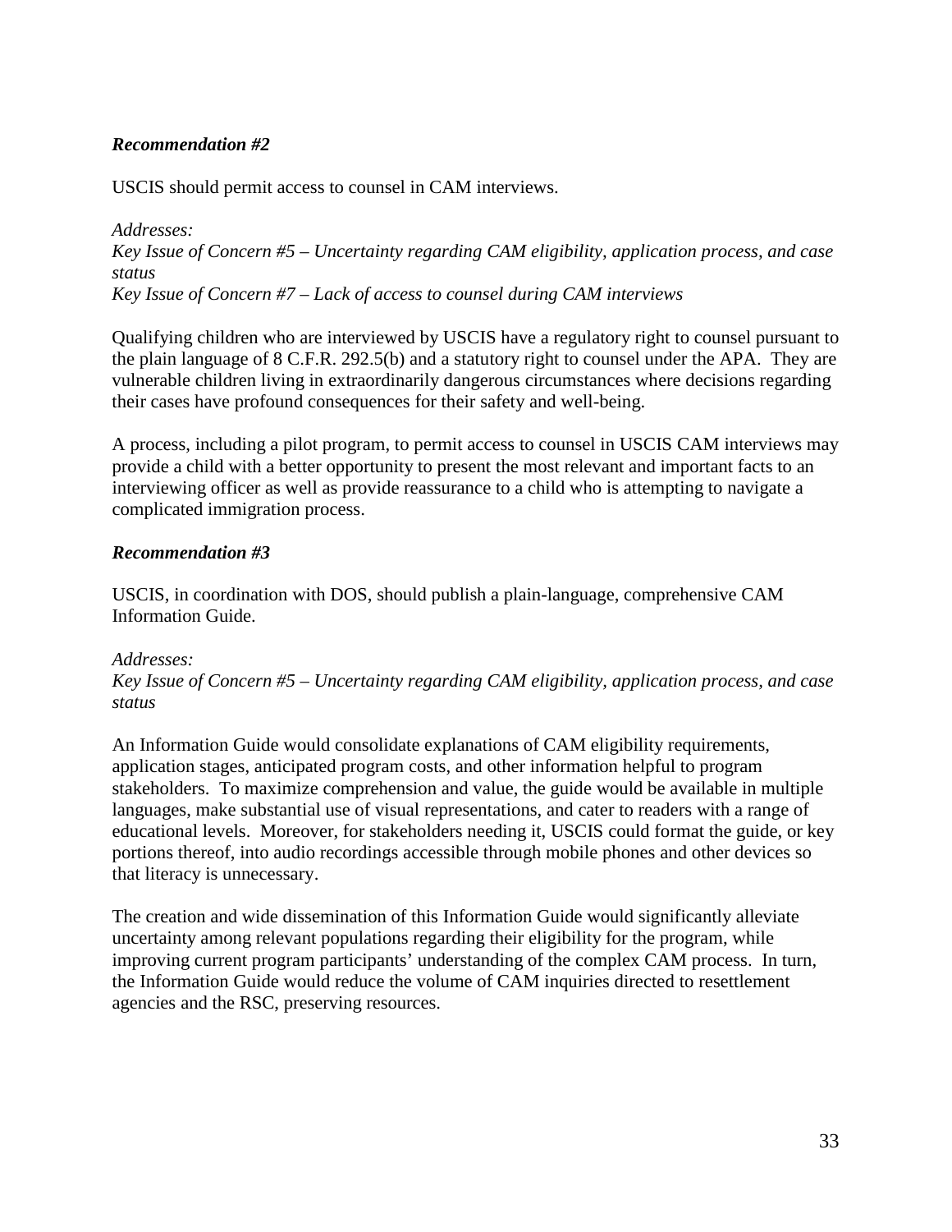### *Recommendation #2*

USCIS should permit access to counsel in CAM interviews.

*Addresses:*
*Key Issue of Concern #5 – Uncertainty regarding CAM eligibility, application process, and case status*
*Key Issue of Concern #7 – Lack of access to counsel during CAM interviews*

Qualifying children who are interviewed by USCIS have a regulatory right to counsel pursuant to the plain language of 8 C.F.R. 292.5(b) and a statutory right to counsel under the APA. They are vulnerable children living in extraordinarily dangerous circumstances where decisions regarding their cases have profound consequences for their safety and well-being.

A process, including a pilot program, to permit access to counsel in USCIS CAM interviews may provide a child with a better opportunity to present the most relevant and important facts to an interviewing officer as well as provide reassurance to a child who is attempting to navigate a complicated immigration process.

### *Recommendation #3*

USCIS, in coordination with DOS, should publish a plain-language, comprehensive CAM Information Guide.

*Addresses:*
*Key Issue of Concern #5 – Uncertainty regarding CAM eligibility, application process, and case status*

An Information Guide would consolidate explanations of CAM eligibility requirements, application stages, anticipated program costs, and other information helpful to program stakeholders. To maximize comprehension and value, the guide would be available in multiple languages, make substantial use of visual representations, and cater to readers with a range of educational levels. Moreover, for stakeholders needing it, USCIS could format the guide, or key portions thereof, into audio recordings accessible through mobile phones and other devices so that literacy is unnecessary.

The creation and wide dissemination of this Information Guide would significantly alleviate uncertainty among relevant populations regarding their eligibility for the program, while improving current program participants' understanding of the complex CAM process. In turn, the Information Guide would reduce the volume of CAM inquiries directed to resettlement agencies and the RSC, preserving resources.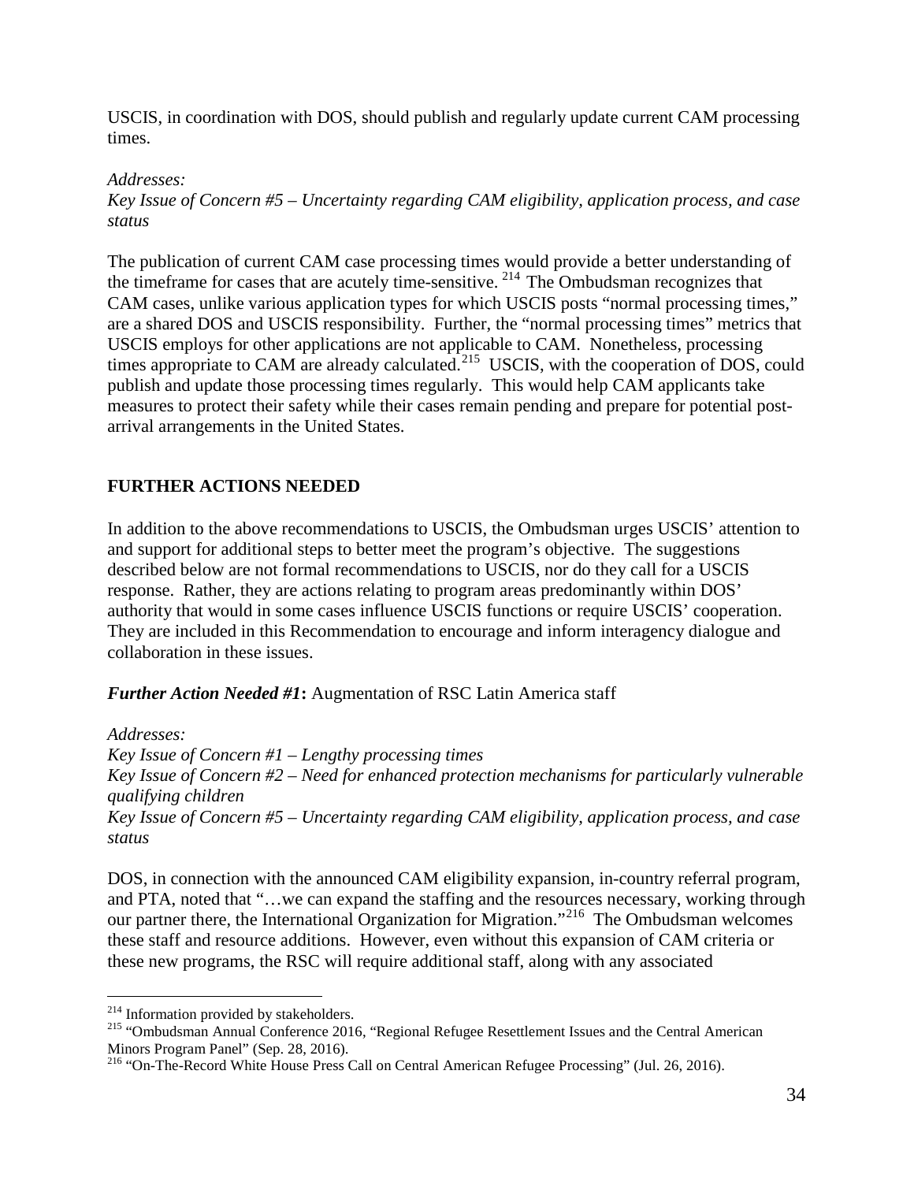USCIS, in coordination with DOS, should publish and regularly update current CAM processing times.

*Addresses:*
*Key Issue of Concern #5 – Uncertainty regarding CAM eligibility, application process, and case status*

The publication of current CAM case processing times would provide a better understanding of the timeframe for cases that are acutely time-sensitive.[214] The Ombudsman recognizes that CAM cases, unlike various application types for which USCIS posts "normal processing times," are a shared DOS and USCIS responsibility. Further, the "normal processing times" metrics that USCIS employs for other applications are not applicable to CAM. Nonetheless, processing times appropriate to CAM are already calculated.[215] USCIS, with the cooperation of DOS, could publish and update those processing times regularly. This would help CAM applicants take measures to protect their safety while their cases remain pending and prepare for potential post-arrival arrangements in the United States.

## FURTHER ACTIONS NEEDED

In addition to the above recommendations to USCIS, the Ombudsman urges USCIS' attention to and support for additional steps to better meet the program's objective. The suggestions described below are not formal recommendations to USCIS, nor do they call for a USCIS response. Rather, they are actions relating to program areas predominantly within DOS' authority that would in some cases influence USCIS functions or require USCIS' cooperation. They are included in this Recommendation to encourage and inform interagency dialogue and collaboration in these issues.

***Further Action Needed #1*:** Augmentation of RSC Latin America staff

*Addresses:*
*Key Issue of Concern #1 – Lengthy processing times*
*Key Issue of Concern #2 – Need for enhanced protection mechanisms for particularly vulnerable qualifying children*
*Key Issue of Concern #5 – Uncertainty regarding CAM eligibility, application process, and case status*

DOS, in connection with the announced CAM eligibility expansion, in-country referral program, and PTA, noted that "…we can expand the staffing and the resources necessary, working through our partner there, the International Organization for Migration."[216] The Ombudsman welcomes these staff and resource additions. However, even without this expansion of CAM criteria or these new programs, the RSC will require additional staff, along with any associated

---

[214] Information provided by stakeholders.
[215] "Ombudsman Annual Conference 2016, "Regional Refugee Resettlement Issues and the Central American Minors Program Panel" (Sep. 28, 2016).
[216] "On-The-Record White House Press Call on Central American Refugee Processing" (Jul. 26, 2016).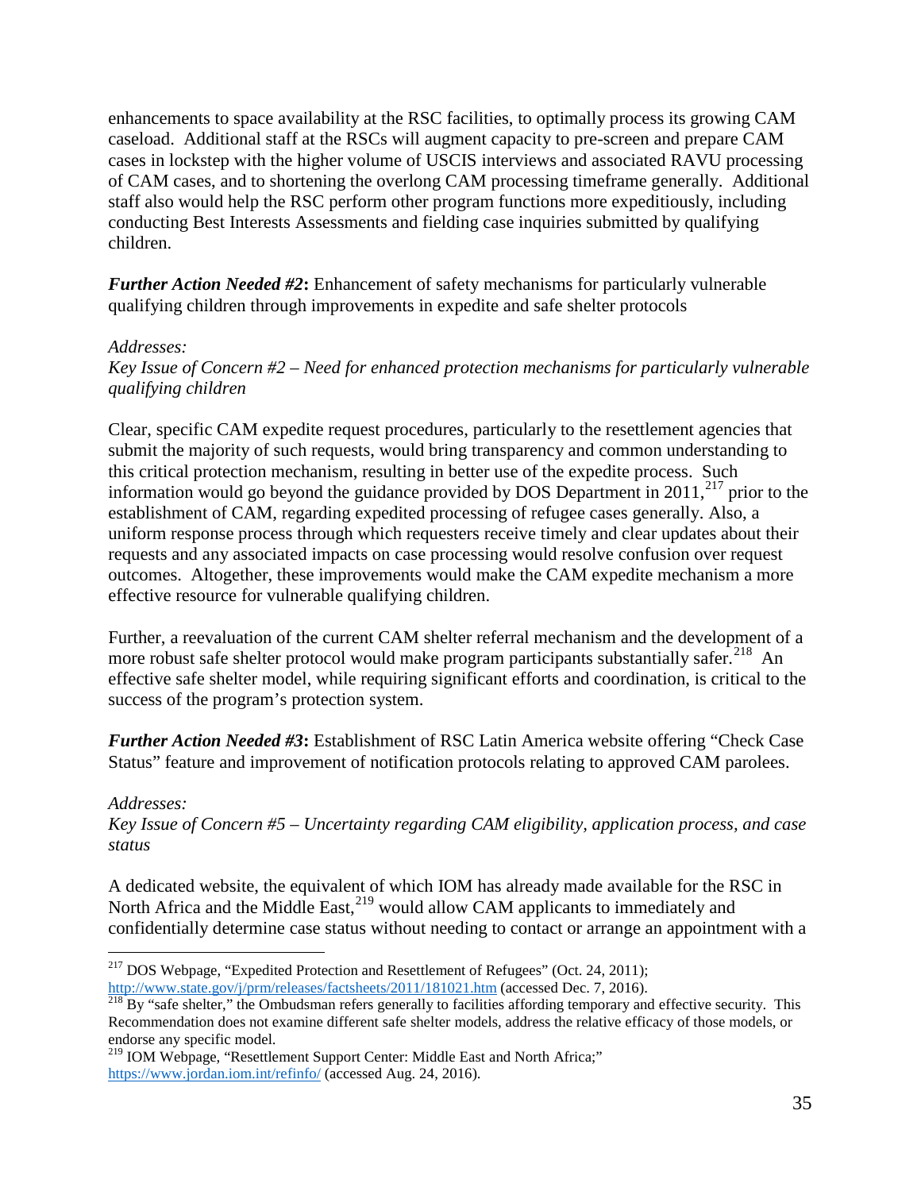enhancements to space availability at the RSC facilities, to optimally process its growing CAM caseload. Additional staff at the RSCs will augment capacity to pre-screen and prepare CAM cases in lockstep with the higher volume of USCIS interviews and associated RAVU processing of CAM cases, and to shortening the overlong CAM processing timeframe generally. Additional staff also would help the RSC perform other program functions more expeditiously, including conducting Best Interests Assessments and fielding case inquiries submitted by qualifying children.

***Further Action Needed #2*:** Enhancement of safety mechanisms for particularly vulnerable qualifying children through improvements in expedite and safe shelter protocols

*Addresses:*
*Key Issue of Concern #2 – Need for enhanced protection mechanisms for particularly vulnerable qualifying children*

Clear, specific CAM expedite request procedures, particularly to the resettlement agencies that submit the majority of such requests, would bring transparency and common understanding to this critical protection mechanism, resulting in better use of the expedite process. Such information would go beyond the guidance provided by DOS Department in 2011,[217] prior to the establishment of CAM, regarding expedited processing of refugee cases generally. Also, a uniform response process through which requesters receive timely and clear updates about their requests and any associated impacts on case processing would resolve confusion over request outcomes. Altogether, these improvements would make the CAM expedite mechanism a more effective resource for vulnerable qualifying children.

Further, a reevaluation of the current CAM shelter referral mechanism and the development of a more robust safe shelter protocol would make program participants substantially safer.[218] An effective safe shelter model, while requiring significant efforts and coordination, is critical to the success of the program's protection system.

***Further Action Needed #3*:** Establishment of RSC Latin America website offering "Check Case Status" feature and improvement of notification protocols relating to approved CAM parolees.

*Addresses:*
*Key Issue of Concern #5 – Uncertainty regarding CAM eligibility, application process, and case status*

A dedicated website, the equivalent of which IOM has already made available for the RSC in North Africa and the Middle East,[219] would allow CAM applicants to immediately and confidentially determine case status without needing to contact or arrange an appointment with a

---

[217] DOS Webpage, "Expedited Protection and Resettlement of Refugees" (Oct. 24, 2011); http://www.state.gov/j/prm/releases/factsheets/2011/181021.htm (accessed Dec. 7, 2016).

[218] By "safe shelter," the Ombudsman refers generally to facilities affording temporary and effective security. This Recommendation does not examine different safe shelter models, address the relative efficacy of those models, or endorse any specific model.

[219] IOM Webpage, "Resettlement Support Center: Middle East and North Africa;" https://www.jordan.iom.int/refinfo/ (accessed Aug. 24, 2016).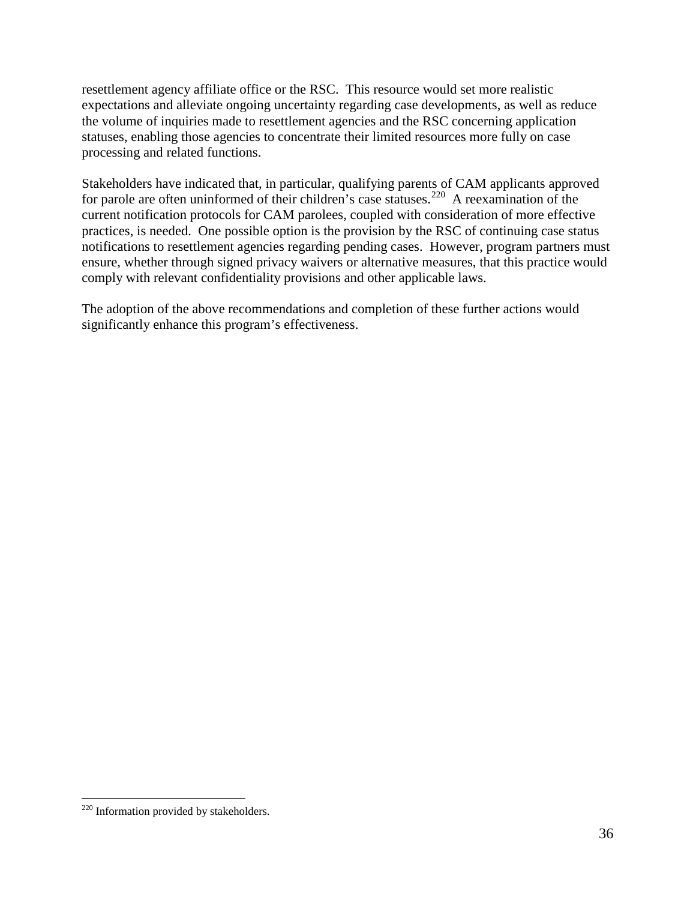resettlement agency affiliate office or the RSC. This resource would set more realistic expectations and alleviate ongoing uncertainty regarding case developments, as well as reduce the volume of inquiries made to resettlement agencies and the RSC concerning application statuses, enabling those agencies to concentrate their limited resources more fully on case processing and related functions.

Stakeholders have indicated that, in particular, qualifying parents of CAM applicants approved for parole are often uninformed of their children's case statuses.[220] A reexamination of the current notification protocols for CAM parolees, coupled with consideration of more effective practices, is needed. One possible option is the provision by the RSC of continuing case status notifications to resettlement agencies regarding pending cases. However, program partners must ensure, whether through signed privacy waivers or alternative measures, that this practice would comply with relevant confidentiality provisions and other applicable laws.

The adoption of the above recommendations and completion of these further actions would significantly enhance this program's effectiveness.

---

[220] Information provided by stakeholders.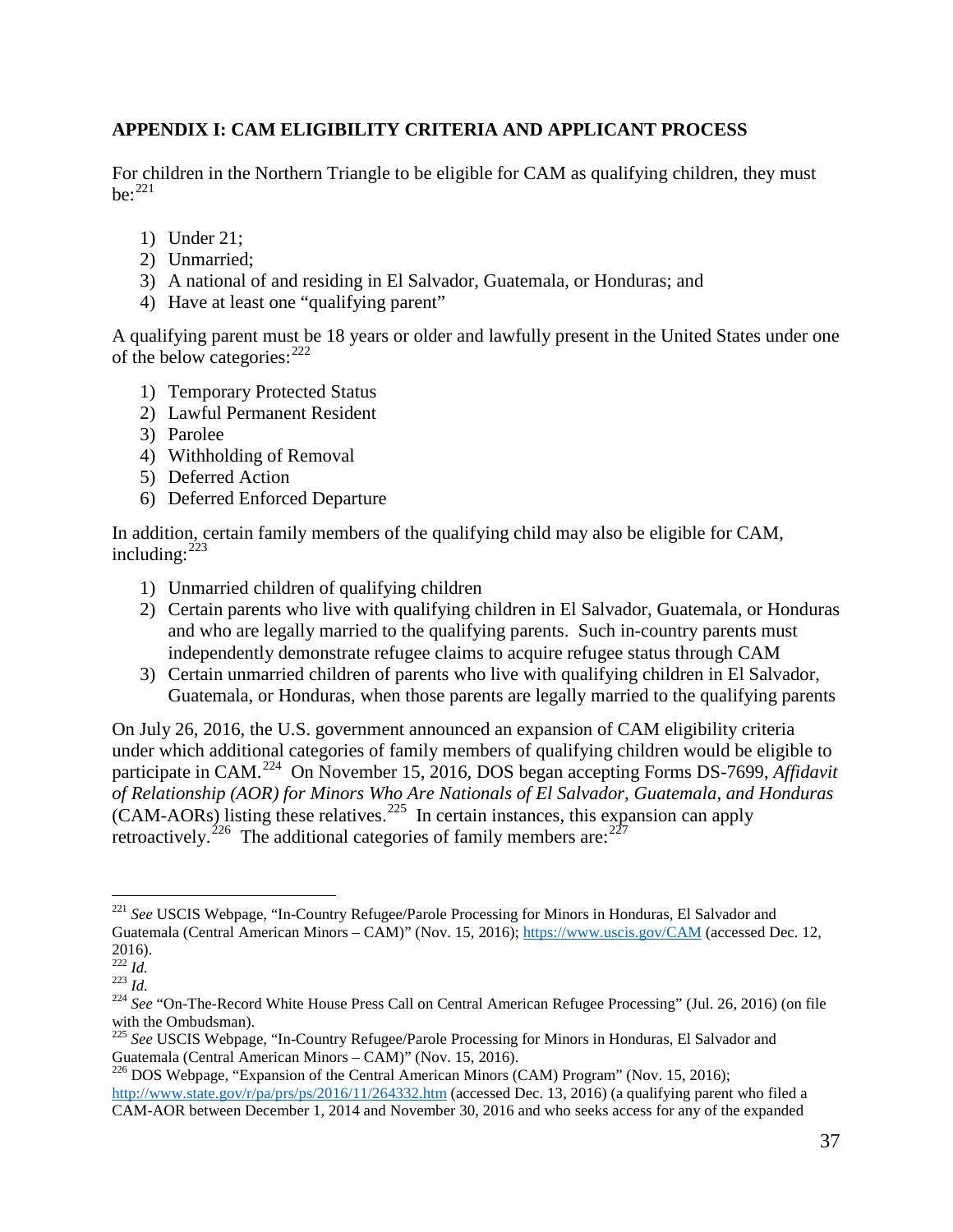## APPENDIX I: CAM ELIGIBILITY CRITERIA AND APPLICANT PROCESS

For children in the Northern Triangle to be eligible for CAM as qualifying children, they must be:[221]

1) Under 21;
2) Unmarried;
3) A national of and residing in El Salvador, Guatemala, or Honduras; and
4) Have at least one "qualifying parent"

A qualifying parent must be 18 years or older and lawfully present in the United States under one of the below categories:[222]

1) Temporary Protected Status
2) Lawful Permanent Resident
3) Parolee
4) Withholding of Removal
5) Deferred Action
6) Deferred Enforced Departure

In addition, certain family members of the qualifying child may also be eligible for CAM, including:[223]

1) Unmarried children of qualifying children
2) Certain parents who live with qualifying children in El Salvador, Guatemala, or Honduras and who are legally married to the qualifying parents. Such in-country parents must independently demonstrate refugee claims to acquire refugee status through CAM
3) Certain unmarried children of parents who live with qualifying children in El Salvador, Guatemala, or Honduras, when those parents are legally married to the qualifying parents

On July 26, 2016, the U.S. government announced an expansion of CAM eligibility criteria under which additional categories of family members of qualifying children would be eligible to participate in CAM.[224] On November 15, 2016, DOS began accepting Forms DS-7699, *Affidavit of Relationship (AOR) for Minors Who Are Nationals of El Salvador, Guatemala, and Honduras* (CAM-AORs) listing these relatives.[225] In certain instances, this expansion can apply retroactively.[226] The additional categories of family members are:[227]

---

[221] *See* USCIS Webpage, "In-Country Refugee/Parole Processing for Minors in Honduras, El Salvador and Guatemala (Central American Minors – CAM)" (Nov. 15, 2016); https://www.uscis.gov/CAM (accessed Dec. 12, 2016).

[222] *Id.*

[223] *Id.*

[224] *See* "On-The-Record White House Press Call on Central American Refugee Processing" (Jul. 26, 2016) (on file with the Ombudsman).

[225] *See* USCIS Webpage, "In-Country Refugee/Parole Processing for Minors in Honduras, El Salvador and Guatemala (Central American Minors – CAM)" (Nov. 15, 2016).

[226] DOS Webpage, "Expansion of the Central American Minors (CAM) Program" (Nov. 15, 2016); http://www.state.gov/r/pa/prs/ps/2016/11/264332.htm (accessed Dec. 13, 2016) (a qualifying parent who filed a CAM-AOR between December 1, 2014 and November 30, 2016 and who seeks access for any of the expanded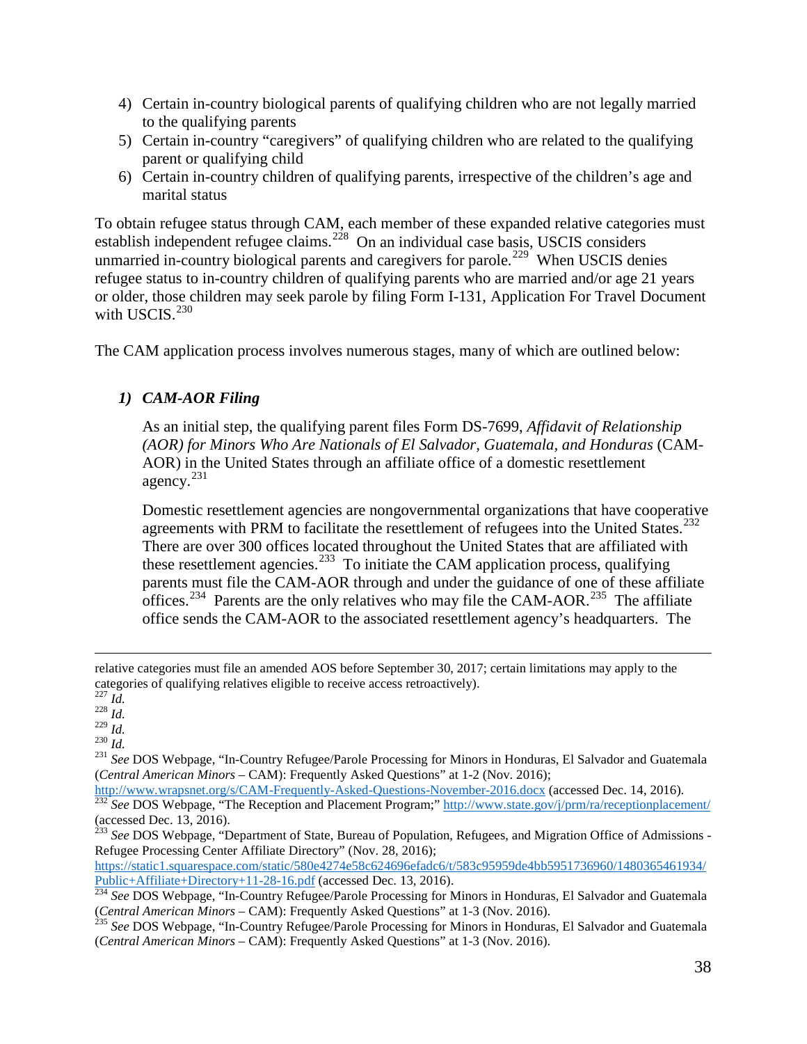4) Certain in-country biological parents of qualifying children who are not legally married to the qualifying parents
5) Certain in-country "caregivers" of qualifying children who are related to the qualifying parent or qualifying child
6) Certain in-country children of qualifying parents, irrespective of the children's age and marital status

To obtain refugee status through CAM, each member of these expanded relative categories must establish independent refugee claims.[228] On an individual case basis, USCIS considers unmarried in-country biological parents and caregivers for parole.[229] When USCIS denies refugee status to in-country children of qualifying parents who are married and/or age 21 years or older, those children may seek parole by filing Form I-131, Application For Travel Document with USCIS.[230]

The CAM application process involves numerous stages, many of which are outlined below:

### *1) CAM-AOR Filing*

As an initial step, the qualifying parent files Form DS-7699, *Affidavit of Relationship (AOR) for Minors Who Are Nationals of El Salvador, Guatemala, and Honduras* (CAM-AOR) in the United States through an affiliate office of a domestic resettlement agency.[231]

Domestic resettlement agencies are nongovernmental organizations that have cooperative agreements with PRM to facilitate the resettlement of refugees into the United States.[232] There are over 300 offices located throughout the United States that are affiliated with these resettlement agencies.[233] To initiate the CAM application process, qualifying parents must file the CAM-AOR through and under the guidance of one of these affiliate offices.[234] Parents are the only relatives who may file the CAM-AOR.[235] The affiliate office sends the CAM-AOR to the associated resettlement agency's headquarters. The

---

relative categories must file an amended AOS before September 30, 2017; certain limitations may apply to the categories of qualifying relatives eligible to receive access retroactively).

[227] *Id.*

[228] *Id.*

[229] *Id.*

[230] *Id.*

[231] *See* DOS Webpage, "In-Country Refugee/Parole Processing for Minors in Honduras, El Salvador and Guatemala (*Central American Minors* – CAM): Frequently Asked Questions" at 1-2 (Nov. 2016); http://www.wrapsnet.org/s/CAM-Frequently-Asked-Questions-November-2016.docx (accessed Dec. 14, 2016).

[232] *See* DOS Webpage, "The Reception and Placement Program;" http://www.state.gov/j/prm/ra/receptionplacement/ (accessed Dec. 13, 2016).

[233] *See* DOS Webpage, "Department of State, Bureau of Population, Refugees, and Migration Office of Admissions - Refugee Processing Center Affiliate Directory" (Nov. 28, 2016); https://static1.squarespace.com/static/580e4274e58c624696efadc6/t/583c95959de4bb5951736960/1480365461934/Public+Affiliate+Directory+11-28-16.pdf (accessed Dec. 13, 2016).

[234] *See* DOS Webpage, "In-Country Refugee/Parole Processing for Minors in Honduras, El Salvador and Guatemala (*Central American Minors* – CAM): Frequently Asked Questions" at 1-3 (Nov. 2016).

[235] *See* DOS Webpage, "In-Country Refugee/Parole Processing for Minors in Honduras, El Salvador and Guatemala (*Central American Minors* – CAM): Frequently Asked Questions" at 1-3 (Nov. 2016).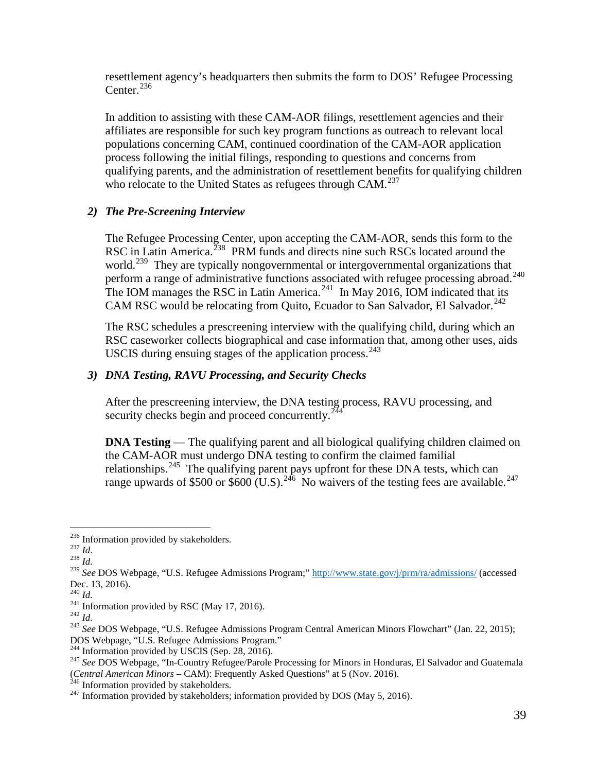resettlement agency's headquarters then submits the form to DOS' Refugee Processing Center.[236]

In addition to assisting with these CAM-AOR filings, resettlement agencies and their affiliates are responsible for such key program functions as outreach to relevant local populations concerning CAM, continued coordination of the CAM-AOR application process following the initial filings, responding to questions and concerns from qualifying parents, and the administration of resettlement benefits for qualifying children who relocate to the United States as refugees through CAM.[237]

### *2) The Pre-Screening Interview*

The Refugee Processing Center, upon accepting the CAM-AOR, sends this form to the RSC in Latin America.[238] PRM funds and directs nine such RSCs located around the world.[239] They are typically nongovernmental or intergovernmental organizations that perform a range of administrative functions associated with refugee processing abroad.[240] The IOM manages the RSC in Latin America.[241] In May 2016, IOM indicated that its CAM RSC would be relocating from Quito, Ecuador to San Salvador, El Salvador.[242]

The RSC schedules a prescreening interview with the qualifying child, during which an RSC caseworker collects biographical and case information that, among other uses, aids USCIS during ensuing stages of the application process.[243]

### *3) DNA Testing, RAVU Processing, and Security Checks*

After the prescreening interview, the DNA testing process, RAVU processing, and security checks begin and proceed concurrently.[244]

**DNA Testing** — The qualifying parent and all biological qualifying children claimed on the CAM-AOR must undergo DNA testing to confirm the claimed familial relationships.[245] The qualifying parent pays upfront for these DNA tests, which can range upwards of $500 or $600 (U.S).[246] No waivers of the testing fees are available.[247]

---

[236] Information provided by stakeholders.

[237] *Id*.

[238] *Id.*

[239] *See* DOS Webpage, "U.S. Refugee Admissions Program;" http://www.state.gov/j/prm/ra/admissions/ (accessed Dec. 13, 2016).

[240] *Id.*

[241] Information provided by RSC (May 17, 2016).

[242] *Id.*

[243] *See* DOS Webpage, "U.S. Refugee Admissions Program Central American Minors Flowchart" (Jan. 22, 2015); DOS Webpage, "U.S. Refugee Admissions Program."

[244] Information provided by USCIS (Sep. 28, 2016).

[245] *See* DOS Webpage, "In-Country Refugee/Parole Processing for Minors in Honduras, El Salvador and Guatemala (*Central American Minors* – CAM): Frequently Asked Questions" at 5 (Nov. 2016).

[246] Information provided by stakeholders.

[247] Information provided by stakeholders; information provided by DOS (May 5, 2016).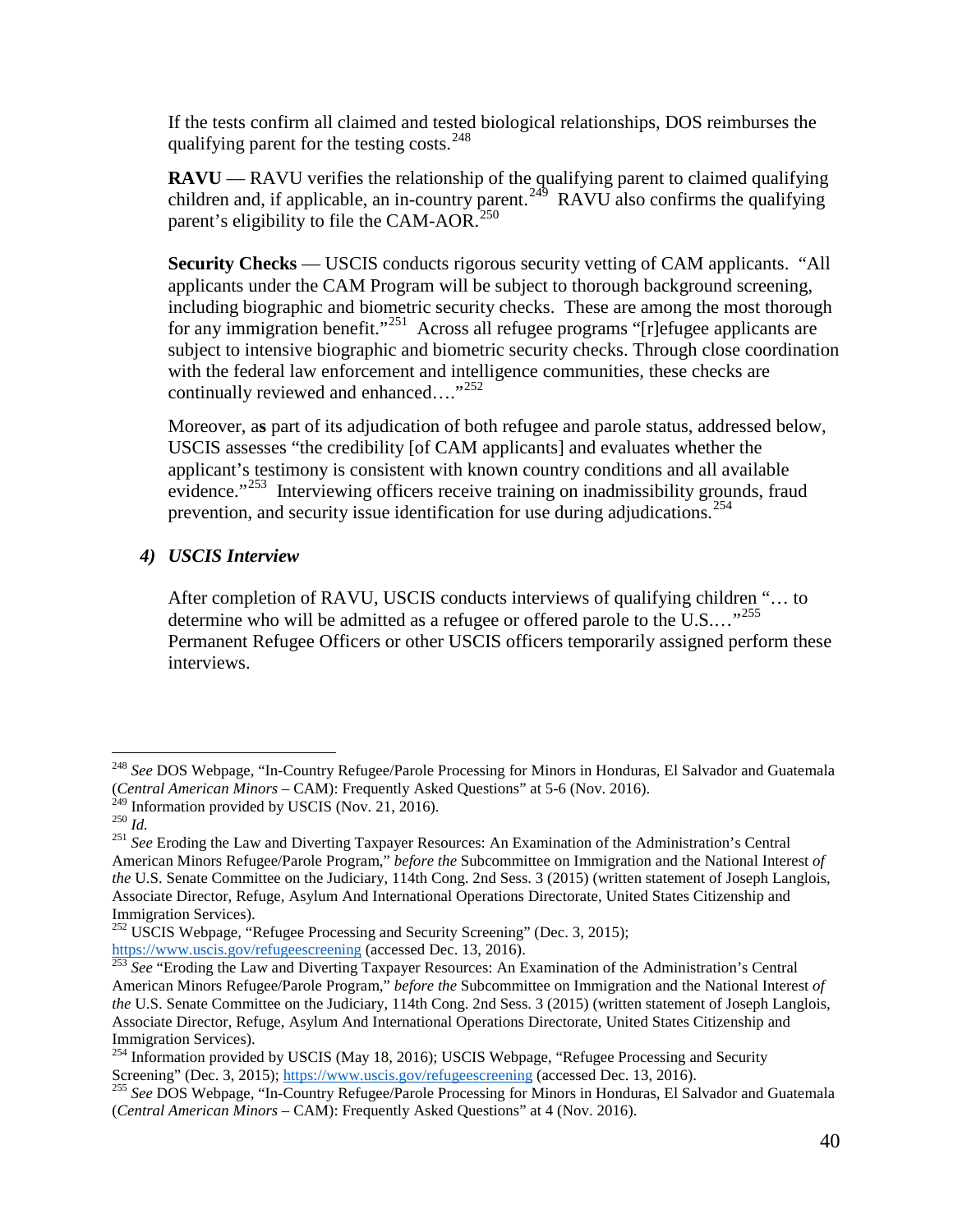If the tests confirm all claimed and tested biological relationships, DOS reimburses the qualifying parent for the testing costs.[248]

**RAVU** — RAVU verifies the relationship of the qualifying parent to claimed qualifying children and, if applicable, an in-country parent.[249] RAVU also confirms the qualifying parent's eligibility to file the CAM-AOR.[250]

**Security Checks** — USCIS conducts rigorous security vetting of CAM applicants. "All applicants under the CAM Program will be subject to thorough background screening, including biographic and biometric security checks. These are among the most thorough for any immigration benefit."[251] Across all refugee programs "[r]efugee applicants are subject to intensive biographic and biometric security checks. Through close coordination with the federal law enforcement and intelligence communities, these checks are continually reviewed and enhanced…."[252]

Moreover, a**s** part of its adjudication of both refugee and parole status, addressed below, USCIS assesses "the credibility [of CAM applicants] and evaluates whether the applicant's testimony is consistent with known country conditions and all available evidence."[253] Interviewing officers receive training on inadmissibility grounds, fraud prevention, and security issue identification for use during adjudications.[254]

#### *4) USCIS Interview*

After completion of RAVU, USCIS conducts interviews of qualifying children "… to determine who will be admitted as a refugee or offered parole to the U.S.…"[255] Permanent Refugee Officers or other USCIS officers temporarily assigned perform these interviews.

---

[248] *See* DOS Webpage, "In-Country Refugee/Parole Processing for Minors in Honduras, El Salvador and Guatemala (*Central American Minors* – CAM): Frequently Asked Questions" at 5-6 (Nov. 2016).

[249] Information provided by USCIS (Nov. 21, 2016).

[250] *Id.*

[251] *See* Eroding the Law and Diverting Taxpayer Resources: An Examination of the Administration's Central American Minors Refugee/Parole Program," *before the* Subcommittee on Immigration and the National Interest *of the* U.S. Senate Committee on the Judiciary, 114th Cong. 2nd Sess. 3 (2015) (written statement of Joseph Langlois, Associate Director, Refuge, Asylum And International Operations Directorate, United States Citizenship and Immigration Services).

[252] USCIS Webpage, "Refugee Processing and Security Screening" (Dec. 3, 2015); https://www.uscis.gov/refugeescreening (accessed Dec. 13, 2016).

[253] *See* "Eroding the Law and Diverting Taxpayer Resources: An Examination of the Administration's Central American Minors Refugee/Parole Program," *before the* Subcommittee on Immigration and the National Interest *of the* U.S. Senate Committee on the Judiciary, 114th Cong. 2nd Sess. 3 (2015) (written statement of Joseph Langlois, Associate Director, Refuge, Asylum And International Operations Directorate, United States Citizenship and Immigration Services).

[254] Information provided by USCIS (May 18, 2016); USCIS Webpage, "Refugee Processing and Security Screening" (Dec. 3, 2015); https://www.uscis.gov/refugeescreening (accessed Dec. 13, 2016).

[255] *See* DOS Webpage, "In-Country Refugee/Parole Processing for Minors in Honduras, El Salvador and Guatemala (*Central American Minors* – CAM): Frequently Asked Questions" at 4 (Nov. 2016).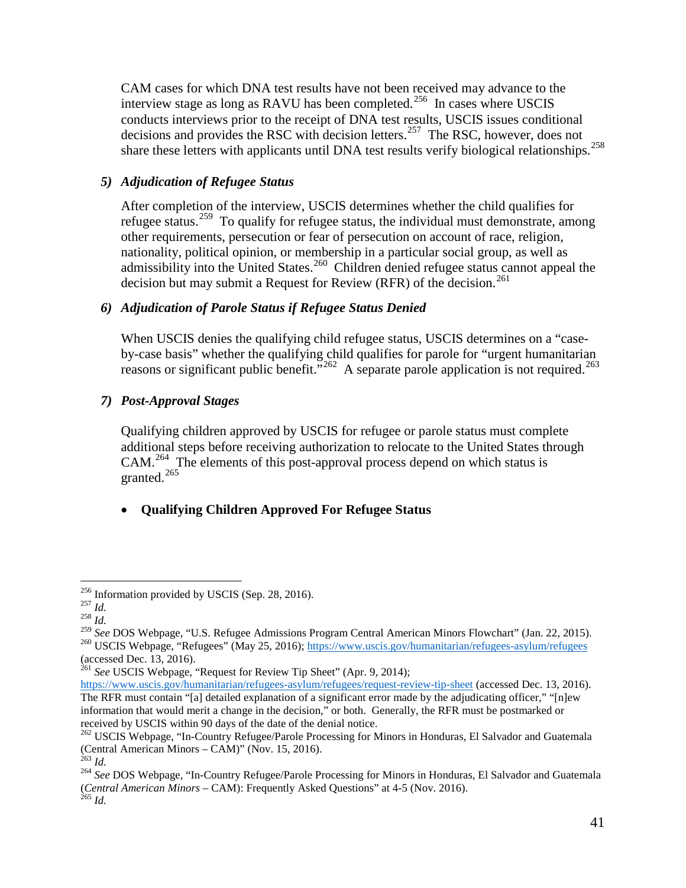CAM cases for which DNA test results have not been received may advance to the interview stage as long as RAVU has been completed.[256] In cases where USCIS conducts interviews prior to the receipt of DNA test results, USCIS issues conditional decisions and provides the RSC with decision letters.[257] The RSC, however, does not share these letters with applicants until DNA test results verify biological relationships.[258]

### *5) Adjudication of Refugee Status*

After completion of the interview, USCIS determines whether the child qualifies for refugee status.[259] To qualify for refugee status, the individual must demonstrate, among other requirements, persecution or fear of persecution on account of race, religion, nationality, political opinion, or membership in a particular social group, as well as admissibility into the United States.[260] Children denied refugee status cannot appeal the decision but may submit a Request for Review (RFR) of the decision.[261]

### *6) Adjudication of Parole Status if Refugee Status Denied*

When USCIS denies the qualifying child refugee status, USCIS determines on a "case-by-case basis" whether the qualifying child qualifies for parole for "urgent humanitarian reasons or significant public benefit."[262] A separate parole application is not required.[263]

### *7) Post-Approval Stages*

Qualifying children approved by USCIS for refugee or parole status must complete additional steps before receiving authorization to relocate to the United States through CAM.[264] The elements of this post-approval process depend on which status is granted.[265]

- **Qualifying Children Approved For Refugee Status**

---

[256] Information provided by USCIS (Sep. 28, 2016).

[257] *Id.*

[258] *Id.*

[259] *See* DOS Webpage, "U.S. Refugee Admissions Program Central American Minors Flowchart" (Jan. 22, 2015).

[260] USCIS Webpage, "Refugees" (May 25, 2016); https://www.uscis.gov/humanitarian/refugees-asylum/refugees (accessed Dec. 13, 2016).

[261] *See* USCIS Webpage, "Request for Review Tip Sheet" (Apr. 9, 2014); https://www.uscis.gov/humanitarian/refugees-asylum/refugees/request-review-tip-sheet (accessed Dec. 13, 2016). The RFR must contain "[a] detailed explanation of a significant error made by the adjudicating officer," "[n]ew information that would merit a change in the decision," or both. Generally, the RFR must be postmarked or received by USCIS within 90 days of the date of the denial notice.

[262] USCIS Webpage, "In-Country Refugee/Parole Processing for Minors in Honduras, El Salvador and Guatemala (Central American Minors – CAM)" (Nov. 15, 2016).

[263] *Id.*

[264] *See* DOS Webpage, "In-Country Refugee/Parole Processing for Minors in Honduras, El Salvador and Guatemala (*Central American Minors* – CAM): Frequently Asked Questions" at 4-5 (Nov. 2016).

[265] *Id.*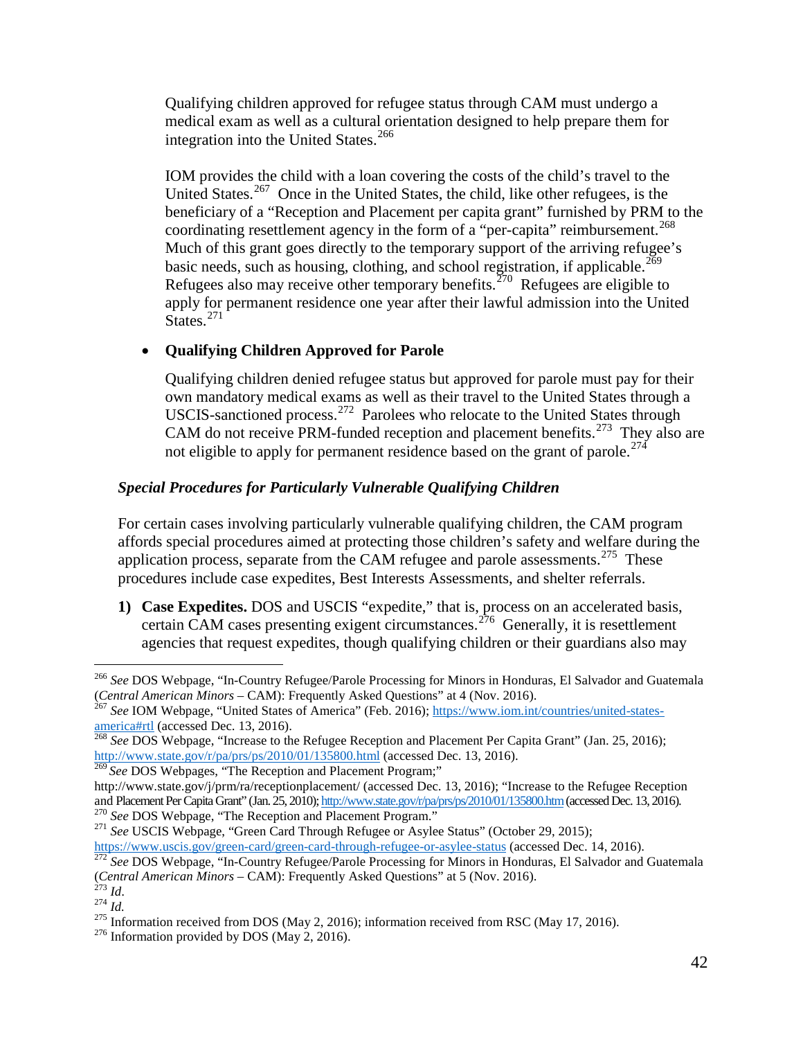Qualifying children approved for refugee status through CAM must undergo a medical exam as well as a cultural orientation designed to help prepare them for integration into the United States.[266]

IOM provides the child with a loan covering the costs of the child's travel to the United States.[267] Once in the United States, the child, like other refugees, is the beneficiary of a "Reception and Placement per capita grant" furnished by PRM to the coordinating resettlement agency in the form of a "per-capita" reimbursement.[268] Much of this grant goes directly to the temporary support of the arriving refugee's basic needs, such as housing, clothing, and school registration, if applicable.[269] Refugees also may receive other temporary benefits.[270] Refugees are eligible to apply for permanent residence one year after their lawful admission into the United States.[271]

- **Qualifying Children Approved for Parole**

  Qualifying children denied refugee status but approved for parole must pay for their own mandatory medical exams as well as their travel to the United States through a USCIS-sanctioned process.[272] Parolees who relocate to the United States through CAM do not receive PRM-funded reception and placement benefits.[273] They also are not eligible to apply for permanent residence based on the grant of parole.[274]

***Special Procedures for Particularly Vulnerable Qualifying Children***

For certain cases involving particularly vulnerable qualifying children, the CAM program affords special procedures aimed at protecting those children's safety and welfare during the application process, separate from the CAM refugee and parole assessments.[275] These procedures include case expedites, Best Interests Assessments, and shelter referrals.

1) **Case Expedites.** DOS and USCIS "expedite," that is, process on an accelerated basis, certain CAM cases presenting exigent circumstances.[276] Generally, it is resettlement agencies that request expedites, though qualifying children or their guardians also may

---

[266] *See* DOS Webpage, "In-Country Refugee/Parole Processing for Minors in Honduras, El Salvador and Guatemala (*Central American Minors* – CAM): Frequently Asked Questions" at 4 (Nov. 2016).

[267] *See* IOM Webpage, "United States of America" (Feb. 2016); https://www.iom.int/countries/united-states-america#rtl (accessed Dec. 13, 2016).

[268] *See* DOS Webpage, "Increase to the Refugee Reception and Placement Per Capita Grant" (Jan. 25, 2016); http://www.state.gov/r/pa/prs/ps/2010/01/135800.html (accessed Dec. 13, 2016).

[269] *See* DOS Webpages, "The Reception and Placement Program;" http://www.state.gov/j/prm/ra/receptionplacement/ (accessed Dec. 13, 2016); "Increase to the Refugee Reception and Placement Per Capita Grant" (Jan. 25, 2010); http://www.state.gov/r/pa/prs/ps/2010/01/135800.htm (accessed Dec. 13, 2016).

[270] *See* DOS Webpage, "The Reception and Placement Program."

[271] *See* USCIS Webpage, "Green Card Through Refugee or Asylee Status" (October 29, 2015); https://www.uscis.gov/green-card/green-card-through-refugee-or-asylee-status (accessed Dec. 14, 2016).

[272] *See* DOS Webpage, "In-Country Refugee/Parole Processing for Minors in Honduras, El Salvador and Guatemala (*Central American Minors* – CAM): Frequently Asked Questions" at 5 (Nov. 2016).

[273] *Id.*

[274] *Id.*

[275] Information received from DOS (May 2, 2016); information received from RSC (May 17, 2016).

[276] Information provided by DOS (May 2, 2016).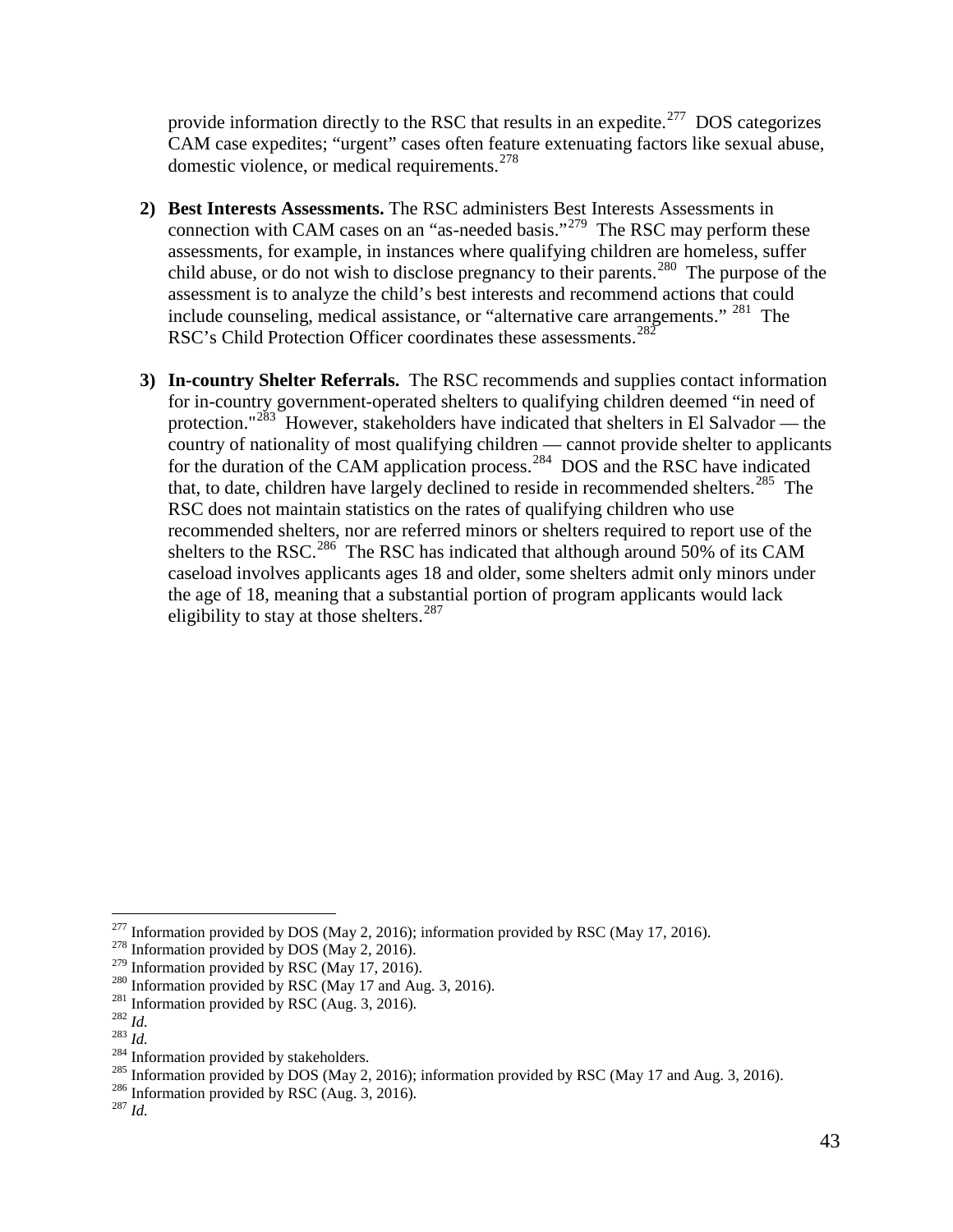provide information directly to the RSC that results in an expedite.[277] DOS categorizes CAM case expedites; "urgent" cases often feature extenuating factors like sexual abuse, domestic violence, or medical requirements.[278]

2) **Best Interests Assessments.** The RSC administers Best Interests Assessments in connection with CAM cases on an "as-needed basis."[279] The RSC may perform these assessments, for example, in instances where qualifying children are homeless, suffer child abuse, or do not wish to disclose pregnancy to their parents.[280] The purpose of the assessment is to analyze the child's best interests and recommend actions that could include counseling, medical assistance, or "alternative care arrangements." [281] The RSC's Child Protection Officer coordinates these assessments.[282]

3) **In-country Shelter Referrals.** The RSC recommends and supplies contact information for in-country government-operated shelters to qualifying children deemed "in need of protection."[283] However, stakeholders have indicated that shelters in El Salvador — the country of nationality of most qualifying children — cannot provide shelter to applicants for the duration of the CAM application process.[284] DOS and the RSC have indicated that, to date, children have largely declined to reside in recommended shelters.[285] The RSC does not maintain statistics on the rates of qualifying children who use recommended shelters, nor are referred minors or shelters required to report use of the shelters to the RSC.[286] The RSC has indicated that although around 50% of its CAM caseload involves applicants ages 18 and older, some shelters admit only minors under the age of 18, meaning that a substantial portion of program applicants would lack eligibility to stay at those shelters.[287]

---

[277] Information provided by DOS (May 2, 2016); information provided by RSC (May 17, 2016).
[278] Information provided by DOS (May 2, 2016).
[279] Information provided by RSC (May 17, 2016).
[280] Information provided by RSC (May 17 and Aug. 3, 2016).
[281] Information provided by RSC (Aug. 3, 2016).
[282] *Id.*
[283] *Id.*
[284] Information provided by stakeholders.
[285] Information provided by DOS (May 2, 2016); information provided by RSC (May 17 and Aug. 3, 2016).
[286] Information provided by RSC (Aug. 3, 2016).
[287] *Id.*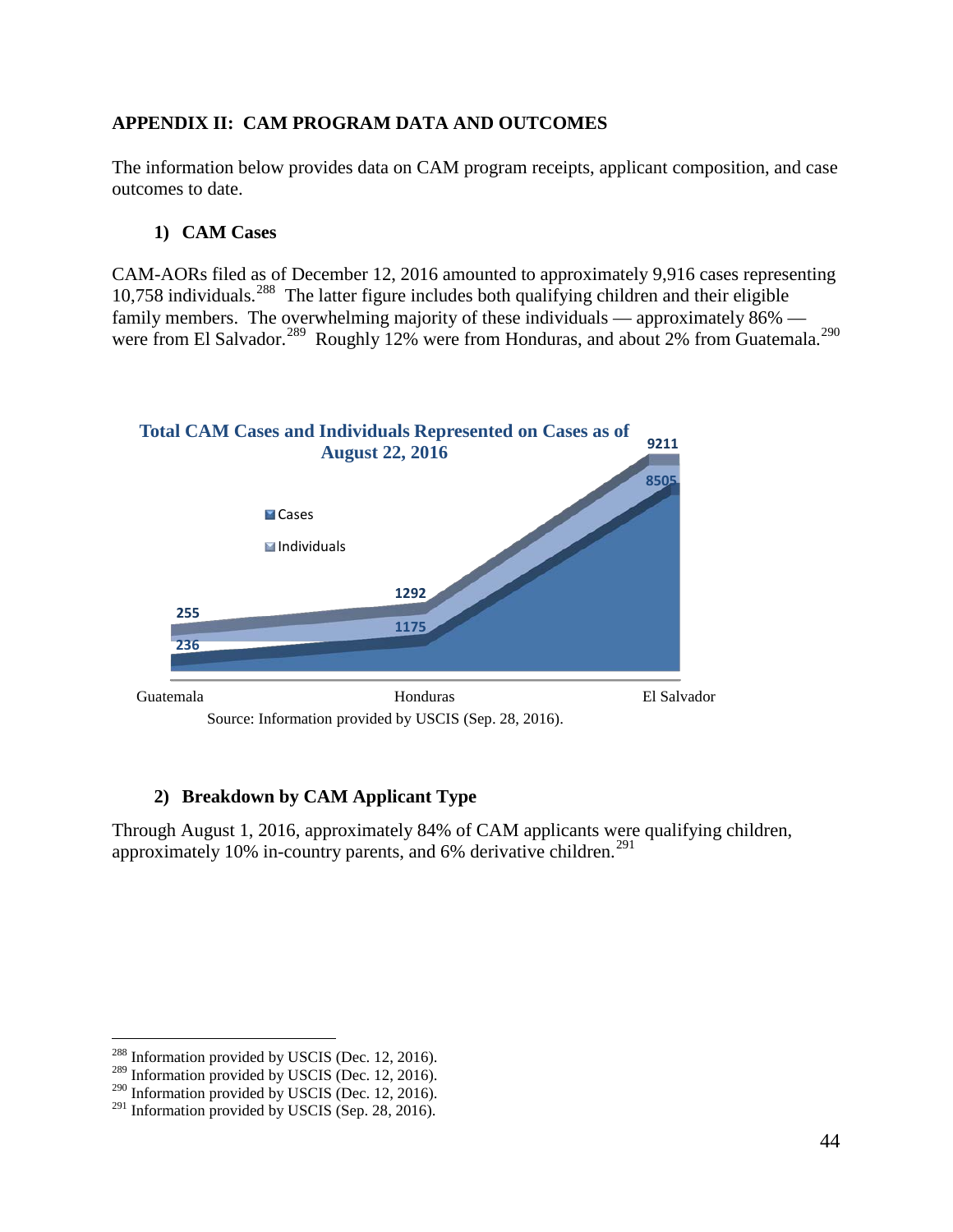## APPENDIX II: CAM PROGRAM DATA AND OUTCOMES

The information below provides data on CAM program receipts, applicant composition, and case outcomes to date.

### 1) CAM Cases

CAM-AORs filed as of December 12, 2016 amounted to approximately 9,916 cases representing 10,758 individuals.[288] The latter figure includes both qualifying children and their eligible family members. The overwhelming majority of these individuals — approximately 86% — were from El Salvador.[289] Roughly 12% were from Honduras, and about 2% from Guatemala.[290]

**Total CAM Cases and Individuals Represented on Cases as of August 22, 2016**

| | Guatemala | Honduras | El Salvador |
|---|---|---|---|
| Cases | 236 | 1175 | 8505 |
| Individuals | 255 | 1292 | 9211 |

Source: Information provided by USCIS (Sep. 28, 2016).

### 2) Breakdown by CAM Applicant Type

Through August 1, 2016, approximately 84% of CAM applicants were qualifying children, approximately 10% in-country parents, and 6% derivative children.[291]

---

[288] Information provided by USCIS (Dec. 12, 2016).
[289] Information provided by USCIS (Dec. 12, 2016).
[290] Information provided by USCIS (Dec. 12, 2016).
[291] Information provided by USCIS (Sep. 28, 2016).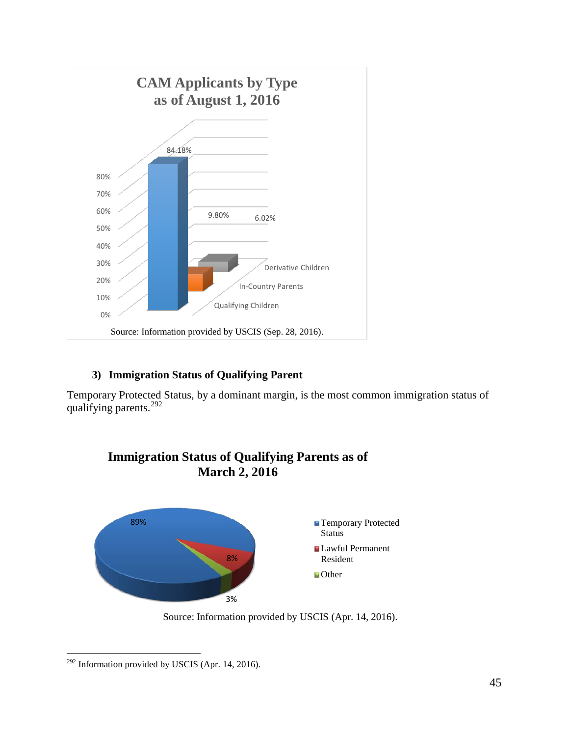**CAM Applicants by Type as of August 1, 2016**

| Type | Percentage |
|---|---|
| Qualifying Children | 84.18% |
| In-Country Parents | 9.80% |
| Derivative Children | 6.02% |

Source: Information provided by USCIS (Sep. 28, 2016).

### 3) Immigration Status of Qualifying Parent

Temporary Protected Status, by a dominant margin, is the most common immigration status of qualifying parents.[292]

**Immigration Status of Qualifying Parents as of March 2, 2016**

| Status | Percentage |
|---|---|
| Temporary Protected Status | 89% |
| Lawful Permanent Resident | 8% |
| Other | 3% |

Source: Information provided by USCIS (Apr. 14, 2016).

---

[292] Information provided by USCIS (Apr. 14, 2016).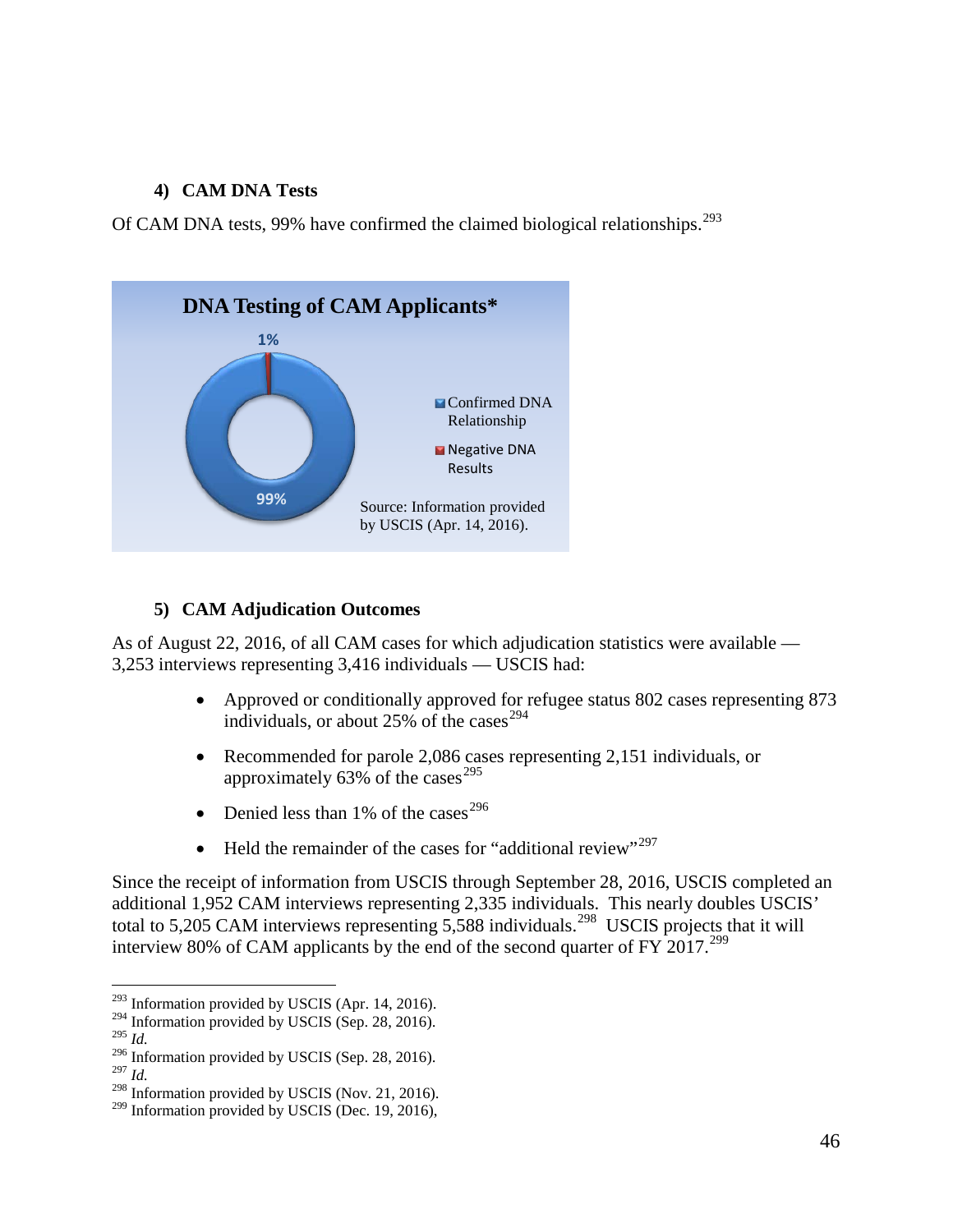#### 4) CAM DNA Tests

Of CAM DNA tests, 99% have confirmed the claimed biological relationships.[293]

**DNA Testing of CAM Applicants***

1%

99%

Confirmed DNA Relationship

Negative DNA Results

Source: Information provided by USCIS (Apr. 14, 2016).

#### 5) CAM Adjudication Outcomes

As of August 22, 2016, of all CAM cases for which adjudication statistics were available — 3,253 interviews representing 3,416 individuals — USCIS had:

- Approved or conditionally approved for refugee status 802 cases representing 873 individuals, or about 25% of the cases[294]
- Recommended for parole 2,086 cases representing 2,151 individuals, or approximately 63% of the cases[295]
- Denied less than 1% of the cases[296]
- Held the remainder of the cases for "additional review"[297]

Since the receipt of information from USCIS through September 28, 2016, USCIS completed an additional 1,952 CAM interviews representing 2,335 individuals. This nearly doubles USCIS' total to 5,205 CAM interviews representing 5,588 individuals.[298] USCIS projects that it will interview 80% of CAM applicants by the end of the second quarter of FY 2017.[299]

---

[293] Information provided by USCIS (Apr. 14, 2016).
[294] Information provided by USCIS (Sep. 28, 2016).
[295] *Id.*
[296] Information provided by USCIS (Sep. 28, 2016).
[297] *Id.*
[298] Information provided by USCIS (Nov. 21, 2016).
[299] Information provided by USCIS (Dec. 19, 2016),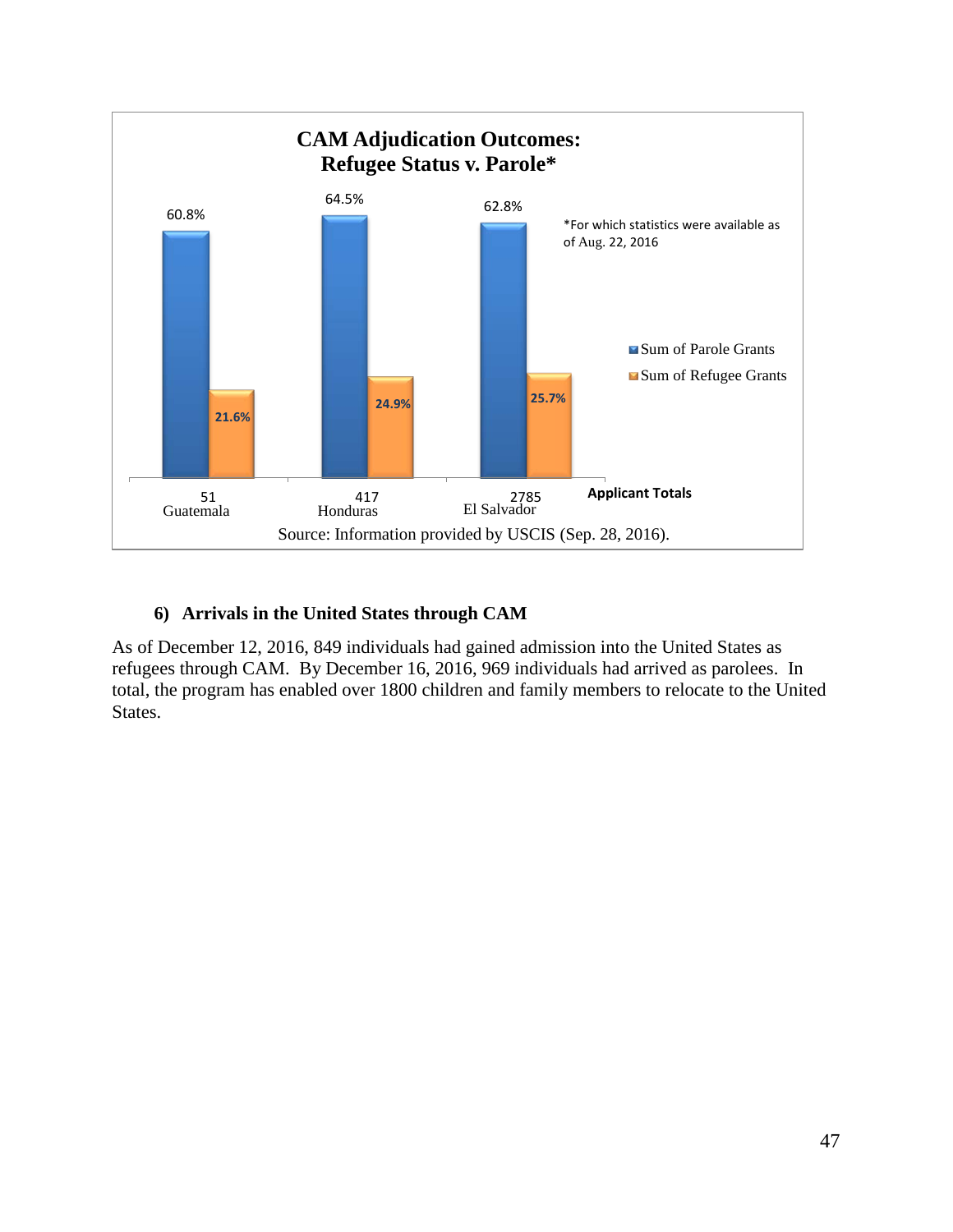**CAM Adjudication Outcomes: Refugee Status v. Parole***

| Applicant Totals | Sum of Parole Grants | Sum of Refugee Grants |
|---|---|---|
| 51 Guatemala | 60.8% | 21.6% |
| 417 Honduras | 64.5% | 24.9% |
| 2785 El Salvador | 62.8% | 25.7% |

*For which statistics were available as of Aug. 22, 2016

Source: Information provided by USCIS (Sep. 28, 2016).

### 6) Arrivals in the United States through CAM

As of December 12, 2016, 849 individuals had gained admission into the United States as refugees through CAM. By December 16, 2016, 969 individuals had arrived as parolees. In total, the program has enabled over 1800 children and family members to relocate to the United States.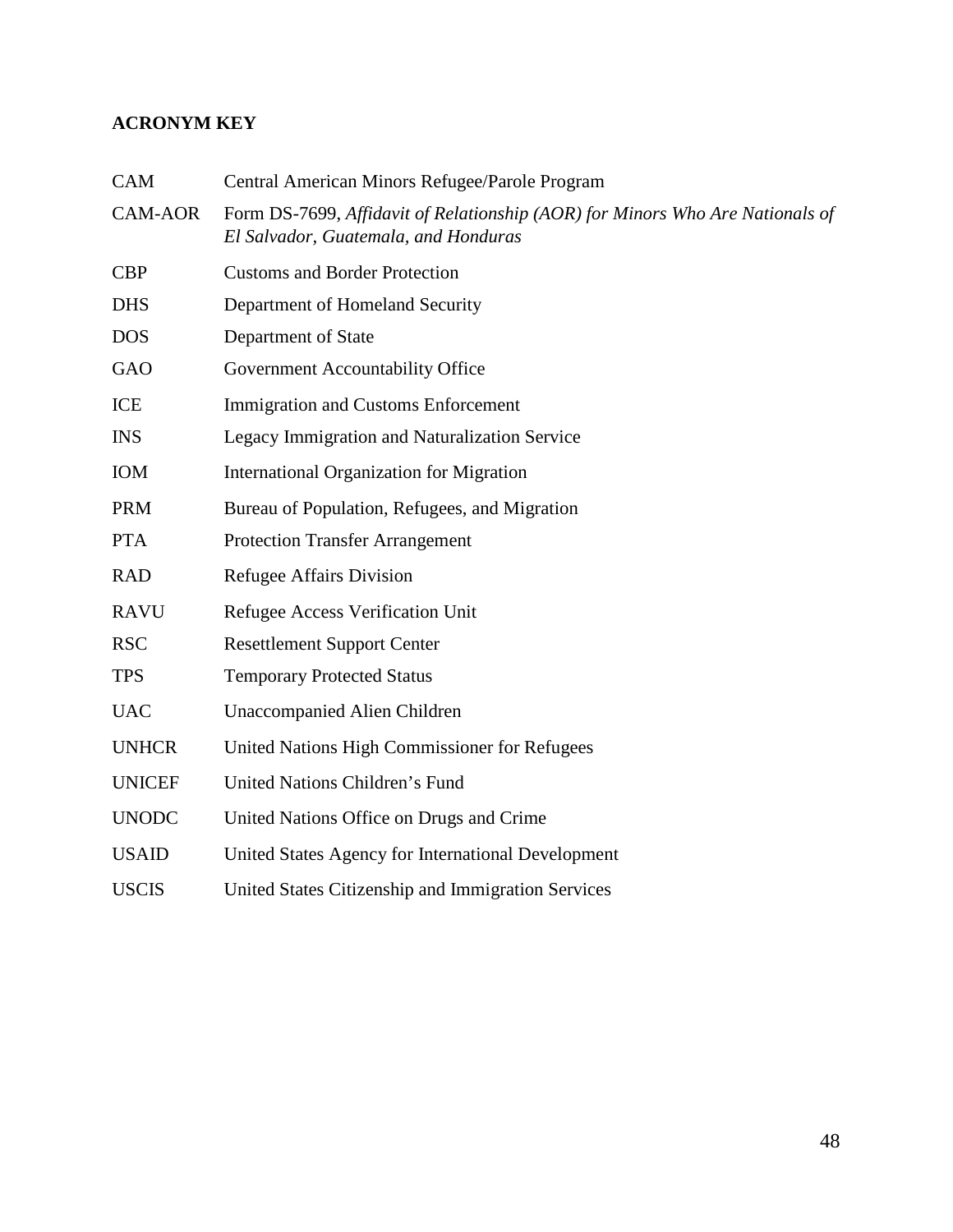**ACRONYM KEY**

| | |
|---|---|
| CAM | Central American Minors Refugee/Parole Program |
| CAM-AOR | Form DS-7699, *Affidavit of Relationship (AOR) for Minors Who Are Nationals of El Salvador, Guatemala, and Honduras* |
| CBP | Customs and Border Protection |
| DHS | Department of Homeland Security |
| DOS | Department of State |
| GAO | Government Accountability Office |
| ICE | Immigration and Customs Enforcement |
| INS | Legacy Immigration and Naturalization Service |
| IOM | International Organization for Migration |
| PRM | Bureau of Population, Refugees, and Migration |
| PTA | Protection Transfer Arrangement |
| RAD | Refugee Affairs Division |
| RAVU | Refugee Access Verification Unit |
| RSC | Resettlement Support Center |
| TPS | Temporary Protected Status |
| UAC | Unaccompanied Alien Children |
| UNHCR | United Nations High Commissioner for Refugees |
| UNICEF | United Nations Children's Fund |
| UNODC | United Nations Office on Drugs and Crime |
| USAID | United States Agency for International Development |
| USCIS | United States Citizenship and Immigration Services |